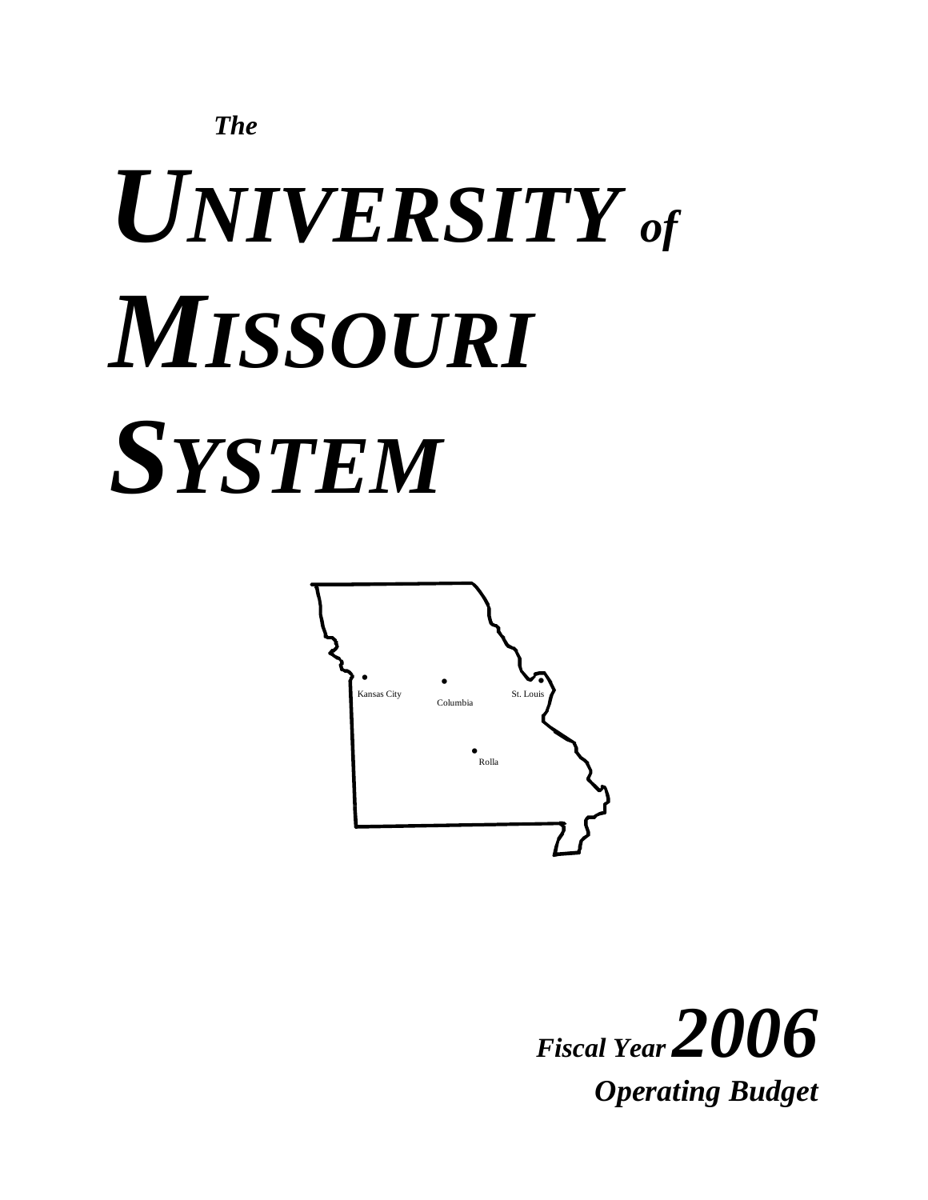*The*

# *UNIVERSITY of MISSOURI SYSTEM*

Kansas City

Columbia

St. Louis

Rolla

***Fiscal Year 2006***

***Operating Budget***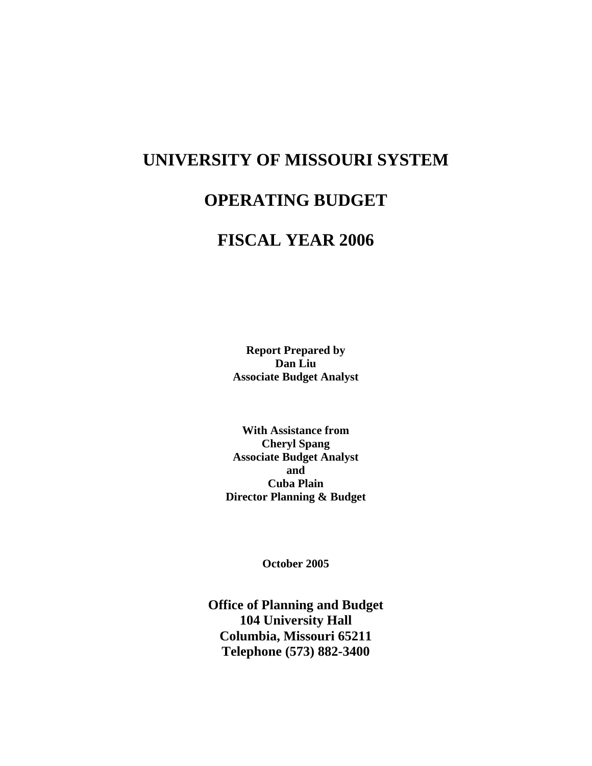# UNIVERSITY OF MISSOURI SYSTEM

# OPERATING BUDGET

# FISCAL YEAR 2006

**Report Prepared by**
**Dan Liu**
**Associate Budget Analyst**

**With Assistance from**
**Cheryl Spang**
**Associate Budget Analyst**
**and**
**Cuba Plain**
**Director Planning & Budget**

**October 2005**

**Office of Planning and Budget**
**104 University Hall**
**Columbia, Missouri 65211**
**Telephone (573) 882-3400**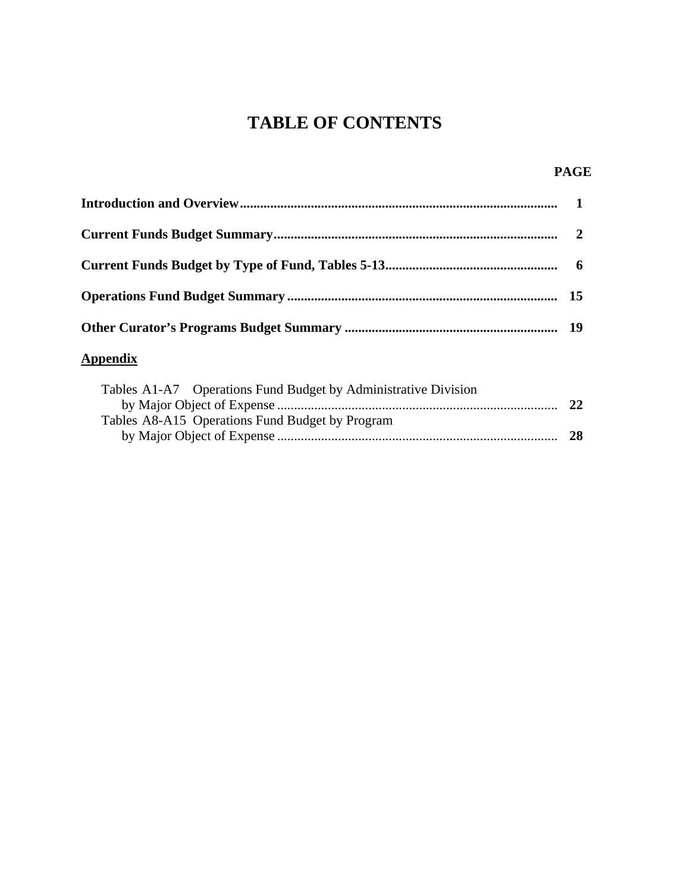# TABLE OF CONTENTS

| | PAGE |
|---|---|
| **Introduction and Overview** | **1** |
| **Current Funds Budget Summary** | **2** |
| **Current Funds Budget by Type of Fund, Tables 5-13** | **6** |
| **Operations Fund Budget Summary** | **15** |
| **Other Curator's Programs Budget Summary** | **19** |

**<u>Appendix</u>**

| | |
|---|---|
| Tables A1-A7 Operations Fund Budget by Administrative Division by Major Object of Expense | **22** |
| Tables A8-A15 Operations Fund Budget by Program by Major Object of Expense | **28** |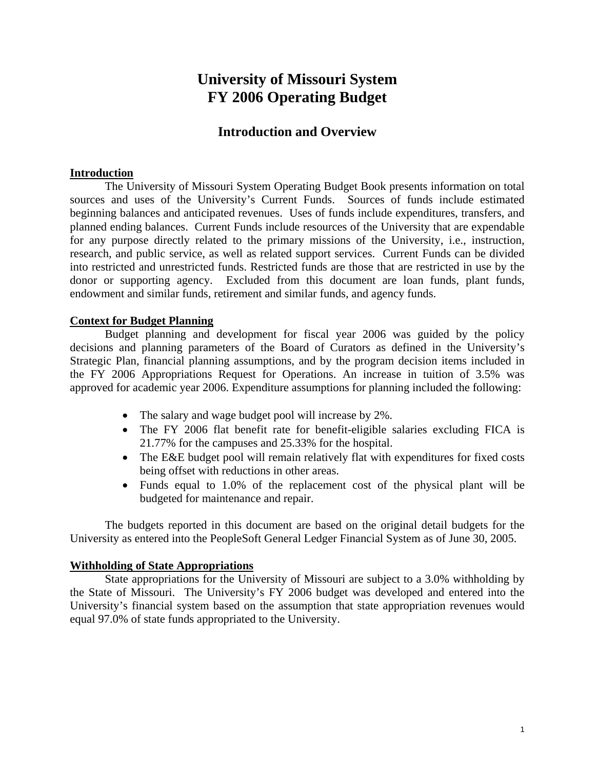# University of Missouri System
# FY 2006 Operating Budget

## Introduction and Overview

**Introduction**

The University of Missouri System Operating Budget Book presents information on total sources and uses of the University's Current Funds. Sources of funds include estimated beginning balances and anticipated revenues. Uses of funds include expenditures, transfers, and planned ending balances. Current Funds include resources of the University that are expendable for any purpose directly related to the primary missions of the University, i.e., instruction, research, and public service, as well as related support services. Current Funds can be divided into restricted and unrestricted funds. Restricted funds are those that are restricted in use by the donor or supporting agency. Excluded from this document are loan funds, plant funds, endowment and similar funds, retirement and similar funds, and agency funds.

**Context for Budget Planning**

Budget planning and development for fiscal year 2006 was guided by the policy decisions and planning parameters of the Board of Curators as defined in the University's Strategic Plan, financial planning assumptions, and by the program decision items included in the FY 2006 Appropriations Request for Operations. An increase in tuition of 3.5% was approved for academic year 2006. Expenditure assumptions for planning included the following:

- The salary and wage budget pool will increase by 2%.
- The FY 2006 flat benefit rate for benefit-eligible salaries excluding FICA is 21.77% for the campuses and 25.33% for the hospital.
- The E&E budget pool will remain relatively flat with expenditures for fixed costs being offset with reductions in other areas.
- Funds equal to 1.0% of the replacement cost of the physical plant will be budgeted for maintenance and repair.

The budgets reported in this document are based on the original detail budgets for the University as entered into the PeopleSoft General Ledger Financial System as of June 30, 2005.

**Withholding of State Appropriations**

State appropriations for the University of Missouri are subject to a 3.0% withholding by the State of Missouri. The University's FY 2006 budget was developed and entered into the University's financial system based on the assumption that state appropriation revenues would equal 97.0% of state funds appropriated to the University.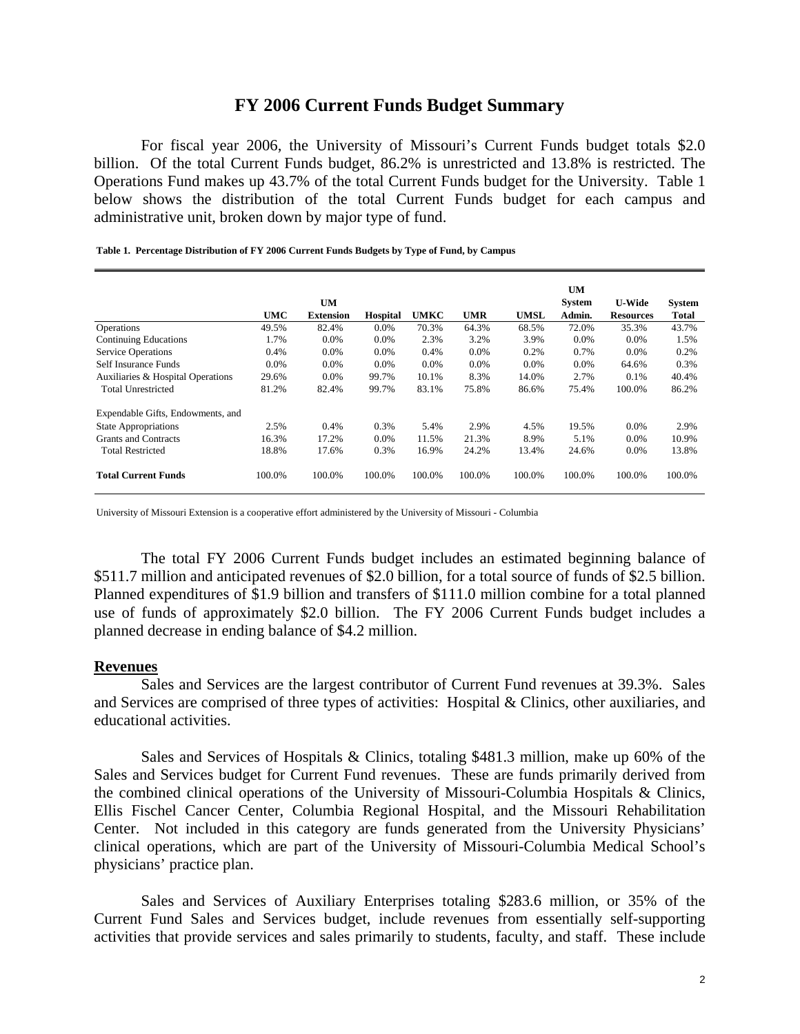# FY 2006 Current Funds Budget Summary

For fiscal year 2006, the University of Missouri's Current Funds budget totals $2.0 billion. Of the total Current Funds budget, 86.2% is unrestricted and 13.8% is restricted. The Operations Fund makes up 43.7% of the total Current Funds budget for the University. Table 1 below shows the distribution of the total Current Funds budget for each campus and administrative unit, broken down by major type of fund.

**Table 1. Percentage Distribution of FY 2006 Current Funds Budgets by Type of Fund, by Campus**

| | UMC | UM Extension | Hospital | UMKC | UMR | UMSL | UM System Admin. | U-Wide Resources | System Total |
|---|---|---|---|---|---|---|---|---|---|
| Operations | 49.5% | 82.4% | 0.0% | 70.3% | 64.3% | 68.5% | 72.0% | 35.3% | 43.7% |
| Continuing Educations | 1.7% | 0.0% | 0.0% | 2.3% | 3.2% | 3.9% | 0.0% | 0.0% | 1.5% |
| Service Operations | 0.4% | 0.0% | 0.0% | 0.4% | 0.0% | 0.2% | 0.7% | 0.0% | 0.2% |
| Self Insurance Funds | 0.0% | 0.0% | 0.0% | 0.0% | 0.0% | 0.0% | 0.0% | 64.6% | 0.3% |
| Auxiliaries & Hospital Operations | 29.6% | 0.0% | 99.7% | 10.1% | 8.3% | 14.0% | 2.7% | 0.1% | 40.4% |
| Total Unrestricted | 81.2% | 82.4% | 99.7% | 83.1% | 75.8% | 86.6% | 75.4% | 100.0% | 86.2% |
| Expendable Gifts, Endowments, and State Appropriations | 2.5% | 0.4% | 0.3% | 5.4% | 2.9% | 4.5% | 19.5% | 0.0% | 2.9% |
| Grants and Contracts | 16.3% | 17.2% | 0.0% | 11.5% | 21.3% | 8.9% | 5.1% | 0.0% | 10.9% |
| Total Restricted | 18.8% | 17.6% | 0.3% | 16.9% | 24.2% | 13.4% | 24.6% | 0.0% | 13.8% |
| **Total Current Funds** | 100.0% | 100.0% | 100.0% | 100.0% | 100.0% | 100.0% | 100.0% | 100.0% | 100.0% |

University of Missouri Extension is a cooperative effort administered by the University of Missouri - Columbia

The total FY 2006 Current Funds budget includes an estimated beginning balance of $511.7 million and anticipated revenues of $2.0 billion, for a total source of funds of $2.5 billion. Planned expenditures of $1.9 billion and transfers of $111.0 million combine for a total planned use of funds of approximately $2.0 billion. The FY 2006 Current Funds budget includes a planned decrease in ending balance of $4.2 million.

## Revenues

Sales and Services are the largest contributor of Current Fund revenues at 39.3%. Sales and Services are comprised of three types of activities: Hospital & Clinics, other auxiliaries, and educational activities.

Sales and Services of Hospitals & Clinics, totaling $481.3 million, make up 60% of the Sales and Services budget for Current Fund revenues. These are funds primarily derived from the combined clinical operations of the University of Missouri-Columbia Hospitals & Clinics, Ellis Fischel Cancer Center, Columbia Regional Hospital, and the Missouri Rehabilitation Center. Not included in this category are funds generated from the University Physicians' clinical operations, which are part of the University of Missouri-Columbia Medical School's physicians' practice plan.

Sales and Services of Auxiliary Enterprises totaling $283.6 million, or 35% of the Current Fund Sales and Services budget, include revenues from essentially self-supporting activities that provide services and sales primarily to students, faculty, and staff. These include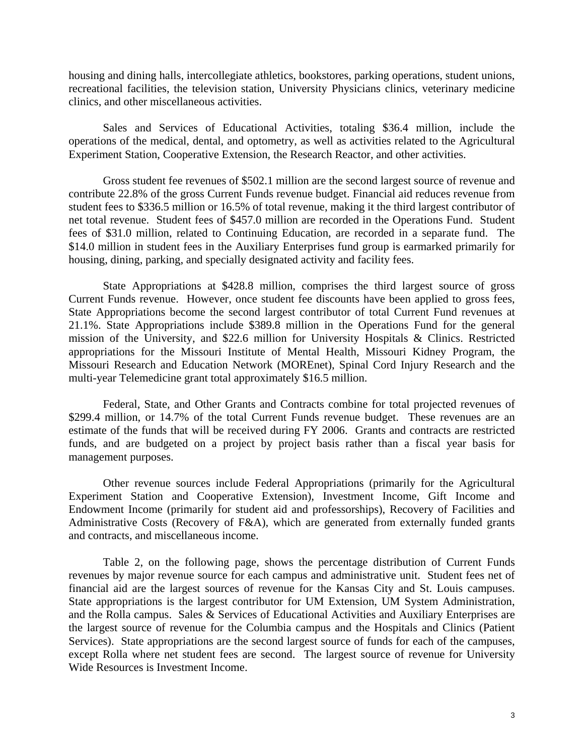housing and dining halls, intercollegiate athletics, bookstores, parking operations, student unions, recreational facilities, the television station, University Physicians clinics, veterinary medicine clinics, and other miscellaneous activities.

Sales and Services of Educational Activities, totaling $36.4 million, include the operations of the medical, dental, and optometry, as well as activities related to the Agricultural Experiment Station, Cooperative Extension, the Research Reactor, and other activities.

Gross student fee revenues of $502.1 million are the second largest source of revenue and contribute 22.8% of the gross Current Funds revenue budget. Financial aid reduces revenue from student fees to $336.5 million or 16.5% of total revenue, making it the third largest contributor of net total revenue. Student fees of $457.0 million are recorded in the Operations Fund. Student fees of $31.0 million, related to Continuing Education, are recorded in a separate fund. The $14.0 million in student fees in the Auxiliary Enterprises fund group is earmarked primarily for housing, dining, parking, and specially designated activity and facility fees.

State Appropriations at $428.8 million, comprises the third largest source of gross Current Funds revenue. However, once student fee discounts have been applied to gross fees, State Appropriations become the second largest contributor of total Current Fund revenues at 21.1%. State Appropriations include $389.8 million in the Operations Fund for the general mission of the University, and $22.6 million for University Hospitals & Clinics. Restricted appropriations for the Missouri Institute of Mental Health, Missouri Kidney Program, the Missouri Research and Education Network (MOREnet), Spinal Cord Injury Research and the multi-year Telemedicine grant total approximately $16.5 million.

Federal, State, and Other Grants and Contracts combine for total projected revenues of $299.4 million, or 14.7% of the total Current Funds revenue budget. These revenues are an estimate of the funds that will be received during FY 2006. Grants and contracts are restricted funds, and are budgeted on a project by project basis rather than a fiscal year basis for management purposes.

Other revenue sources include Federal Appropriations (primarily for the Agricultural Experiment Station and Cooperative Extension), Investment Income, Gift Income and Endowment Income (primarily for student aid and professorships), Recovery of Facilities and Administrative Costs (Recovery of F&A), which are generated from externally funded grants and contracts, and miscellaneous income.

Table 2, on the following page, shows the percentage distribution of Current Funds revenues by major revenue source for each campus and administrative unit. Student fees net of financial aid are the largest sources of revenue for the Kansas City and St. Louis campuses. State appropriations is the largest contributor for UM Extension, UM System Administration, and the Rolla campus. Sales & Services of Educational Activities and Auxiliary Enterprises are the largest source of revenue for the Columbia campus and the Hospitals and Clinics (Patient Services). State appropriations are the second largest source of funds for each of the campuses, except Rolla where net student fees are second. The largest source of revenue for University Wide Resources is Investment Income.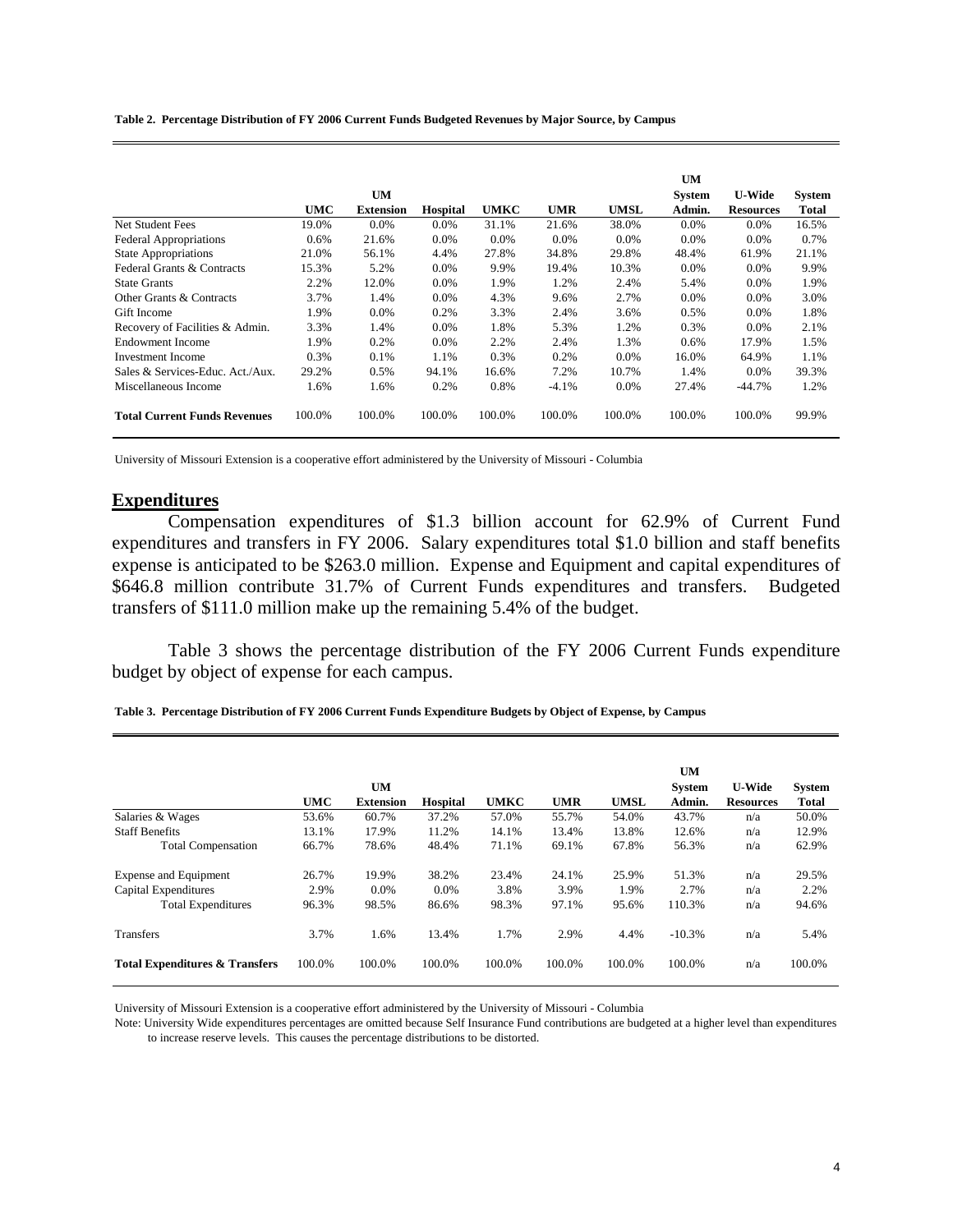**Table 2. Percentage Distribution of FY 2006 Current Funds Budgeted Revenues by Major Source, by Campus**

| | UMC | UM Extension | Hospital | UMKC | UMR | UMSL | UM System Admin. | U-Wide Resources | System Total |
|---|---|---|---|---|---|---|---|---|---|
| Net Student Fees | 19.0% | 0.0% | 0.0% | 31.1% | 21.6% | 38.0% | 0.0% | 0.0% | 16.5% |
| Federal Appropriations | 0.6% | 21.6% | 0.0% | 0.0% | 0.0% | 0.0% | 0.0% | 0.0% | 0.7% |
| State Appropriations | 21.0% | 56.1% | 4.4% | 27.8% | 34.8% | 29.8% | 48.4% | 61.9% | 21.1% |
| Federal Grants & Contracts | 15.3% | 5.2% | 0.0% | 9.9% | 19.4% | 10.3% | 0.0% | 0.0% | 9.9% |
| State Grants | 2.2% | 12.0% | 0.0% | 1.9% | 1.2% | 2.4% | 5.4% | 0.0% | 1.9% |
| Other Grants & Contracts | 3.7% | 1.4% | 0.0% | 4.3% | 9.6% | 2.7% | 0.0% | 0.0% | 3.0% |
| Gift Income | 1.9% | 0.0% | 0.2% | 3.3% | 2.4% | 3.6% | 0.5% | 0.0% | 1.8% |
| Recovery of Facilities & Admin. | 3.3% | 1.4% | 0.0% | 1.8% | 5.3% | 1.2% | 0.3% | 0.0% | 2.1% |
| Endowment Income | 1.9% | 0.2% | 0.0% | 2.2% | 2.4% | 1.3% | 0.6% | 17.9% | 1.5% |
| Investment Income | 0.3% | 0.1% | 1.1% | 0.3% | 0.2% | 0.0% | 16.0% | 64.9% | 1.1% |
| Sales & Services-Educ. Act./Aux. | 29.2% | 0.5% | 94.1% | 16.6% | 7.2% | 10.7% | 1.4% | 0.0% | 39.3% |
| Miscellaneous Income | 1.6% | 1.6% | 0.2% | 0.8% | -4.1% | 0.0% | 27.4% | -44.7% | 1.2% |
| **Total Current Funds Revenues** | 100.0% | 100.0% | 100.0% | 100.0% | 100.0% | 100.0% | 100.0% | 100.0% | 99.9% |

University of Missouri Extension is a cooperative effort administered by the University of Missouri - Columbia

## Expenditures

Compensation expenditures of $1.3 billion account for 62.9% of Current Fund expenditures and transfers in FY 2006. Salary expenditures total $1.0 billion and staff benefits expense is anticipated to be $263.0 million. Expense and Equipment and capital expenditures of $646.8 million contribute 31.7% of Current Funds expenditures and transfers. Budgeted transfers of $111.0 million make up the remaining 5.4% of the budget.

Table 3 shows the percentage distribution of the FY 2006 Current Funds expenditure budget by object of expense for each campus.

**Table 3. Percentage Distribution of FY 2006 Current Funds Expenditure Budgets by Object of Expense, by Campus**

| | UMC | UM Extension | Hospital | UMKC | UMR | UMSL | UM System Admin. | U-Wide Resources | System Total |
|---|---|---|---|---|---|---|---|---|---|
| Salaries & Wages | 53.6% | 60.7% | 37.2% | 57.0% | 55.7% | 54.0% | 43.7% | n/a | 50.0% |
| Staff Benefits | 13.1% | 17.9% | 11.2% | 14.1% | 13.4% | 13.8% | 12.6% | n/a | 12.9% |
| Total Compensation | 66.7% | 78.6% | 48.4% | 71.1% | 69.1% | 67.8% | 56.3% | n/a | 62.9% |
| Expense and Equipment | 26.7% | 19.9% | 38.2% | 23.4% | 24.1% | 25.9% | 51.3% | n/a | 29.5% |
| Capital Expenditures | 2.9% | 0.0% | 0.0% | 3.8% | 3.9% | 1.9% | 2.7% | n/a | 2.2% |
| Total Expenditures | 96.3% | 98.5% | 86.6% | 98.3% | 97.1% | 95.6% | 110.3% | n/a | 94.6% |
| Transfers | 3.7% | 1.6% | 13.4% | 1.7% | 2.9% | 4.4% | -10.3% | n/a | 5.4% |
| **Total Expenditures & Transfers** | 100.0% | 100.0% | 100.0% | 100.0% | 100.0% | 100.0% | 100.0% | n/a | 100.0% |

University of Missouri Extension is a cooperative effort administered by the University of Missouri - Columbia

Note: University Wide expenditures percentages are omitted because Self Insurance Fund contributions are budgeted at a higher level than expenditures to increase reserve levels. This causes the percentage distributions to be distorted.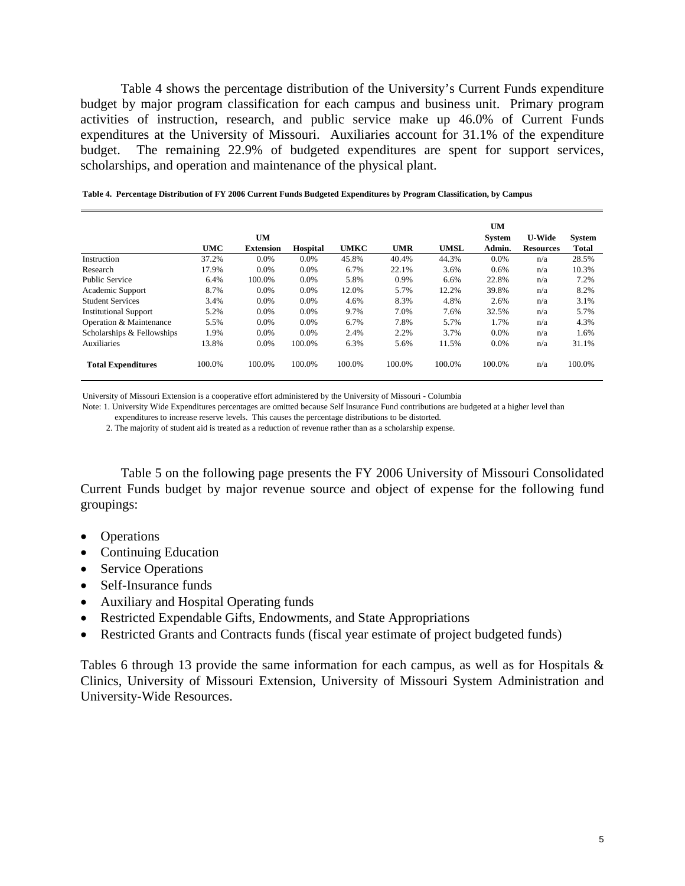Table 4 shows the percentage distribution of the University's Current Funds expenditure budget by major program classification for each campus and business unit. Primary program activities of instruction, research, and public service make up 46.0% of Current Funds expenditures at the University of Missouri. Auxiliaries account for 31.1% of the expenditure budget. The remaining 22.9% of budgeted expenditures are spent for support services, scholarships, and operation and maintenance of the physical plant.

**Table 4. Percentage Distribution of FY 2006 Current Funds Budgeted Expenditures by Program Classification, by Campus**

| | UMC | UM Extension | Hospital | UMKC | UMR | UMSL | UM System Admin. | U-Wide Resources | System Total |
|---|---|---|---|---|---|---|---|---|---|
| Instruction | 37.2% | 0.0% | 0.0% | 45.8% | 40.4% | 44.3% | 0.0% | n/a | 28.5% |
| Research | 17.9% | 0.0% | 0.0% | 6.7% | 22.1% | 3.6% | 0.6% | n/a | 10.3% |
| Public Service | 6.4% | 100.0% | 0.0% | 5.8% | 0.9% | 6.6% | 22.8% | n/a | 7.2% |
| Academic Support | 8.7% | 0.0% | 0.0% | 12.0% | 5.7% | 12.2% | 39.8% | n/a | 8.2% |
| Student Services | 3.4% | 0.0% | 0.0% | 4.6% | 8.3% | 4.8% | 2.6% | n/a | 3.1% |
| Institutional Support | 5.2% | 0.0% | 0.0% | 9.7% | 7.0% | 7.6% | 32.5% | n/a | 5.7% |
| Operation & Maintenance | 5.5% | 0.0% | 0.0% | 6.7% | 7.8% | 5.7% | 1.7% | n/a | 4.3% |
| Scholarships & Fellowships | 1.9% | 0.0% | 0.0% | 2.4% | 2.2% | 3.7% | 0.0% | n/a | 1.6% |
| Auxiliaries | 13.8% | 0.0% | 100.0% | 6.3% | 5.6% | 11.5% | 0.0% | n/a | 31.1% |
| **Total Expenditures** | 100.0% | 100.0% | 100.0% | 100.0% | 100.0% | 100.0% | 100.0% | n/a | 100.0% |

University of Missouri Extension is a cooperative effort administered by the University of Missouri - Columbia

Note: 1. University Wide Expenditures percentages are omitted because Self Insurance Fund contributions are budgeted at a higher level than expenditures to increase reserve levels. This causes the percentage distributions to be distorted.

2. The majority of student aid is treated as a reduction of revenue rather than as a scholarship expense.

Table 5 on the following page presents the FY 2006 University of Missouri Consolidated Current Funds budget by major revenue source and object of expense for the following fund groupings:

- Operations
- Continuing Education
- Service Operations
- Self-Insurance funds
- Auxiliary and Hospital Operating funds
- Restricted Expendable Gifts, Endowments, and State Appropriations
- Restricted Grants and Contracts funds (fiscal year estimate of project budgeted funds)

Tables 6 through 13 provide the same information for each campus, as well as for Hospitals & Clinics, University of Missouri Extension, University of Missouri System Administration and University-Wide Resources.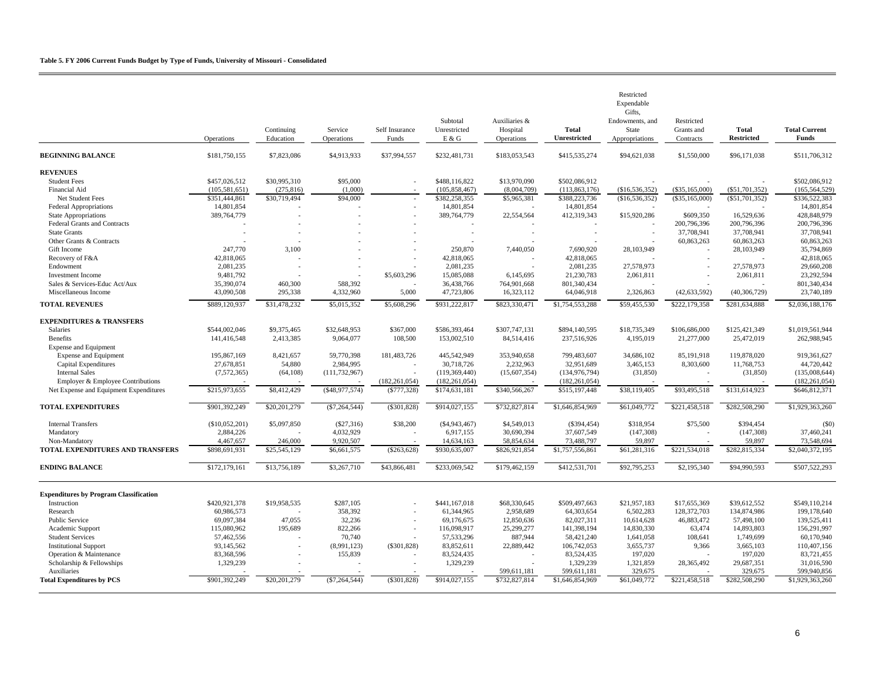**Table 5. FY 2006 Current Funds Budget by Type of Funds, University of Missouri - Consolidated**

| | Operations | Continuing Education | Service Operations | Self Insurance Funds | Subtotal Unrestricted E & G | Auxiliaries & Hospital Operations | **Total Unrestricted** | Restricted Expendable Gifts, Endowments, and State Appropriations | Restricted Grants and Contracts | **Total Restricted** | **Total Current Funds** |
|---|---|---|---|---|---|---|---|---|---|---|---|
| **BEGINNING BALANCE** | $181,750,155 | $7,823,086 | $4,913,933 | $37,994,557 | $232,481,731 | $183,053,543 | $415,535,274 | $94,621,038 | $1,550,000 | $96,171,038 | $511,706,312 |
| **REVENUES** | | | | | | | | | | | |
| Student Fees | $457,026,512 | $30,995,310 | $95,000 | - | $488,116,822 | $13,970,090 | $502,086,912 | - | - | - | $502,086,912 |
| Financial Aid | (105,581,651) | (275,816) | (1,000) | - | (105,858,467) | (8,004,709) | (113,863,176) | ($16,536,352) | ($35,165,000) | ($51,701,352) | (165,564,529) |
| Net Student Fees | $351,444,861 | $30,719,494 | $94,000 | - | $382,258,355 | $5,965,381 | $388,223,736 | ($16,536,352) | ($35,165,000) | ($51,701,352) | $336,522,383 |
| Federal Appropriations | 14,801,854 | - | - | - | 14,801,854 | | 14,801,854 | - | | - | 14,801,854 |
| State Appropriations | 389,764,779 | - | - | - | 389,764,779 | 22,554,564 | 412,319,343 | $15,920,286 | $609,350 | 16,529,636 | 428,848,979 |
| Federal Grants and Contracts | - | - | - | - | - | - | - | - | 200,796,396 | 200,796,396 | 200,796,396 |
| State Grants | - | - | - | - | - | - | - | - | 37,708,941 | 37,708,941 | 37,708,941 |
| Other Grants & Contracts | - | - | - | - | - | - | - | - | 60,863,263 | 60,863,263 | 60,863,263 |
| Gift Income | 247,770 | 3,100 | - | - | 250,870 | 7,440,050 | 7,690,920 | 28,103,949 | - | 28,103,949 | 35,794,869 |
| Recovery of F&A | 42,818,065 | - | - | - | 42,818,065 | - | 42,818,065 | - | - | - | 42,818,065 |
| Endowment | 2,081,235 | - | - | - | 2,081,235 | - | 2,081,235 | 27,578,973 | - | 27,578,973 | 29,660,208 |
| Investment Income | 9,481,792 | - | - | $5,603,296 | 15,085,088 | 6,145,695 | 21,230,783 | 2,061,811 | - | 2,061,811 | 23,292,594 |
| Sales & Services-Educ Act/Aux | 35,390,074 | 460,300 | 588,392 | - | 36,438,766 | 764,901,668 | 801,340,434 | - | - | - | 801,340,434 |
| Miscellaneous Income | 43,090,508 | 295,338 | 4,332,960 | 5,000 | 47,723,806 | 16,323,112 | 64,046,918 | 2,326,863 | (42,633,592) | (40,306,729) | 23,740,189 |
| **TOTAL REVENUES** | $889,120,937 | $31,478,232 | $5,015,352 | $5,608,296 | $931,222,817 | $823,330,471 | $1,754,553,288 | $59,455,530 | $222,179,358 | $281,634,888 | $2,036,188,176 |
| **EXPENDITURES & TRANSFERS** | | | | | | | | | | | |
| Salaries | $544,002,046 | $9,375,465 | $32,648,953 | $367,000 | $586,393,464 | $307,747,131 | $894,140,595 | $18,735,349 | $106,686,000 | $125,421,349 | $1,019,561,944 |
| Benefits | 141,416,548 | 2,413,385 | 9,064,077 | 108,500 | 153,002,510 | 84,514,416 | 237,516,926 | 4,195,019 | 21,277,000 | 25,472,019 | 262,988,945 |
| Expense and Equipment | | | | | | | | | | | |
| Expense and Equipment | 195,867,169 | 8,421,657 | 59,770,398 | 181,483,726 | 445,542,949 | 353,940,658 | 799,483,607 | 34,686,102 | 85,191,918 | 119,878,020 | 919,361,627 |
| Capital Expenditures | 27,678,851 | 54,880 | 2,984,995 | - | 30,718,726 | 2,232,963 | 32,951,689 | 3,465,153 | 8,303,600 | 11,768,753 | 44,720,442 |
| Internal Sales | (7,572,365) | (64,108) | (111,732,967) | - | (119,369,440) | (15,607,354) | (134,976,794) | (31,850) | - | (31,850) | (135,008,644) |
| Employer & Employee Contributions | - | - | - | (182,261,054) | (182,261,054) | - | (182,261,054) | - | - | - | (182,261,054) |
| Net Expense and Equipment Expenditures | $215,973,655 | $8,412,429 | ($48,977,574) | ($777,328) | $174,631,181 | $340,566,267 | $515,197,448 | $38,119,405 | $93,495,518 | $131,614,923 | $646,812,371 |
| **TOTAL EXPENDITURES** | $901,392,249 | $20,201,279 | ($7,264,544) | ($301,828) | $914,027,155 | $732,827,814 | $1,646,854,969 | $61,049,772 | $221,458,518 | $282,508,290 | $1,929,363,260 |
| Internal Transfers | ($10,052,201) | $5,097,850 | ($27,316) | $38,200 | ($4,943,467) | $4,549,013 | ($394,454) | $318,954 | $75,500 | $394,454 | ($0) |
| Mandatory | 2,884,226 | - | 4,032,929 | - | 6,917,155 | 30,690,394 | 37,607,549 | (147,308) | - | (147,308) | 37,460,241 |
| Non-Mandatory | 4,467,657 | 246,000 | 9,920,507 | - | 14,634,163 | 58,854,634 | 73,488,797 | 59,897 | - | 59,897 | 73,548,694 |
| **TOTAL EXPENDITURES AND TRANSFERS** | $898,691,931 | $25,545,129 | $6,661,575 | ($263,628) | $930,635,007 | $826,921,854 | $1,757,556,861 | $61,281,316 | $221,534,018 | $282,815,334 | $2,040,372,195 |
| **ENDING BALANCE** | $172,179,161 | $13,756,189 | $3,267,710 | $43,866,481 | $233,069,542 | $179,462,159 | $412,531,701 | $92,795,253 | $2,195,340 | $94,990,593 | $507,522,293 |
| **Expenditures by Program Classification** | | | | | | | | | | | |
| Instruction | $420,921,378 | $19,958,535 | $287,105 | - | $441,167,018 | $68,330,645 | $509,497,663 | $21,957,183 | $17,655,369 | $39,612,552 | $549,110,214 |
| Research | 60,986,573 | - | 358,392 | - | 61,344,965 | 2,958,689 | 64,303,654 | 6,502,283 | 128,372,703 | 134,874,986 | 199,178,640 |
| Public Service | 69,097,384 | 47,055 | 32,236 | - | 69,176,675 | 12,850,636 | 82,027,311 | 10,614,628 | 46,883,472 | 57,498,100 | 139,525,411 |
| Academic Support | 115,080,962 | 195,689 | 822,266 | - | 116,098,917 | 25,299,277 | 141,398,194 | 14,830,330 | 63,474 | 14,893,803 | 156,291,997 |
| Student Services | 57,462,556 | - | 70,740 | - | 57,533,296 | 887,944 | 58,421,240 | 1,641,058 | 108,641 | 1,749,699 | 60,170,940 |
| Institutional Support | 93,145,562 | - | (8,991,123) | ($301,828) | 83,852,611 | 22,889,442 | 106,742,053 | 3,655,737 | 9,366 | 3,665,103 | 110,407,156 |
| Operation & Maintenance | 83,368,596 | - | 155,839 | - | 83,524,435 | - | 83,524,435 | 197,020 | - | 197,020 | 83,721,455 |
| Scholarship & Fellowships | 1,329,239 | - | - | - | 1,329,239 | - | 1,329,239 | 1,321,859 | 28,365,492 | 29,687,351 | 31,016,590 |
| Auxiliaries | - | - | - | - | - | 599,611,181 | 599,611,181 | 329,675 | - | 329,675 | 599,940,856 |
| **Total Expenditures by PCS** | $901,392,249 | $20,201,279 | ($7,264,544) | ($301,828) | $914,027,155 | $732,827,814 | $1,646,854,969 | $61,049,772 | $221,458,518 | $282,508,290 | $1,929,363,260 |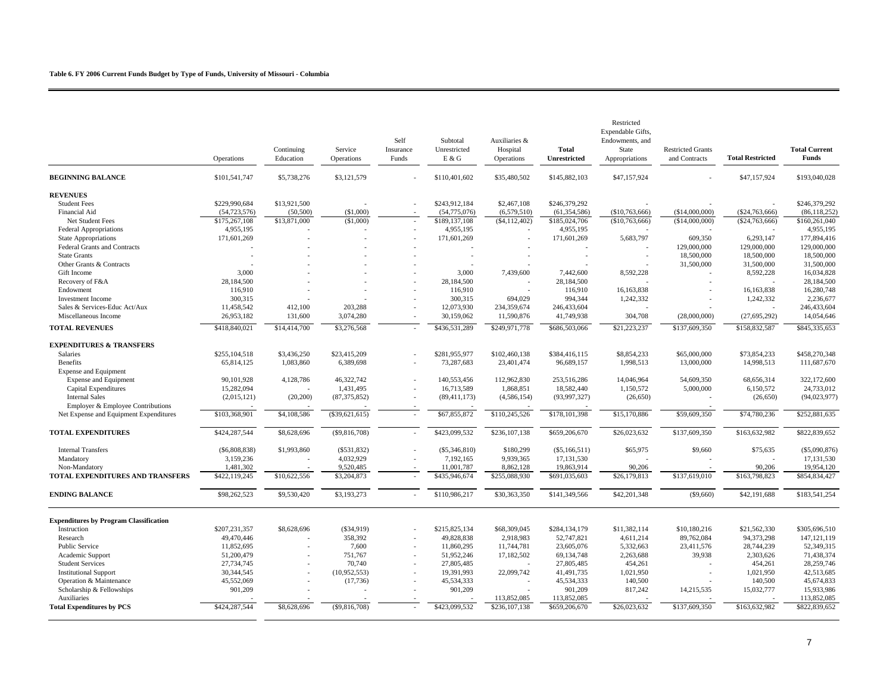**Table 6. FY 2006 Current Funds Budget by Type of Funds, University of Missouri - Columbia**

| | Operations | Continuing Education | Service Operations | Self Insurance Funds | Subtotal Unrestricted E & G | Auxiliaries & Hospital Operations | **Total Unrestricted** | Restricted Expendable Gifts, Endowments, and State Appropriations | Restricted Grants and Contracts | **Total Restricted** | **Total Current Funds** |
|---|---|---|---|---|---|---|---|---|---|---|---|
| **BEGINNING BALANCE** | $101,541,747 | $5,738,276 | $3,121,579 | - | $110,401,602 | $35,480,502 | $145,882,103 | $47,157,924 | - | $47,157,924 | $193,040,028 |
| **REVENUES** | | | | | | | | | | | |
| Student Fees | $229,990,684 | $13,921,500 | - | - | $243,912,184 | $2,467,108 | $246,379,292 | - | - | - | $246,379,292 |
| Financial Aid | (54,723,576) | (50,500) | ($1,000) | - | (54,775,076) | (6,579,510) | (61,354,586) | ($10,763,666) | ($14,000,000) | ($24,763,666) | (86,118,252) |
| Net Student Fees | $175,267,108 | $13,871,000 | ($1,000) | - | $189,137,108 | ($4,112,402) | $185,024,706 | ($10,763,666) | ($14,000,000) | ($24,763,666) | $160,261,040 |
| Federal Appropriations | 4,955,195 | - | - | - | 4,955,195 | - | 4,955,195 | - | - | - | 4,955,195 |
| State Appropriations | 171,601,269 | - | - | - | 171,601,269 | - | 171,601,269 | 5,683,797 | 609,350 | 6,293,147 | 177,894,416 |
| Federal Grants and Contracts | - | - | - | - | - | - | - | - | 129,000,000 | 129,000,000 | 129,000,000 |
| State Grants | - | - | - | - | - | - | - | - | 18,500,000 | 18,500,000 | 18,500,000 |
| Other Grants & Contracts | - | - | - | - | - | - | - | - | 31,500,000 | 31,500,000 | 31,500,000 |
| Gift Income | 3,000 | - | - | - | 3,000 | 7,439,600 | 7,442,600 | 8,592,228 | - | 8,592,228 | 16,034,828 |
| Recovery of F&A | 28,184,500 | - | - | - | 28,184,500 | - | 28,184,500 | - | - | - | 28,184,500 |
| Endowment | 116,910 | - | - | - | 116,910 | - | 116,910 | 16,163,838 | - | 16,163,838 | 16,280,748 |
| Investment Income | 300,315 | - | - | - | 300,315 | 694,029 | 994,344 | 1,242,332 | - | 1,242,332 | 2,236,677 |
| Sales & Services-Educ Act/Aux | 11,458,542 | 412,100 | 203,288 | - | 12,073,930 | 234,359,674 | 246,433,604 | - | - | - | 246,433,604 |
| Miscellaneous Income | 26,953,182 | 131,600 | 3,074,280 | - | 30,159,062 | 11,590,876 | 41,749,938 | 304,708 | (28,000,000) | (27,695,292) | 14,054,646 |
| **TOTAL REVENUES** | $418,840,021 | $14,414,700 | $3,276,568 | - | $436,531,289 | $249,971,778 | $686,503,066 | $21,223,237 | $137,609,350 | $158,832,587 | $845,335,653 |
| **EXPENDITURES & TRANSFERS** | | | | | | | | | | | |
| Salaries | $255,104,518 | $3,436,250 | $23,415,209 | - | $281,955,977 | $102,460,138 | $384,416,115 | $8,854,233 | $65,000,000 | $73,854,233 | $458,270,348 |
| Benefits | 65,814,125 | 1,083,860 | 6,389,698 | - | 73,287,683 | 23,401,474 | 96,689,157 | 1,998,513 | 13,000,000 | 14,998,513 | 111,687,670 |
| Expense and Equipment | | | | | | | | | | | |
| Expense and Equipment | 90,101,928 | 4,128,786 | 46,322,742 | - | 140,553,456 | 112,962,830 | 253,516,286 | 14,046,964 | 54,609,350 | 68,656,314 | 322,172,600 |
| Capital Expenditures | 15,282,094 | - | 1,431,495 | - | 16,713,589 | 1,868,851 | 18,582,440 | 1,150,572 | 5,000,000 | 6,150,572 | 24,733,012 |
| Internal Sales | (2,015,121) | (20,200) | (87,375,852) | - | (89,411,173) | (4,586,154) | (93,997,327) | (26,650) | - | (26,650) | (94,023,977) |
| Employer & Employee Contributions | - | - | - | - | - | - | - | - | - | | |
| Net Expense and Equipment Expenditures | $103,368,901 | $4,108,586 | ($39,621,615) | - | $67,855,872 | $110,245,526 | $178,101,398 | $15,170,886 | $59,609,350 | $74,780,236 | $252,881,635 |
| **TOTAL EXPENDITURES** | $424,287,544 | $8,628,696 | ($9,816,708) | - | $423,099,532 | $236,107,138 | $659,206,670 | $26,023,632 | $137,609,350 | $163,632,982 | $822,839,652 |
| Internal Transfers | ($6,808,838) | $1,993,860 | ($531,832) | - | ($5,346,810) | $180,299 | ($5,166,511) | $65,975 | $9,660 | $75,635 | ($5,090,876) |
| Mandatory | 3,159,236 | - | 4,032,929 | - | 7,192,165 | 9,939,365 | 17,131,530 | - | - | - | 17,131,530 |
| Non-Mandatory | 1,481,302 | - | 9,520,485 | - | 11,001,787 | 8,862,128 | 19,863,914 | 90,206 | - | 90,206 | 19,954,120 |
| **TOTAL EXPENDITURES AND TRANSFERS** | $422,119,245 | $10,622,556 | $3,204,873 | - | $435,946,674 | $255,088,930 | $691,035,603 | $26,179,813 | $137,619,010 | $163,798,823 | $854,834,427 |
| **ENDING BALANCE** | $98,262,523 | $9,530,420 | $3,193,273 | - | $110,986,217 | $30,363,350 | $141,349,566 | $42,201,348 | ($9,660) | $42,191,688 | $183,541,254 |
| **Expenditures by Program Classification** | | | | | | | | | | | |
| Instruction | $207,231,357 | $8,628,696 | ($34,919) | - | $215,825,134 | $68,309,045 | $284,134,179 | $11,382,114 | $10,180,216 | $21,562,330 | $305,696,510 |
| Research | 49,470,446 | - | 358,392 | - | 49,828,838 | 2,918,983 | 52,747,821 | 4,611,214 | 89,762,084 | 94,373,298 | 147,121,119 |
| Public Service | 11,852,695 | - | 7,600 | - | 11,860,295 | 11,744,781 | 23,605,076 | 5,332,663 | 23,411,576 | 28,744,239 | 52,349,315 |
| Academic Support | 51,200,479 | - | 751,767 | - | 51,952,246 | 17,182,502 | 69,134,748 | 2,263,688 | 39,938 | 2,303,626 | 71,438,374 |
| Student Services | 27,734,745 | - | 70,740 | - | 27,805,485 | - | 27,805,485 | 454,261 | - | 454,261 | 28,259,746 |
| Institutional Support | 30,344,545 | - | (10,952,553) | - | 19,391,993 | 22,099,742 | 41,491,735 | 1,021,950 | - | 1,021,950 | 42,513,685 |
| Operation & Maintenance | 45,552,069 | - | (17,736) | - | 45,534,333 | - | 45,534,333 | 140,500 | - | 140,500 | 45,674,833 |
| Scholarship & Fellowships | 901,209 | - | - | - | 901,209 | - | 901,209 | 817,242 | 14,215,535 | 15,032,777 | 15,933,986 |
| Auxiliaries | - | - | - | - | - | 113,852,085 | 113,852,085 | - | - | - | 113,852,085 |
| **Total Expenditures by PCS** | $424,287,544 | $8,628,696 | ($9,816,708) | - | $423,099,532 | $236,107,138 | $659,206,670 | $26,023,632 | $137,609,350 | $163,632,982 | $822,839,652 |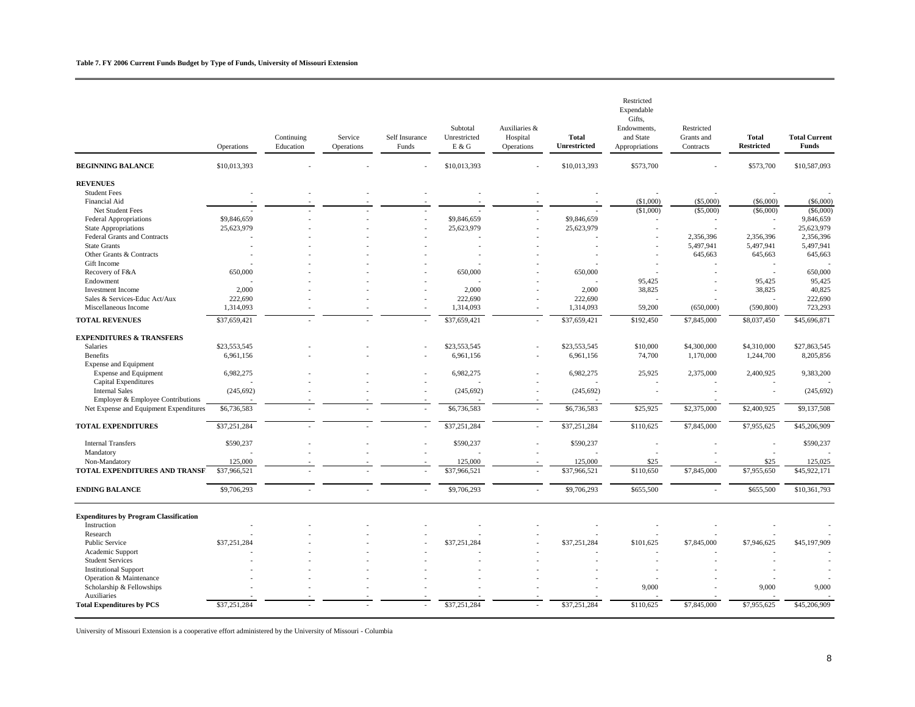**Table 7. FY 2006 Current Funds Budget by Type of Funds, University of Missouri Extension**

| | Operations | Continuing Education | Service Operations | Self Insurance Funds | Subtotal Unrestricted E & G | Auxiliaries & Hospital Operations | **Total Unrestricted** | Restricted Expendable Gifts, Endowments, and State Appropriations | Restricted Grants and Contracts | **Total Restricted** | **Total Current Funds** |
|---|---|---|---|---|---|---|---|---|---|---|---|
| **BEGINNING BALANCE** | $10,013,393 | - | - | - | $10,013,393 | - | $10,013,393 | $573,700 | - | $573,700 | $10,587,093 |
| **REVENUES** | | | | | | | | | | | |
| Student Fees | - | - | - | - | - | - | - | - | - | - | - |
| Financial Aid | - | - | - | - | - | - | - | ($1,000) | ($5,000) | ($6,000) | ($6,000) |
| Net Student Fees | - | - | - | - | - | - | - | ($1,000) | ($5,000) | ($6,000) | ($6,000) |
| Federal Appropriations | $9,846,659 | - | - | - | $9,846,659 | - | $9,846,659 | - | - | - | 9,846,659 |
| State Appropriations | 25,623,979 | - | - | - | 25,623,979 | - | 25,623,979 | - | - | - | 25,623,979 |
| Federal Grants and Contracts | - | - | - | - | - | - | - | - | 2,356,396 | 2,356,396 | 2,356,396 |
| State Grants | - | - | - | - | - | - | - | - | 5,497,941 | 5,497,941 | 5,497,941 |
| Other Grants & Contracts | - | - | - | - | - | - | - | - | 645,663 | 645,663 | 645,663 |
| Gift Income | - | - | - | - | - | - | - | - | - | - | - |
| Recovery of F&A | 650,000 | - | - | - | 650,000 | - | 650,000 | - | - | - | 650,000 |
| Endowment | - | - | - | - | - | - | - | 95,425 | - | 95,425 | 95,425 |
| Investment Income | 2,000 | - | - | - | 2,000 | - | 2,000 | 38,825 | - | 38,825 | 40,825 |
| Sales & Services-Educ Act/Aux | 222,690 | - | - | - | 222,690 | - | 222,690 | - | - | - | 222,690 |
| Miscellaneous Income | 1,314,093 | - | - | - | 1,314,093 | - | 1,314,093 | 59,200 | (650,000) | (590,800) | 723,293 |
| **TOTAL REVENUES** | $37,659,421 | - | - | - | $37,659,421 | - | $37,659,421 | $192,450 | $7,845,000 | $8,037,450 | $45,696,871 |
| **EXPENDITURES & TRANSFERS** | | | | | | | | | | | |
| Salaries | $23,553,545 | - | - | - | $23,553,545 | - | $23,553,545 | $10,000 | $4,300,000 | $4,310,000 | $27,863,545 |
| Benefits | 6,961,156 | - | - | - | 6,961,156 | - | 6,961,156 | 74,700 | 1,170,000 | 1,244,700 | 8,205,856 |
| Expense and Equipment | | | | | | | | | | | |
| Expense and Equipment | 6,982,275 | - | - | - | 6,982,275 | - | 6,982,275 | 25,925 | 2,375,000 | 2,400,925 | 9,383,200 |
| Capital Expenditures | - | - | - | - | - | - | - | - | - | - | - |
| Internal Sales | (245,692) | - | - | - | (245,692) | - | (245,692) | - | - | - | (245,692) |
| Employer & Employee Contributions | - | - | - | - | - | - | - | - | - | | |
| Net Expense and Equipment Expenditures | $6,736,583 | - | - | - | $6,736,583 | - | $6,736,583 | $25,925 | $2,375,000 | $2,400,925 | $9,137,508 |
| **TOTAL EXPENDITURES** | $37,251,284 | - | - | - | $37,251,284 | - | $37,251,284 | $110,625 | $7,845,000 | $7,955,625 | $45,206,909 |
| Internal Transfers | $590,237 | - | - | - | $590,237 | - | $590,237 | - | - | - | $590,237 |
| Mandatory | - | - | - | - | - | - | - | - | - | - | - |
| Non-Mandatory | 125,000 | - | - | - | 125,000 | - | 125,000 | $25 | - | $25 | 125,025 |
| **TOTAL EXPENDITURES AND TRANSF** | $37,966,521 | - | - | - | $37,966,521 | - | $37,966,521 | $110,650 | $7,845,000 | $7,955,650 | $45,922,171 |
| **ENDING BALANCE** | $9,706,293 | - | - | - | $9,706,293 | - | $9,706,293 | $655,500 | - | $655,500 | $10,361,793 |
| **Expenditures by Program Classification** | | | | | | | | | | | |
| Instruction | - | - | - | - | - | - | - | - | - | - | - |
| Research | - | - | - | - | - | - | - | - | - | - | - |
| Public Service | $37,251,284 | - | - | - | $37,251,284 | - | $37,251,284 | $101,625 | $7,845,000 | $7,946,625 | $45,197,909 |
| Academic Support | - | - | - | - | - | - | - | - | - | - | - |
| Student Services | - | - | - | - | - | - | - | - | - | - | - |
| Institutional Support | - | - | - | - | - | - | - | - | - | - | - |
| Operation & Maintenance | - | - | - | - | - | - | - | - | - | - | - |
| Scholarship & Fellowships | - | - | - | - | - | - | - | 9,000 | - | 9,000 | 9,000 |
| Auxiliaries | - | - | - | - | - | - | - | - | - | - | - |
| **Total Expenditures by PCS** | $37,251,284 | - | - | - | $37,251,284 | - | $37,251,284 | $110,625 | $7,845,000 | $7,955,625 | $45,206,909 |

University of Missouri Extension is a cooperative effort administered by the University of Missouri - Columbia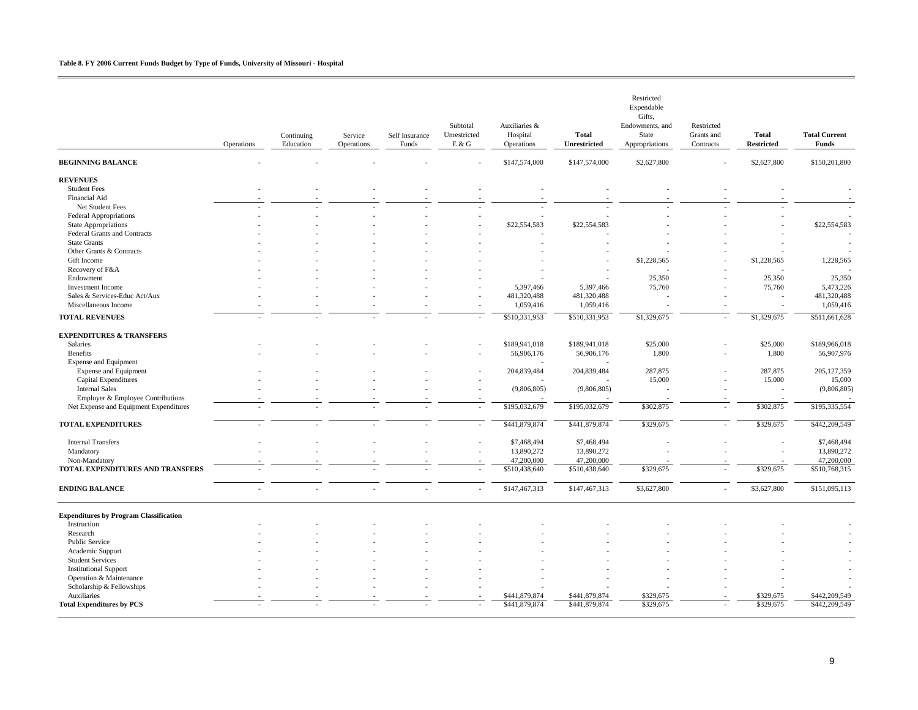**Table 8. FY 2006 Current Funds Budget by Type of Funds, University of Missouri - Hospital**

| | Operations | Continuing Education | Service Operations | Self Insurance Funds | Subtotal Unrestricted E & G | Auxiliaries & Hospital Operations | **Total Unrestricted** | Restricted Expendable Gifts, Endowments, and State Appropriations | Restricted Grants and Contracts | **Total Restricted** | **Total Current Funds** |
|---|---|---|---|---|---|---|---|---|---|---|---|
| **BEGINNING BALANCE** | - | - | - | - | - | $147,574,000 | $147,574,000 | $2,627,800 | - | $2,627,800 | $150,201,800 |
| **REVENUES** | | | | | | | | | | | |
| Student Fees | - | - | - | - | - | - | - | - | - | - | - |
| Financial Aid | - | - | - | - | - | - | - | - | - | - | - |
| Net Student Fees | - | - | - | - | - | - | - | - | - | - | - |
| Federal Appropriations | - | - | - | - | - | - | - | - | - | - | - |
| State Appropriations | - | - | - | - | - | $22,554,583 | $22,554,583 | - | - | - | $22,554,583 |
| Federal Grants and Contracts | - | - | - | - | - | - | - | - | - | - | - |
| State Grants | - | - | - | - | - | - | - | - | - | - | - |
| Other Grants & Contracts | - | - | - | - | - | - | - | - | - | - | - |
| Gift Income | - | - | - | - | - | - | - | $1,228,565 | - | $1,228,565 | 1,228,565 |
| Recovery of F&A | - | - | - | - | - | - | - | - | - | - | - |
| Endowment | - | - | - | - | - | - | - | 25,350 | - | 25,350 | 25,350 |
| Investment Income | - | - | - | - | - | 5,397,466 | 5,397,466 | 75,760 | - | 75,760 | 5,473,226 |
| Sales & Services-Educ Act/Aux | - | - | - | - | - | 481,320,488 | 481,320,488 | - | - | - | 481,320,488 |
| Miscellaneous Income | - | - | - | - | - | 1,059,416 | 1,059,416 | - | - | - | 1,059,416 |
| **TOTAL REVENUES** | - | - | - | - | - | $510,331,953 | $510,331,953 | $1,329,675 | - | $1,329,675 | $511,661,628 |
| **EXPENDITURES & TRANSFERS** | | | | | | | | | | | |
| Salaries | - | - | - | - | - | $189,941,018 | $189,941,018 | $25,000 | - | $25,000 | $189,966,018 |
| Benefits | - | - | - | - | - | 56,906,176 | 56,906,176 | 1,800 | - | 1,800 | 56,907,976 |
| Expense and Equipment | | | | | | - | - | | | | |
| Expense and Equipment | - | - | - | - | - | 204,839,484 | 204,839,484 | 287,875 | - | 287,875 | 205,127,359 |
| Capital Expenditures | - | - | - | - | - | - | - | 15,000 | - | 15,000 | 15,000 |
| Internal Sales | - | - | - | - | - | (9,806,805) | (9,806,805) | - | - | - | (9,806,805) |
| Employer & Employee Contributions | - | - | - | - | - | - | - | - | - | - | - |
| Net Expense and Equipment Expenditures | - | - | - | - | - | $195,032,679 | $195,032,679 | $302,875 | - | $302,875 | $195,335,554 |
| **TOTAL EXPENDITURES** | - | - | - | - | - | $441,879,874 | $441,879,874 | $329,675 | - | $329,675 | $442,209,549 |
| Internal Transfers | - | - | - | - | - | $7,468,494 | $7,468,494 | - | - | - | $7,468,494 |
| Mandatory | - | - | - | - | - | 13,890,272 | 13,890,272 | - | - | - | 13,890,272 |
| Non-Mandatory | - | - | - | - | - | 47,200,000 | 47,200,000 | - | - | - | 47,200,000 |
| **TOTAL EXPENDITURES AND TRANSFERS** | - | - | - | - | - | $510,438,640 | $510,438,640 | $329,675 | - | $329,675 | $510,768,315 |
| **ENDING BALANCE** | - | - | - | - | - | $147,467,313 | $147,467,313 | $3,627,800 | - | $3,627,800 | $151,095,113 |
| **Expenditures by Program Classification** | | | | | | | | | | | |
| Instruction | - | - | - | - | - | - | - | - | - | - | - |
| Research | - | - | - | - | - | - | - | - | - | - | - |
| Public Service | - | - | - | - | - | - | - | - | - | - | - |
| Academic Support | - | - | - | - | - | - | - | - | - | - | - |
| Student Services | - | - | - | - | - | - | - | - | - | - | - |
| Institutional Support | - | - | - | - | - | - | - | - | - | - | - |
| Operation & Maintenance | - | - | - | - | - | - | - | - | - | - | - |
| Scholarship & Fellowships | - | - | - | - | - | - | - | - | - | - | - |
| Auxiliaries | - | - | - | - | - | $441,879,874 | $441,879,874 | $329,675 | - | $329,675 | $442,209,549 |
| **Total Expenditures by PCS** | - | - | - | - | - | $441,879,874 | $441,879,874 | $329,675 | - | $329,675 | $442,209,549 |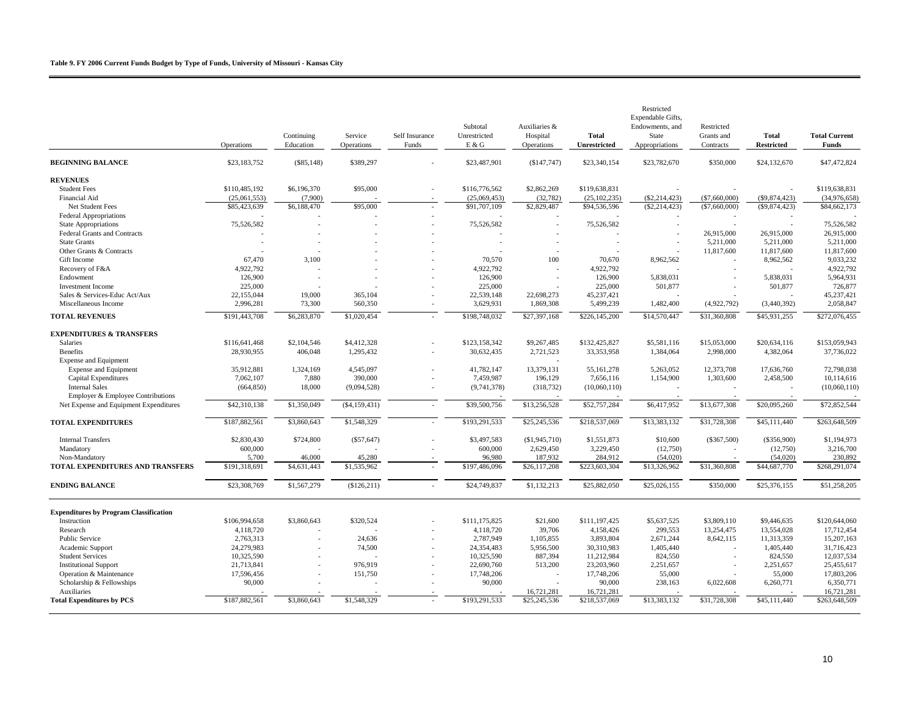**Table 9. FY 2006 Current Funds Budget by Type of Funds, University of Missouri - Kansas City**

| | Operations | Continuing Education | Service Operations | Self Insurance Funds | Subtotal Unrestricted E & G | Auxiliaries & Hospital Operations | **Total Unrestricted** | Restricted Expendable Gifts, Endowments, and State Appropriations | Restricted Grants and Contracts | **Total Restricted** | **Total Current Funds** |
|---|---|---|---|---|---|---|---|---|---|---|---|
| **BEGINNING BALANCE** | $23,183,752 | ($85,148) | $389,297 | - | $23,487,901 | ($147,747) | $23,340,154 | $23,782,670 | $350,000 | $24,132,670 | $47,472,824 |
| **REVENUES** | | | | | | | | | | | |
| Student Fees | $110,485,192 | $6,196,370 | $95,000 | - | $116,776,562 | $2,862,269 | $119,638,831 | - | - | - | $119,638,831 |
| Financial Aid | (25,061,553) | (7,900) | - | - | (25,069,453) | (32,782) | (25,102,235) | ($2,214,423) | ($7,660,000) | ($9,874,423) | (34,976,658) |
| Net Student Fees | $85,423,639 | $6,188,470 | $95,000 | - | $91,707,109 | $2,829,487 | $94,536,596 | ($2,214,423) | ($7,660,000) | ($9,874,423) | $84,662,173 |
| Federal Appropriations | - | - | - | - | - | - | - | - | - | - | - |
| State Appropriations | 75,526,582 | - | - | - | 75,526,582 | - | 75,526,582 | - | - | - | 75,526,582 |
| Federal Grants and Contracts | - | - | - | - | - | - | - | - | 26,915,000 | 26,915,000 | 26,915,000 |
| State Grants | - | - | - | - | - | - | - | - | 5,211,000 | 5,211,000 | 5,211,000 |
| Other Grants & Contracts | - | - | - | - | - | - | - | - | 11,817,600 | 11,817,600 | 11,817,600 |
| Gift Income | 67,470 | 3,100 | - | - | 70,570 | 100 | 70,670 | 8,962,562 | - | 8,962,562 | 9,033,232 |
| Recovery of F&A | 4,922,792 | - | - | - | 4,922,792 | - | 4,922,792 | - | - | - | 4,922,792 |
| Endowment | 126,900 | - | - | - | 126,900 | - | 126,900 | 5,838,031 | - | 5,838,031 | 5,964,931 |
| Investment Income | 225,000 | - | - | - | 225,000 | - | 225,000 | 501,877 | - | 501,877 | 726,877 |
| Sales & Services-Educ Act/Aux | 22,155,044 | 19,000 | 365,104 | - | 22,539,148 | 22,698,273 | 45,237,421 | - | - | - | 45,237,421 |
| Miscellaneous Income | 2,996,281 | 73,300 | 560,350 | - | 3,629,931 | 1,869,308 | 5,499,239 | 1,482,400 | (4,922,792) | (3,440,392) | 2,058,847 |
| **TOTAL REVENUES** | $191,443,708 | $6,283,870 | $1,020,454 | - | $198,748,032 | $27,397,168 | $226,145,200 | $14,570,447 | $31,360,808 | $45,931,255 | $272,076,455 |
| **EXPENDITURES & TRANSFERS** | | | | | | | | | | | |
| Salaries | $116,641,468 | $2,104,546 | $4,412,328 | - | $123,158,342 | $9,267,485 | $132,425,827 | $5,581,116 | $15,053,000 | $20,634,116 | $153,059,943 |
| Benefits | 28,930,955 | 406,048 | 1,295,432 | - | 30,632,435 | 2,721,523 | 33,353,958 | 1,384,064 | 2,998,000 | 4,382,064 | 37,736,022 |
| Expense and Equipment | | | | | - | | | | | | |
| Expense and Equipment | 35,912,881 | 1,324,169 | 4,545,097 | - | 41,782,147 | 13,379,131 | 55,161,278 | 5,263,052 | 12,373,708 | 17,636,760 | 72,798,038 |
| Capital Expenditures | 7,062,107 | 7,880 | 390,000 | - | 7,459,987 | 196,129 | 7,656,116 | 1,154,900 | 1,303,600 | 2,458,500 | 10,114,616 |
| Internal Sales | (664,850) | 18,000 | (9,094,528) | - | (9,741,378) | (318,732) | (10,060,110) | - | - | - | (10,060,110) |
| Employer & Employee Contributions | | | | | - | - | - | - | - | - | - |
| Net Expense and Equipment Expenditures | $42,310,138 | $1,350,049 | ($4,159,431) | - | $39,500,756 | $13,256,528 | $52,757,284 | $6,417,952 | $13,677,308 | $20,095,260 | $72,852,544 |
| **TOTAL EXPENDITURES** | $187,882,561 | $3,860,643 | $1,548,329 | - | $193,291,533 | $25,245,536 | $218,537,069 | $13,383,132 | $31,728,308 | $45,111,440 | $263,648,509 |
| Internal Transfers | $2,830,430 | $724,800 | ($57,647) | - | $3,497,583 | ($1,945,710) | $1,551,873 | $10,600 | ($367,500) | ($356,900) | $1,194,973 |
| Mandatory | 600,000 | - | - | - | 600,000 | 2,629,450 | 3,229,450 | (12,750) | - | (12,750) | 3,216,700 |
| Non-Mandatory | 5,700 | 46,000 | 45,280 | - | 96,980 | 187,932 | 284,912 | (54,020) | - | (54,020) | 230,892 |
| **TOTAL EXPENDITURES AND TRANSFERS** | $191,318,691 | $4,631,443 | $1,535,962 | - | $197,486,096 | $26,117,208 | $223,603,304 | $13,326,962 | $31,360,808 | $44,687,770 | $268,291,074 |
| **ENDING BALANCE** | $23,308,769 | $1,567,279 | ($126,211) | - | $24,749,837 | $1,132,213 | $25,882,050 | $25,026,155 | $350,000 | $25,376,155 | $51,258,205 |
| **Expenditures by Program Classification** | | | | | | | | | | | |
| Instruction | $106,994,658 | $3,860,643 | $320,524 | - | $111,175,825 | $21,600 | $111,197,425 | $5,637,525 | $3,809,110 | $9,446,635 | $120,644,060 |
| Research | 4,118,720 | - | - | - | 4,118,720 | 39,706 | 4,158,426 | 299,553 | 13,254,475 | 13,554,028 | 17,712,454 |
| Public Service | 2,763,313 | - | 24,636 | - | 2,787,949 | 1,105,855 | 3,893,804 | 2,671,244 | 8,642,115 | 11,313,359 | 15,207,163 |
| Academic Support | 24,279,983 | - | 74,500 | - | 24,354,483 | 5,956,500 | 30,310,983 | 1,405,440 | - | 1,405,440 | 31,716,423 |
| Student Services | 10,325,590 | - | - | - | 10,325,590 | 887,394 | 11,212,984 | 824,550 | - | 824,550 | 12,037,534 |
| Institutional Support | 21,713,841 | - | 976,919 | - | 22,690,760 | 513,200 | 23,203,960 | 2,251,657 | - | 2,251,657 | 25,455,617 |
| Operation & Maintenance | 17,596,456 | - | 151,750 | - | 17,748,206 | - | 17,748,206 | 55,000 | - | 55,000 | 17,803,206 |
| Scholarship & Fellowships | 90,000 | - | - | - | 90,000 | - | 90,000 | 238,163 | 6,022,608 | 6,260,771 | 6,350,771 |
| Auxiliaries | - | - | - | - | - | 16,721,281 | 16,721,281 | - | - | - | 16,721,281 |
| **Total Expenditures by PCS** | $187,882,561 | $3,860,643 | $1,548,329 | - | $193,291,533 | $25,245,536 | $218,537,069 | $13,383,132 | $31,728,308 | $45,111,440 | $263,648,509 |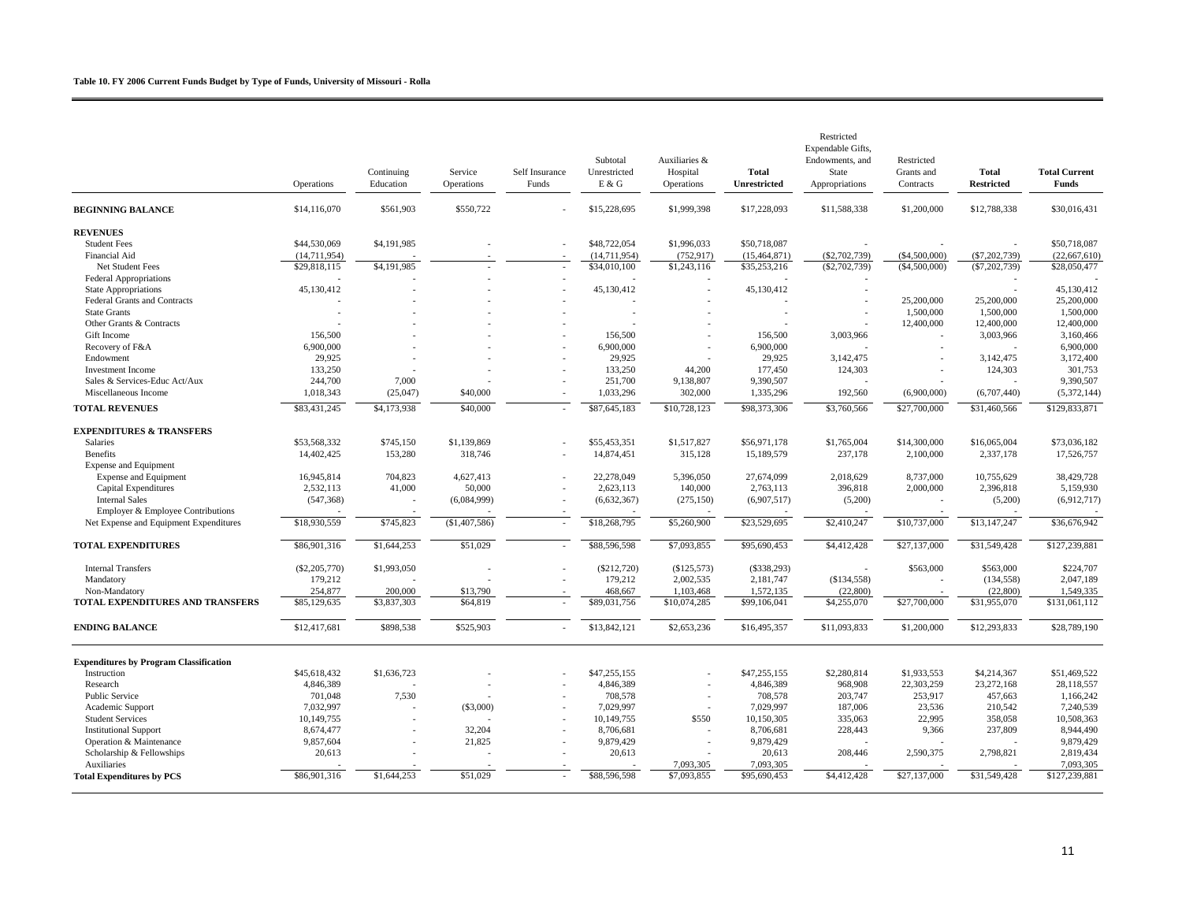**Table 10. FY 2006 Current Funds Budget by Type of Funds, University of Missouri - Rolla**

| | Operations | Continuing Education | Service Operations | Self Insurance Funds | Subtotal Unrestricted E & G | Auxiliaries & Hospital Operations | **Total Unrestricted** | Restricted Expendable Gifts, Endowments, and State Appropriations | Restricted Grants and Contracts | **Total Restricted** | **Total Current Funds** |
|---|---|---|---|---|---|---|---|---|---|---|---|
| **BEGINNING BALANCE** | $14,116,070 | $561,903 | $550,722 | - | $15,228,695 | $1,999,398 | $17,228,093 | $11,588,338 | $1,200,000 | $12,788,338 | $30,016,431 |
| **REVENUES** | | | | | | | | | | | |
| Student Fees | $44,530,069 | $4,191,985 | - | - | $48,722,054 | $1,996,033 | $50,718,087 | - | - | - | $50,718,087 |
| Financial Aid | (14,711,954) | - | - | - | (14,711,954) | (752,917) | (15,464,871) | ($2,702,739) | ($4,500,000) | ($7,202,739) | (22,667,610) |
| Net Student Fees | $29,818,115 | $4,191,985 | - | - | $34,010,100 | $1,243,116 | $35,253,216 | ($2,702,739) | ($4,500,000) | ($7,202,739) | $28,050,477 |
| Federal Appropriations | - | - | - | - | - | - | - | - | | - | - |
| State Appropriations | 45,130,412 | - | - | - | 45,130,412 | - | 45,130,412 | - | | - | 45,130,412 |
| Federal Grants and Contracts | - | - | - | - | - | - | - | - | 25,200,000 | 25,200,000 | 25,200,000 |
| State Grants | - | - | - | - | - | - | - | - | 1,500,000 | 1,500,000 | 1,500,000 |
| Other Grants & Contracts | - | - | - | - | - | - | - | - | 12,400,000 | 12,400,000 | 12,400,000 |
| Gift Income | 156,500 | - | - | - | 156,500 | - | 156,500 | 3,003,966 | - | 3,003,966 | 3,160,466 |
| Recovery of F&A | 6,900,000 | - | - | - | 6,900,000 | - | 6,900,000 | - | - | - | 6,900,000 |
| Endowment | 29,925 | - | - | - | 29,925 | - | 29,925 | 3,142,475 | - | 3,142,475 | 3,172,400 |
| Investment Income | 133,250 | - | - | - | 133,250 | 44,200 | 177,450 | 124,303 | - | 124,303 | 301,753 |
| Sales & Services-Educ Act/Aux | 244,700 | 7,000 | - | - | 251,700 | 9,138,807 | 9,390,507 | - | - | - | 9,390,507 |
| Miscellaneous Income | 1,018,343 | (25,047) | $40,000 | - | 1,033,296 | 302,000 | 1,335,296 | 192,560 | (6,900,000) | (6,707,440) | (5,372,144) |
| **TOTAL REVENUES** | $83,431,245 | $4,173,938 | $40,000 | - | $87,645,183 | $10,728,123 | $98,373,306 | $3,760,566 | $27,700,000 | $31,460,566 | $129,833,871 |
| **EXPENDITURES & TRANSFERS** | | | | | | | | | | | |
| Salaries | $53,568,332 | $745,150 | $1,139,869 | - | $55,453,351 | $1,517,827 | $56,971,178 | $1,765,004 | $14,300,000 | $16,065,004 | $73,036,182 |
| Benefits | 14,402,425 | 153,280 | 318,746 | - | 14,874,451 | 315,128 | 15,189,579 | 237,178 | 2,100,000 | 2,337,178 | 17,526,757 |
| Expense and Equipment | | | | | | | | | | | |
| Expense and Equipment | 16,945,814 | 704,823 | 4,627,413 | - | 22,278,049 | 5,396,050 | 27,674,099 | 2,018,629 | 8,737,000 | 10,755,629 | 38,429,728 |
| Capital Expenditures | 2,532,113 | 41,000 | 50,000 | - | 2,623,113 | 140,000 | 2,763,113 | 396,818 | 2,000,000 | 2,396,818 | 5,159,930 |
| Internal Sales | (547,368) | - | (6,084,999) | - | (6,632,367) | (275,150) | (6,907,517) | (5,200) | - | (5,200) | (6,912,717) |
| Employer & Employee Contributions | - | - | - | - | - | - | - | - | - | - | - |
| Net Expense and Equipment Expenditures | $18,930,559 | $745,823 | ($1,407,586) | - | $18,268,795 | $5,260,900 | $23,529,695 | $2,410,247 | $10,737,000 | $13,147,247 | $36,676,942 |
| **TOTAL EXPENDITURES** | $86,901,316 | $1,644,253 | $51,029 | - | $88,596,598 | $7,093,855 | $95,690,453 | $4,412,428 | $27,137,000 | $31,549,428 | $127,239,881 |
| Internal Transfers | ($2,205,770) | $1,993,050 | - | - | ($212,720) | ($125,573) | ($338,293) | - | $563,000 | $563,000 | $224,707 |
| Mandatory | 179,212 | - | - | - | 179,212 | 2,002,535 | 2,181,747 | ($134,558) | - | (134,558) | 2,047,189 |
| Non-Mandatory | 254,877 | 200,000 | $13,790 | - | 468,667 | 1,103,468 | 1,572,135 | (22,800) | - | (22,800) | 1,549,335 |
| **TOTAL EXPENDITURES AND TRANSFERS** | $85,129,635 | $3,837,303 | $64,819 | - | $89,031,756 | $10,074,285 | $99,106,041 | $4,255,070 | $27,700,000 | $31,955,070 | $131,061,112 |
| **ENDING BALANCE** | $12,417,681 | $898,538 | $525,903 | - | $13,842,121 | $2,653,236 | $16,495,357 | $11,093,833 | $1,200,000 | $12,293,833 | $28,789,190 |
| **Expenditures by Program Classification** | | | | | | | | | | | |
| Instruction | $45,618,432 | $1,636,723 | - | - | $47,255,155 | - | $47,255,155 | $2,280,814 | $1,933,553 | $4,214,367 | $51,469,522 |
| Research | 4,846,389 | - | - | - | 4,846,389 | - | 4,846,389 | 968,908 | 22,303,259 | 23,272,168 | 28,118,557 |
| Public Service | 701,048 | 7,530 | - | - | 708,578 | - | 708,578 | 203,747 | 253,917 | 457,663 | 1,166,242 |
| Academic Support | 7,032,997 | - | ($3,000) | - | 7,029,997 | - | 7,029,997 | 187,006 | 23,536 | 210,542 | 7,240,539 |
| Student Services | 10,149,755 | - | - | - | 10,149,755 | $550 | 10,150,305 | 335,063 | 22,995 | 358,058 | 10,508,363 |
| Institutional Support | 8,674,477 | - | 32,204 | - | 8,706,681 | - | 8,706,681 | 228,443 | 9,366 | 237,809 | 8,944,490 |
| Operation & Maintenance | 9,857,604 | - | 21,825 | - | 9,879,429 | - | 9,879,429 | - | - | - | 9,879,429 |
| Scholarship & Fellowships | 20,613 | - | - | - | 20,613 | - | 20,613 | 208,446 | 2,590,375 | 2,798,821 | 2,819,434 |
| Auxiliaries | - | - | - | - | - | 7,093,305 | 7,093,305 | - | - | - | 7,093,305 |
| **Total Expenditures by PCS** | $86,901,316 | $1,644,253 | $51,029 | - | $88,596,598 | $7,093,855 | $95,690,453 | $4,412,428 | $27,137,000 | $31,549,428 | $127,239,881 |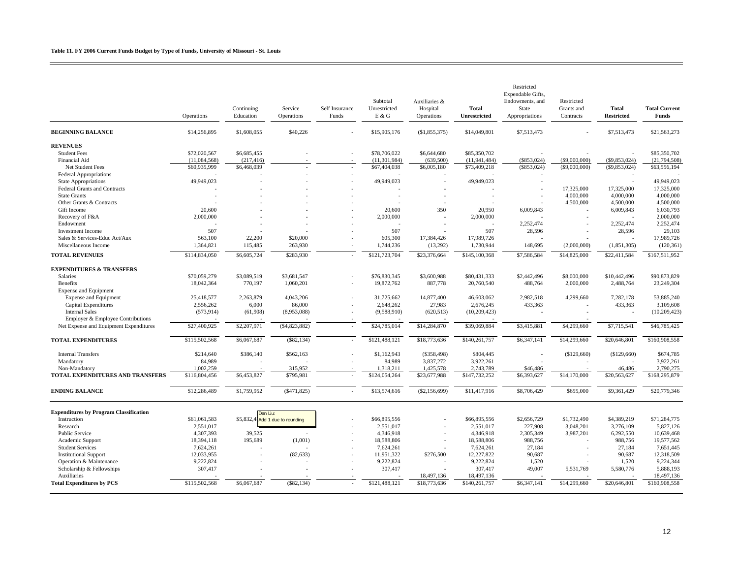**Table 11. FY 2006 Current Funds Budget by Type of Funds, University of Missouri - St. Louis**

| | Operations | Continuing Education | Service Operations | Self Insurance Funds | Subtotal Unrestricted E & G | Auxiliaries & Hospital Operations | **Total Unrestricted** | Restricted Expendable Gifts, Endowments, and State Appropriations | Restricted Grants and Contracts | **Total Restricted** | **Total Current Funds** |
|---|---|---|---|---|---|---|---|---|---|---|---|
| **BEGINNING BALANCE** | $14,256,895 | $1,608,055 | $40,226 | - | $15,905,176 | ($1,855,375) | $14,049,801 | $7,513,473 | - | $7,513,473 | $21,563,273 |
| **REVENUES** | | | | | | | | | | | |
| Student Fees | $72,020,567 | $6,685,455 | - | - | $78,706,022 | $6,644,680 | $85,350,702 | - | - | - | $85,350,702 |
| Financial Aid | (11,084,568) | (217,416) | - | - | (11,301,984) | (639,500) | (11,941,484) | ($853,024) | ($9,000,000) | ($9,853,024) | (21,794,508) |
| Net Student Fees | $60,935,999 | $6,468,039 | - | - | $67,404,038 | $6,005,180 | $73,409,218 | ($853,024) | ($9,000,000) | ($9,853,024) | $63,556,194 |
| Federal Appropriations | - | - | - | - | - | - | - | - | | - | - |
| State Appropriations | 49,949,023 | - | - | - | 49,949,023 | - | 49,949,023 | - | | - | 49,949,023 |
| Federal Grants and Contracts | - | - | - | - | - | - | - | - | 17,325,000 | 17,325,000 | 17,325,000 |
| State Grants | - | - | - | - | - | - | - | - | 4,000,000 | 4,000,000 | 4,000,000 |
| Other Grants & Contracts | - | - | - | - | - | - | - | - | 4,500,000 | 4,500,000 | 4,500,000 |
| Gift Income | 20,600 | - | - | - | 20,600 | 350 | 20,950 | 6,009,843 | - | 6,009,843 | 6,030,793 |
| Recovery of F&A | 2,000,000 | - | - | - | 2,000,000 | - | 2,000,000 | - | - | - | 2,000,000 |
| Endowment | - | - | - | - | - | - | - | 2,252,474 | - | 2,252,474 | 2,252,474 |
| Investment Income | 507 | - | - | - | 507 | - | 507 | 28,596 | - | 28,596 | 29,103 |
| Sales & Services-Educ Act/Aux | 563,100 | 22,200 | $20,000 | - | 605,300 | 17,384,426 | 17,989,726 | - | - | - | 17,989,726 |
| Miscellaneous Income | 1,364,821 | 115,485 | 263,930 | - | 1,744,236 | (13,292) | 1,730,944 | 148,695 | (2,000,000) | (1,851,305) | (120,361) |
| **TOTAL REVENUES** | $114,834,050 | $6,605,724 | $283,930 | - | $121,723,704 | $23,376,664 | $145,100,368 | $7,586,584 | $14,825,000 | $22,411,584 | $167,511,952 |
| **EXPENDITURES & TRANSFERS** | | | | | | | | | | | |
| Salaries | $70,059,279 | $3,089,519 | $3,681,547 | - | $76,830,345 | $3,600,988 | $80,431,333 | $2,442,496 | $8,000,000 | $10,442,496 | $90,873,829 |
| Benefits | 18,042,364 | 770,197 | 1,060,201 | - | 19,872,762 | 887,778 | 20,760,540 | 488,764 | 2,000,000 | 2,488,764 | 23,249,304 |
| Expense and Equipment | | | | | | | | | | | |
| Expense and Equipment | 25,418,577 | 2,263,879 | 4,043,206 | - | 31,725,662 | 14,877,400 | 46,603,062 | 2,982,518 | 4,299,660 | 7,282,178 | 53,885,240 |
| Capital Expenditures | 2,556,262 | 6,000 | 86,000 | - | 2,648,262 | 27,983 | 2,676,245 | 433,363 | - | 433,363 | 3,109,608 |
| Internal Sales | (573,914) | (61,908) | (8,953,088) | - | (9,588,910) | (620,513) | (10,209,423) | - | - | - | (10,209,423) |
| Employer & Employee Contributions | - | - | - | - | - | - | - | - | - | | - |
| Net Expense and Equipment Expenditures | $27,400,925 | $2,207,971 | ($4,823,882) | - | $24,785,014 | $14,284,870 | $39,069,884 | $3,415,881 | $4,299,660 | $7,715,541 | $46,785,425 |
| **TOTAL EXPENDITURES** | $115,502,568 | $6,067,687 | ($82,134) | - | $121,488,121 | $18,773,636 | $140,261,757 | $6,347,141 | $14,299,660 | $20,646,801 | $160,908,558 |
| Internal Transfers | $214,640 | $386,140 | $562,163 | - | $1,162,943 | ($358,498) | $804,445 | - | ($129,660) | ($129,660) | $674,785 |
| Mandatory | 84,989 | - | - | - | 84,989 | 3,837,272 | 3,922,261 | - | - | - | 3,922,261 |
| Non-Mandatory | 1,002,259 | - | 315,952 | - | 1,318,211 | 1,425,578 | 2,743,789 | $46,486 | - | 46,486 | 2,790,275 |
| **TOTAL EXPENDITURES AND TRANSFERS** | $116,804,456 | $6,453,827 | $795,981 | - | $124,054,264 | $23,677,988 | $147,732,252 | $6,393,627 | $14,170,000 | $20,563,627 | $168,295,879 |
| **ENDING BALANCE** | $12,286,489 | $1,759,952 | ($471,825) | - | $13,574,616 | ($2,156,699) | $11,417,916 | $8,706,429 | $655,000 | $9,361,429 | $20,779,346 |
| **Expenditures by Program Classification** | | | | | | | | | | | |
| Instruction | $61,061,583 | $5,832,4[Dan Liu: Add 1 due to rounding] | | - | $66,895,556 | - | $66,895,556 | $2,656,729 | $1,732,490 | $4,389,219 | $71,284,775 |
| Research | 2,551,017 | | | - | 2,551,017 | - | 2,551,017 | 227,908 | 3,048,201 | 3,276,109 | 5,827,126 |
| Public Service | 4,307,393 | 39,525 | - | - | 4,346,918 | - | 4,346,918 | 2,305,349 | 3,987,201 | 6,292,550 | 10,639,468 |
| Academic Support | 18,394,118 | 195,689 | (1,001) | - | 18,588,806 | - | 18,588,806 | 988,756 | - | 988,756 | 19,577,562 |
| Student Services | 7,624,261 | - | - | - | 7,624,261 | - | 7,624,261 | 27,184 | - | 27,184 | 7,651,445 |
| Institutional Support | 12,033,955 | - | (82,633) | - | 11,951,322 | $276,500 | 12,227,822 | 90,687 | - | 90,687 | 12,318,509 |
| Operation & Maintenance | 9,222,824 | - | - | - | 9,222,824 | - | 9,222,824 | 1,520 | - | 1,520 | 9,224,344 |
| Scholarship & Fellowships | 307,417 | - | - | - | 307,417 | - | 307,417 | 49,007 | 5,531,769 | 5,580,776 | 5,888,193 |
| Auxiliaries | - | - | - | - | - | 18,497,136 | 18,497,136 | - | - | - | 18,497,136 |
| **Total Expenditures by PCS** | $115,502,568 | $6,067,687 | ($82,134) | - | $121,488,121 | $18,773,636 | $140,261,757 | $6,347,141 | $14,299,660 | $20,646,801 | $160,908,558 |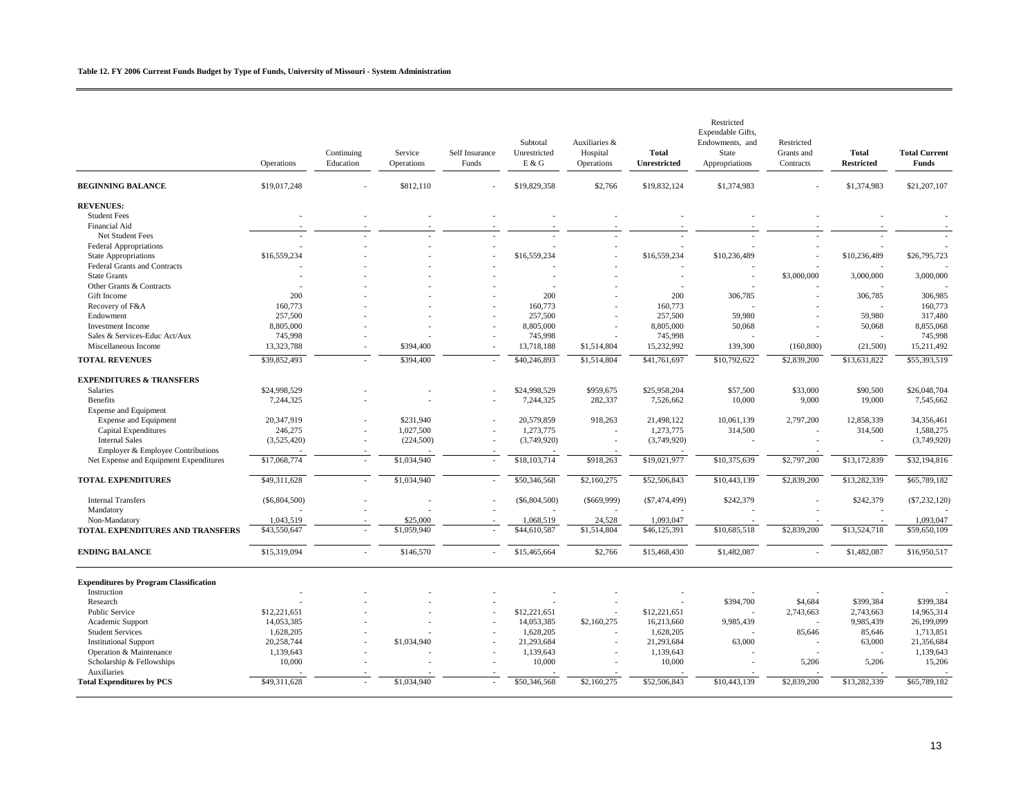**Table 12. FY 2006 Current Funds Budget by Type of Funds, University of Missouri - System Administration**

| | Operations | Continuing Education | Service Operations | Self Insurance Funds | Subtotal Unrestricted E & G | Auxiliaries & Hospital Operations | **Total Unrestricted** | Restricted Expendable Gifts, Endowments, and State Appropriations | Restricted Grants and Contracts | **Total Restricted** | **Total Current Funds** |
|---|---|---|---|---|---|---|---|---|---|---|---|
| **BEGINNING BALANCE** | $19,017,248 | - | $812,110 | - | $19,829,358 | $2,766 | $19,832,124 | $1,374,983 | - | $1,374,983 | $21,207,107 |
| **REVENUES:** | | | | | | | | | | | |
| Student Fees | - | - | - | - | - | - | - | - | - | - | - |
| Financial Aid | - | - | - | - | - | - | - | - | - | - | - |
| Net Student Fees | - | - | - | - | - | - | - | - | - | - | - |
| Federal Appropriations | - | - | - | - | - | - | - | - | - | - | - |
| State Appropriations | $16,559,234 | - | - | - | $16,559,234 | - | $16,559,234 | $10,236,489 | - | $10,236,489 | $26,795,723 |
| Federal Grants and Contracts | - | - | - | - | - | - | - | - | - | - | - |
| State Grants | - | - | - | - | - | - | - | - | $3,000,000 | 3,000,000 | 3,000,000 |
| Other Grants & Contracts | - | - | - | - | - | - | - | - | - | - | - |
| Gift Income | 200 | - | - | - | 200 | - | 200 | 306,785 | - | 306,785 | 306,985 |
| Recovery of F&A | 160,773 | - | - | - | 160,773 | - | 160,773 | - | - | - | 160,773 |
| Endowment | 257,500 | - | - | - | 257,500 | - | 257,500 | 59,980 | - | 59,980 | 317,480 |
| Investment Income | 8,805,000 | - | - | - | 8,805,000 | - | 8,805,000 | 50,068 | - | 50,068 | 8,855,068 |
| Sales & Services-Educ Act/Aux | 745,998 | - | - | - | 745,998 | - | 745,998 | - | - | - | 745,998 |
| Miscellaneous Income | 13,323,788 | - | $394,400 | - | 13,718,188 | $1,514,804 | 15,232,992 | 139,300 | (160,800) | (21,500) | 15,211,492 |
| **TOTAL REVENUES** | $39,852,493 | - | $394,400 | - | $40,246,893 | $1,514,804 | $41,761,697 | $10,792,622 | $2,839,200 | $13,631,822 | $55,393,519 |
| **EXPENDITURES & TRANSFERS** | | | | | | | | | | | |
| Salaries | $24,998,529 | - | - | - | $24,998,529 | $959,675 | $25,958,204 | $57,500 | $33,000 | $90,500 | $26,048,704 |
| Benefits | 7,244,325 | - | - | - | 7,244,325 | 282,337 | 7,526,662 | 10,000 | 9,000 | 19,000 | 7,545,662 |
| Expense and Equipment | | | | | | | | | | | |
| Expense and Equipment | 20,347,919 | - | $231,940 | - | 20,579,859 | 918,263 | 21,498,122 | 10,061,139 | 2,797,200 | 12,858,339 | 34,356,461 |
| Capital Expenditures | 246,275 | - | 1,027,500 | - | 1,273,775 | - | 1,273,775 | 314,500 | - | 314,500 | 1,588,275 |
| Internal Sales | (3,525,420) | - | (224,500) | - | (3,749,920) | - | (3,749,920) | - | - | - | (3,749,920) |
| Employer & Employee Contributions | - | - | - | - | - | - | - | - | - | - | - |
| Net Expense and Equipment Expenditures | $17,068,774 | - | $1,034,940 | - | $18,103,714 | $918,263 | $19,021,977 | $10,375,639 | $2,797,200 | $13,172,839 | $32,194,816 |
| **TOTAL EXPENDITURES** | $49,311,628 | - | $1,034,940 | - | $50,346,568 | $2,160,275 | $52,506,843 | $10,443,139 | $2,839,200 | $13,282,339 | $65,789,182 |
| Internal Transfers | ($6,804,500) | - | - | - | ($6,804,500) | ($669,999) | ($7,474,499) | $242,379 | - | $242,379 | ($7,232,120) |
| Mandatory | - | - | - | - | - | - | - | - | - | - | - |
| Non-Mandatory | 1,043,519 | - | $25,000 | - | 1,068,519 | 24,528 | 1,093,047 | - | - | - | 1,093,047 |
| **TOTAL EXPENDITURES AND TRANSFERS** | $43,550,647 | - | $1,059,940 | - | $44,610,587 | $1,514,804 | $46,125,391 | $10,685,518 | $2,839,200 | $13,524,718 | $59,650,109 |
| **ENDING BALANCE** | $15,319,094 | - | $146,570 | - | $15,465,664 | $2,766 | $15,468,430 | $1,482,087 | - | $1,482,087 | $16,950,517 |
| **Expenditures by Program Classification** | | | | | | | | | | | |
| Instruction | - | - | - | - | - | - | - | - | - | - | - |
| Research | - | - | - | - | - | - | - | $394,700 | $4,684 | $399,384 | $399,384 |
| Public Service | $12,221,651 | - | - | - | $12,221,651 | - | $12,221,651 | - | 2,743,663 | 2,743,663 | 14,965,314 |
| Academic Support | 14,053,385 | - | - | - | 14,053,385 | $2,160,275 | 16,213,660 | 9,985,439 | - | 9,985,439 | 26,199,099 |
| Student Services | 1,628,205 | - | - | - | 1,628,205 | - | 1,628,205 | - | 85,646 | 85,646 | 1,713,851 |
| Institutional Support | 20,258,744 | - | $1,034,940 | - | 21,293,684 | - | 21,293,684 | 63,000 | - | 63,000 | 21,356,684 |
| Operation & Maintenance | 1,139,643 | - | - | - | 1,139,643 | - | 1,139,643 | - | - | - | 1,139,643 |
| Scholarship & Fellowships | 10,000 | - | - | - | 10,000 | - | 10,000 | - | 5,206 | 5,206 | 15,206 |
| Auxiliaries | - | - | - | - | - | - | - | - | - | - | - |
| **Total Expenditures by PCS** | $49,311,628 | - | $1,034,940 | - | $50,346,568 | $2,160,275 | $52,506,843 | $10,443,139 | $2,839,200 | $13,282,339 | $65,789,182 |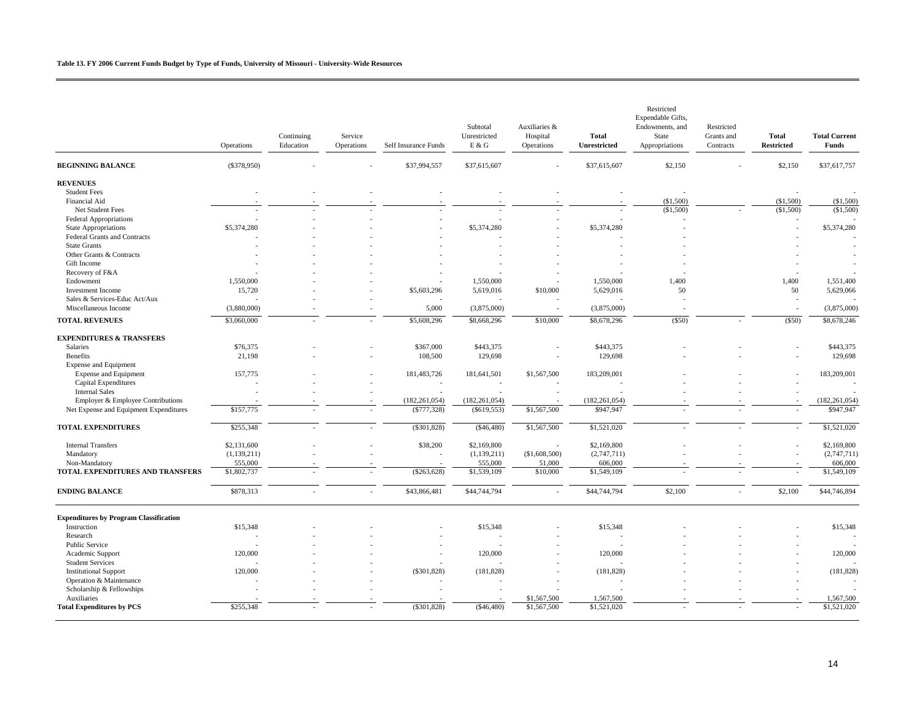**Table 13. FY 2006 Current Funds Budget by Type of Funds, University of Missouri - University-Wide Resources**

| | Operations | Continuing Education | Service Operations | Self Insurance Funds | Subtotal Unrestricted E & G | Auxiliaries & Hospital Operations | **Total Unrestricted** | Restricted Expendable Gifts, Endowments, and State Appropriations | Restricted Grants and Contracts | **Total Restricted** | **Total Current Funds** |
|---|---|---|---|---|---|---|---|---|---|---|---|
| **BEGINNING BALANCE** | ($378,950) | - | - | $37,994,557 | $37,615,607 | - | $37,615,607 | $2,150 | - | $2,150 | $37,617,757 |
| **REVENUES** | | | | | | | | | | | |
| Student Fees | - | - | - | - | - | - | - | - | | - | - |
| Financial Aid | - | - | - | - | - | - | - | ($1,500) | | ($1,500) | ($1,500) |
| Net Student Fees | - | - | - | - | - | - | - | ($1,500) | - | ($1,500) | ($1,500) |
| Federal Appropriations | - | - | - | - | - | - | - | - | | - | - |
| State Appropriations | $5,374,280 | - | - | - | $5,374,280 | - | $5,374,280 | - | | - | $5,374,280 |
| Federal Grants and Contracts | - | - | - | - | - | - | - | - | | - | - |
| State Grants | - | - | - | - | - | - | - | - | | - | - |
| Other Grants & Contracts | - | - | - | - | - | - | - | - | | - | - |
| Gift Income | - | - | - | - | - | - | - | - | | - | - |
| Recovery of F&A | - | - | - | - | - | - | - | - | | - | - |
| Endowment | 1,550,000 | - | - | - | 1,550,000 | - | 1,550,000 | 1,400 | | 1,400 | 1,551,400 |
| Investment Income | 15,720 | - | - | $5,603,296 | 5,619,016 | $10,000 | 5,629,016 | 50 | | 50 | 5,629,066 |
| Sales & Services-Educ Act/Aux | - | - | - | - | - | - | - | - | | - | - |
| Miscellaneous Income | (3,880,000) | - | - | 5,000 | (3,875,000) | - | (3,875,000) | - | | - | (3,875,000) |
| **TOTAL REVENUES** | $3,060,000 | - | - | $5,608,296 | $8,668,296 | $10,000 | $8,678,296 | ($50) | - | ($50) | $8,678,246 |
| **EXPENDITURES & TRANSFERS** | | | | | | | | | | | |
| Salaries | $76,375 | - | - | $367,000 | $443,375 | - | $443,375 | - | - | - | $443,375 |
| Benefits | 21,198 | - | - | 108,500 | 129,698 | - | 129,698 | - | - | - | 129,698 |
| Expense and Equipment | | | | | | | | | | | |
| Expense and Equipment | 157,775 | - | - | 181,483,726 | 181,641,501 | $1,567,500 | 183,209,001 | - | - | - | 183,209,001 |
| Capital Expenditures | - | - | - | - | - | - | - | - | - | - | - |
| Internal Sales | - | - | - | - | - | - | - | - | - | - | - |
| Employer & Employee Contributions | - | - | - | (182,261,054) | (182,261,054) | - | (182,261,054) | - | - | - | (182,261,054) |
| Net Expense and Equipment Expenditures | $157,775 | - | - | ($777,328) | ($619,553) | $1,567,500 | $947,947 | - | - | - | $947,947 |
| **TOTAL EXPENDITURES** | $255,348 | - | - | ($301,828) | ($46,480) | $1,567,500 | $1,521,020 | - | - | - | $1,521,020 |
| Internal Transfers | $2,131,600 | - | - | $38,200 | $2,169,800 | - | $2,169,800 | - | - | - | $2,169,800 |
| Mandatory | (1,139,211) | - | - | - | (1,139,211) | ($1,608,500) | (2,747,711) | - | - | - | (2,747,711) |
| Non-Mandatory | 555,000 | - | - | - | 555,000 | 51,000 | 606,000 | - | - | - | 606,000 |
| **TOTAL EXPENDITURES AND TRANSFERS** | $1,802,737 | - | - | ($263,628) | $1,539,109 | $10,000 | $1,549,109 | - | - | - | $1,549,109 |
| **ENDING BALANCE** | $878,313 | - | - | $43,866,481 | $44,744,794 | - | $44,744,794 | $2,100 | - | $2,100 | $44,746,894 |
| **Expenditures by Program Classification** | | | | | | | | | | | |
| Instruction | $15,348 | - | - | - | $15,348 | - | $15,348 | - | - | - | $15,348 |
| Research | - | - | - | - | - | - | - | - | - | - | - |
| Public Service | - | - | - | - | - | - | - | - | - | - | - |
| Academic Support | 120,000 | - | - | - | 120,000 | - | 120,000 | - | - | - | 120,000 |
| Student Services | - | - | - | - | - | - | - | - | - | - | - |
| Institutional Support | 120,000 | - | - | ($301,828) | (181,828) | - | (181,828) | - | - | - | (181,828) |
| Operation & Maintenance | - | - | - | - | - | - | - | - | - | - | - |
| Scholarship & Fellowships | - | - | - | - | - | - | - | - | - | - | - |
| Auxiliaries | - | - | - | - | - | $1,567,500 | 1,567,500 | - | - | - | 1,567,500 |
| **Total Expenditures by PCS** | $255,348 | - | - | ($301,828) | ($46,480) | $1,567,500 | $1,521,020 | - | - | - | $1,521,020 |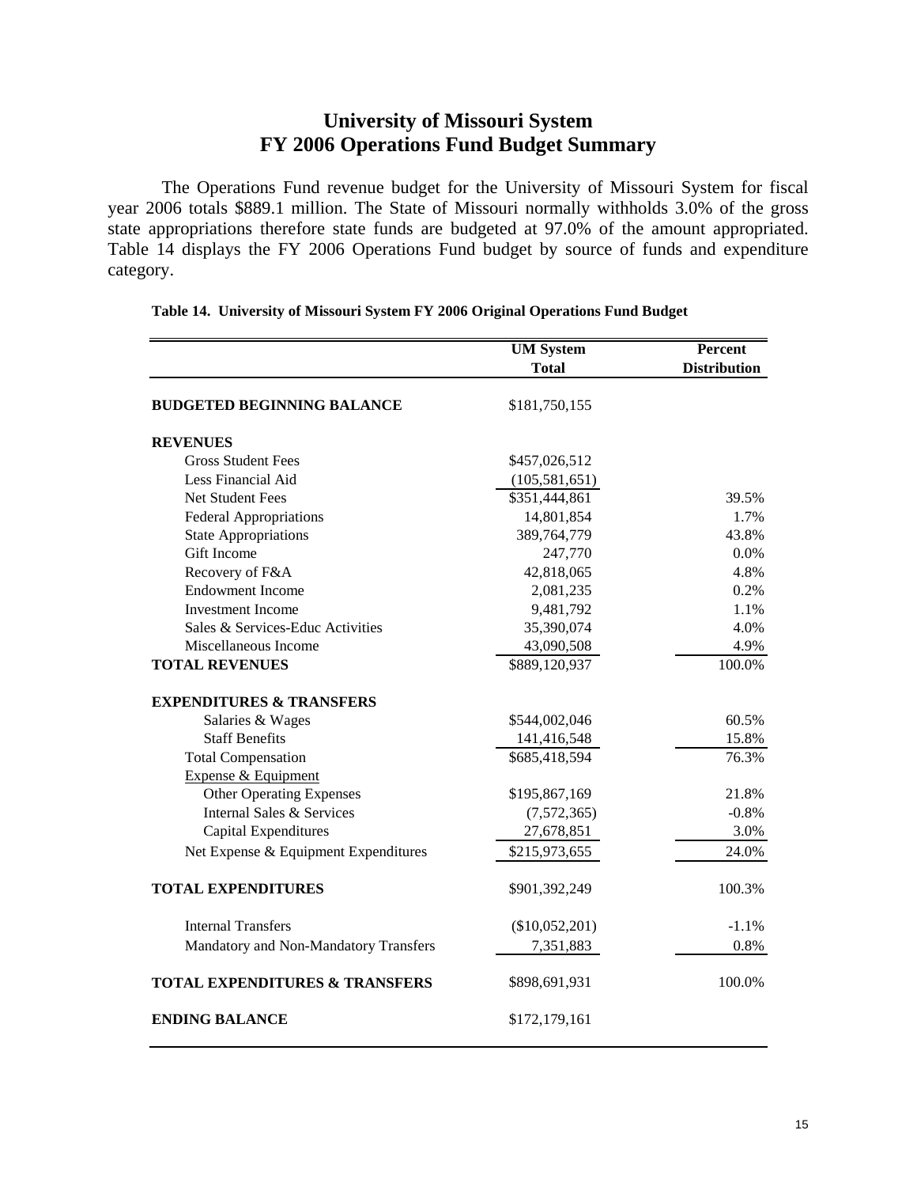# University of Missouri System
# FY 2006 Operations Fund Budget Summary

The Operations Fund revenue budget for the University of Missouri System for fiscal year 2006 totals $889.1 million. The State of Missouri normally withholds 3.0% of the gross state appropriations therefore state funds are budgeted at 97.0% of the amount appropriated. Table 14 displays the FY 2006 Operations Fund budget by source of funds and expenditure category.

**Table 14. University of Missouri System FY 2006 Original Operations Fund Budget**

| | UM System Total | Percent Distribution |
|---|---|---|
| **BUDGETED BEGINNING BALANCE** | $181,750,155 | |
| **REVENUES** | | |
| Gross Student Fees | $457,026,512 | |
| Less Financial Aid | (105,581,651) | |
| Net Student Fees | $351,444,861 | 39.5% |
| Federal Appropriations | 14,801,854 | 1.7% |
| State Appropriations | 389,764,779 | 43.8% |
| Gift Income | 247,770 | 0.0% |
| Recovery of F&A | 42,818,065 | 4.8% |
| Endowment Income | 2,081,235 | 0.2% |
| Investment Income | 9,481,792 | 1.1% |
| Sales & Services-Educ Activities | 35,390,074 | 4.0% |
| Miscellaneous Income | 43,090,508 | 4.9% |
| **TOTAL REVENUES** | $889,120,937 | 100.0% |
| **EXPENDITURES & TRANSFERS** | | |
| Salaries & Wages | $544,002,046 | 60.5% |
| Staff Benefits | 141,416,548 | 15.8% |
| Total Compensation | $685,418,594 | 76.3% |
| Expense & Equipment | | |
| Other Operating Expenses | $195,867,169 | 21.8% |
| Internal Sales & Services | (7,572,365) | -0.8% |
| Capital Expenditures | 27,678,851 | 3.0% |
| Net Expense & Equipment Expenditures | $215,973,655 | 24.0% |
| **TOTAL EXPENDITURES** | $901,392,249 | 100.3% |
| Internal Transfers | ($10,052,201) | -1.1% |
| Mandatory and Non-Mandatory Transfers | 7,351,883 | 0.8% |
| **TOTAL EXPENDITURES & TRANSFERS** | $898,691,931 | 100.0% |
| **ENDING BALANCE** | $172,179,161 | |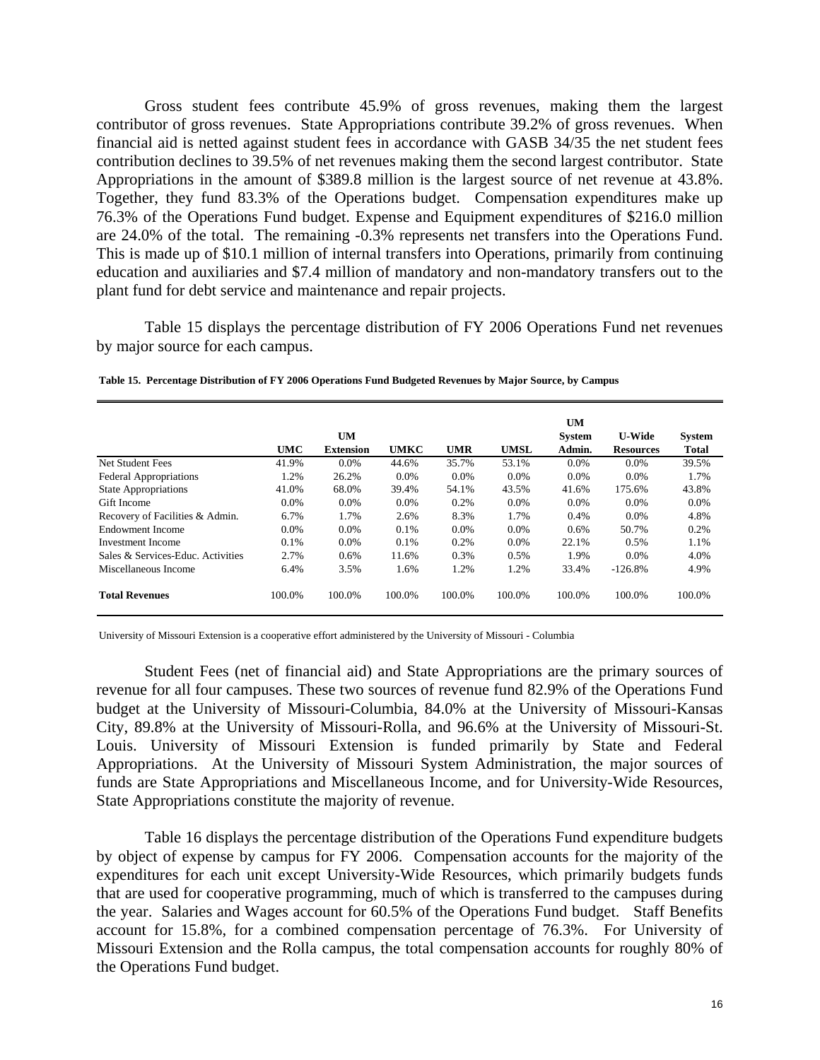Gross student fees contribute 45.9% of gross revenues, making them the largest contributor of gross revenues. State Appropriations contribute 39.2% of gross revenues. When financial aid is netted against student fees in accordance with GASB 34/35 the net student fees contribution declines to 39.5% of net revenues making them the second largest contributor. State Appropriations in the amount of $389.8 million is the largest source of net revenue at 43.8%. Together, they fund 83.3% of the Operations budget. Compensation expenditures make up 76.3% of the Operations Fund budget. Expense and Equipment expenditures of $216.0 million are 24.0% of the total. The remaining -0.3% represents net transfers into the Operations Fund. This is made up of $10.1 million of internal transfers into Operations, primarily from continuing education and auxiliaries and $7.4 million of mandatory and non-mandatory transfers out to the plant fund for debt service and maintenance and repair projects.

Table 15 displays the percentage distribution of FY 2006 Operations Fund net revenues by major source for each campus.

**Table 15. Percentage Distribution of FY 2006 Operations Fund Budgeted Revenues by Major Source, by Campus**

| | UMC | UM Extension | UMKC | UMR | UMSL | UM System Admin. | U-Wide Resources | System Total |
|---|---|---|---|---|---|---|---|---|
| Net Student Fees | 41.9% | 0.0% | 44.6% | 35.7% | 53.1% | 0.0% | 0.0% | 39.5% |
| Federal Appropriations | 1.2% | 26.2% | 0.0% | 0.0% | 0.0% | 0.0% | 0.0% | 1.7% |
| State Appropriations | 41.0% | 68.0% | 39.4% | 54.1% | 43.5% | 41.6% | 175.6% | 43.8% |
| Gift Income | 0.0% | 0.0% | 0.0% | 0.2% | 0.0% | 0.0% | 0.0% | 0.0% |
| Recovery of Facilities & Admin. | 6.7% | 1.7% | 2.6% | 8.3% | 1.7% | 0.4% | 0.0% | 4.8% |
| Endowment Income | 0.0% | 0.0% | 0.1% | 0.0% | 0.0% | 0.6% | 50.7% | 0.2% |
| Investment Income | 0.1% | 0.0% | 0.1% | 0.2% | 0.0% | 22.1% | 0.5% | 1.1% |
| Sales & Services-Educ. Activities | 2.7% | 0.6% | 11.6% | 0.3% | 0.5% | 1.9% | 0.0% | 4.0% |
| Miscellaneous Income | 6.4% | 3.5% | 1.6% | 1.2% | 1.2% | 33.4% | -126.8% | 4.9% |
| **Total Revenues** | 100.0% | 100.0% | 100.0% | 100.0% | 100.0% | 100.0% | 100.0% | 100.0% |

University of Missouri Extension is a cooperative effort administered by the University of Missouri - Columbia

Student Fees (net of financial aid) and State Appropriations are the primary sources of revenue for all four campuses. These two sources of revenue fund 82.9% of the Operations Fund budget at the University of Missouri-Columbia, 84.0% at the University of Missouri-Kansas City, 89.8% at the University of Missouri-Rolla, and 96.6% at the University of Missouri-St. Louis. University of Missouri Extension is funded primarily by State and Federal Appropriations. At the University of Missouri System Administration, the major sources of funds are State Appropriations and Miscellaneous Income, and for University-Wide Resources, State Appropriations constitute the majority of revenue.

Table 16 displays the percentage distribution of the Operations Fund expenditure budgets by object of expense by campus for FY 2006. Compensation accounts for the majority of the expenditures for each unit except University-Wide Resources, which primarily budgets funds that are used for cooperative programming, much of which is transferred to the campuses during the year. Salaries and Wages account for 60.5% of the Operations Fund budget. Staff Benefits account for 15.8%, for a combined compensation percentage of 76.3%. For University of Missouri Extension and the Rolla campus, the total compensation accounts for roughly 80% of the Operations Fund budget.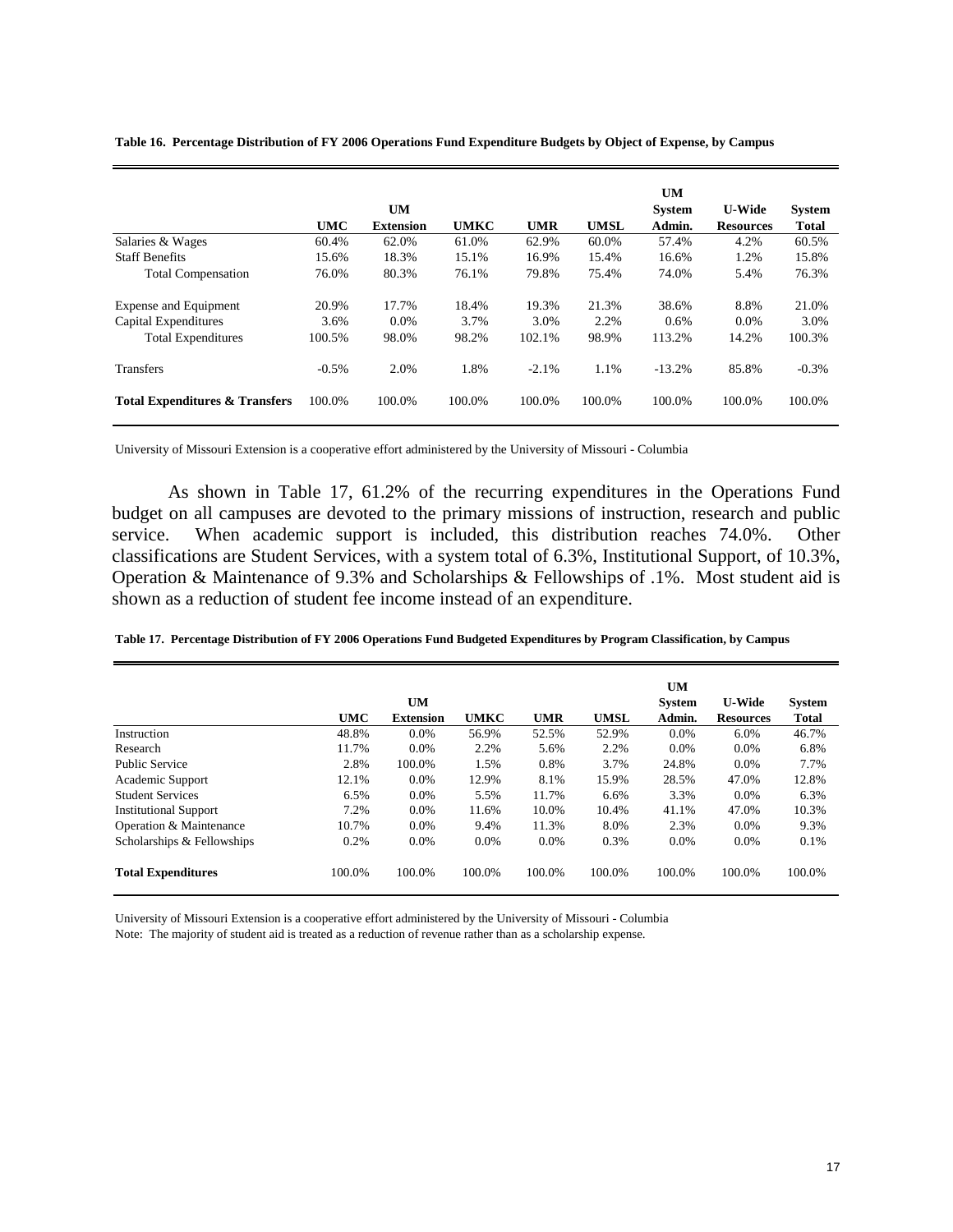**Table 16. Percentage Distribution of FY 2006 Operations Fund Expenditure Budgets by Object of Expense, by Campus**

| | UMC | UM Extension | UMKC | UMR | UMSL | UM System Admin. | U-Wide Resources | System Total |
|---|---|---|---|---|---|---|---|---|
| Salaries & Wages | 60.4% | 62.0% | 61.0% | 62.9% | 60.0% | 57.4% | 4.2% | 60.5% |
| Staff Benefits | 15.6% | 18.3% | 15.1% | 16.9% | 15.4% | 16.6% | 1.2% | 15.8% |
| Total Compensation | 76.0% | 80.3% | 76.1% | 79.8% | 75.4% | 74.0% | 5.4% | 76.3% |
| Expense and Equipment | 20.9% | 17.7% | 18.4% | 19.3% | 21.3% | 38.6% | 8.8% | 21.0% |
| Capital Expenditures | 3.6% | 0.0% | 3.7% | 3.0% | 2.2% | 0.6% | 0.0% | 3.0% |
| Total Expenditures | 100.5% | 98.0% | 98.2% | 102.1% | 98.9% | 113.2% | 14.2% | 100.3% |
| Transfers | -0.5% | 2.0% | 1.8% | -2.1% | 1.1% | -13.2% | 85.8% | -0.3% |
| **Total Expenditures & Transfers** | 100.0% | 100.0% | 100.0% | 100.0% | 100.0% | 100.0% | 100.0% | 100.0% |

University of Missouri Extension is a cooperative effort administered by the University of Missouri - Columbia

As shown in Table 17, 61.2% of the recurring expenditures in the Operations Fund budget on all campuses are devoted to the primary missions of instruction, research and public service. When academic support is included, this distribution reaches 74.0%. Other classifications are Student Services, with a system total of 6.3%, Institutional Support, of 10.3%, Operation & Maintenance of 9.3% and Scholarships & Fellowships of .1%. Most student aid is shown as a reduction of student fee income instead of an expenditure.

**Table 17. Percentage Distribution of FY 2006 Operations Fund Budgeted Expenditures by Program Classification, by Campus**

| | UMC | UM Extension | UMKC | UMR | UMSL | UM System Admin. | U-Wide Resources | System Total |
|---|---|---|---|---|---|---|---|---|
| Instruction | 48.8% | 0.0% | 56.9% | 52.5% | 52.9% | 0.0% | 6.0% | 46.7% |
| Research | 11.7% | 0.0% | 2.2% | 5.6% | 2.2% | 0.0% | 0.0% | 6.8% |
| Public Service | 2.8% | 100.0% | 1.5% | 0.8% | 3.7% | 24.8% | 0.0% | 7.7% |
| Academic Support | 12.1% | 0.0% | 12.9% | 8.1% | 15.9% | 28.5% | 47.0% | 12.8% |
| Student Services | 6.5% | 0.0% | 5.5% | 11.7% | 6.6% | 3.3% | 0.0% | 6.3% |
| Institutional Support | 7.2% | 0.0% | 11.6% | 10.0% | 10.4% | 41.1% | 47.0% | 10.3% |
| Operation & Maintenance | 10.7% | 0.0% | 9.4% | 11.3% | 8.0% | 2.3% | 0.0% | 9.3% |
| Scholarships & Fellowships | 0.2% | 0.0% | 0.0% | 0.0% | 0.3% | 0.0% | 0.0% | 0.1% |
| **Total Expenditures** | 100.0% | 100.0% | 100.0% | 100.0% | 100.0% | 100.0% | 100.0% | 100.0% |

University of Missouri Extension is a cooperative effort administered by the University of Missouri - Columbia

Note: The majority of student aid is treated as a reduction of revenue rather than as a scholarship expense.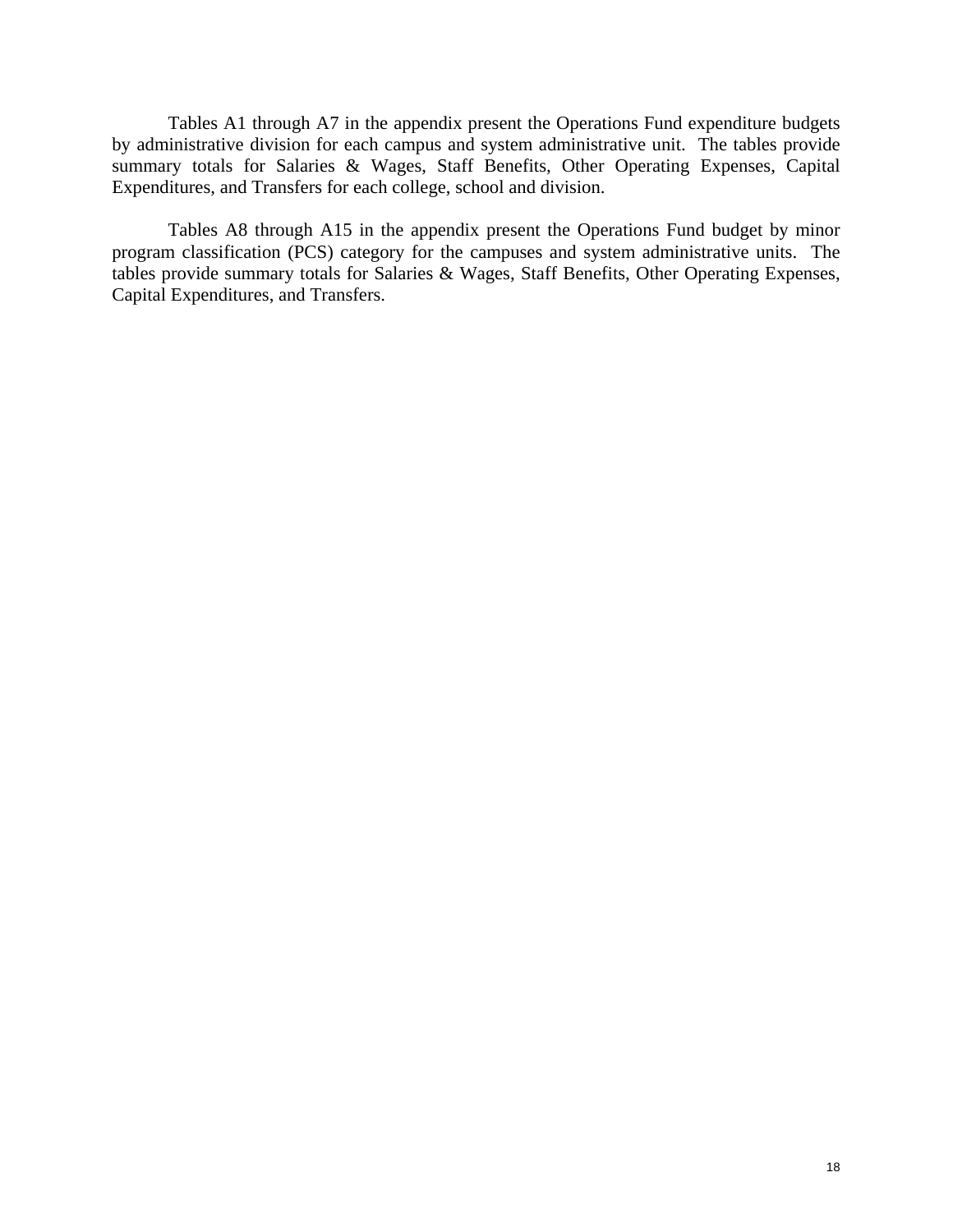Tables A1 through A7 in the appendix present the Operations Fund expenditure budgets by administrative division for each campus and system administrative unit. The tables provide summary totals for Salaries & Wages, Staff Benefits, Other Operating Expenses, Capital Expenditures, and Transfers for each college, school and division.

Tables A8 through A15 in the appendix present the Operations Fund budget by minor program classification (PCS) category for the campuses and system administrative units. The tables provide summary totals for Salaries & Wages, Staff Benefits, Other Operating Expenses, Capital Expenditures, and Transfers.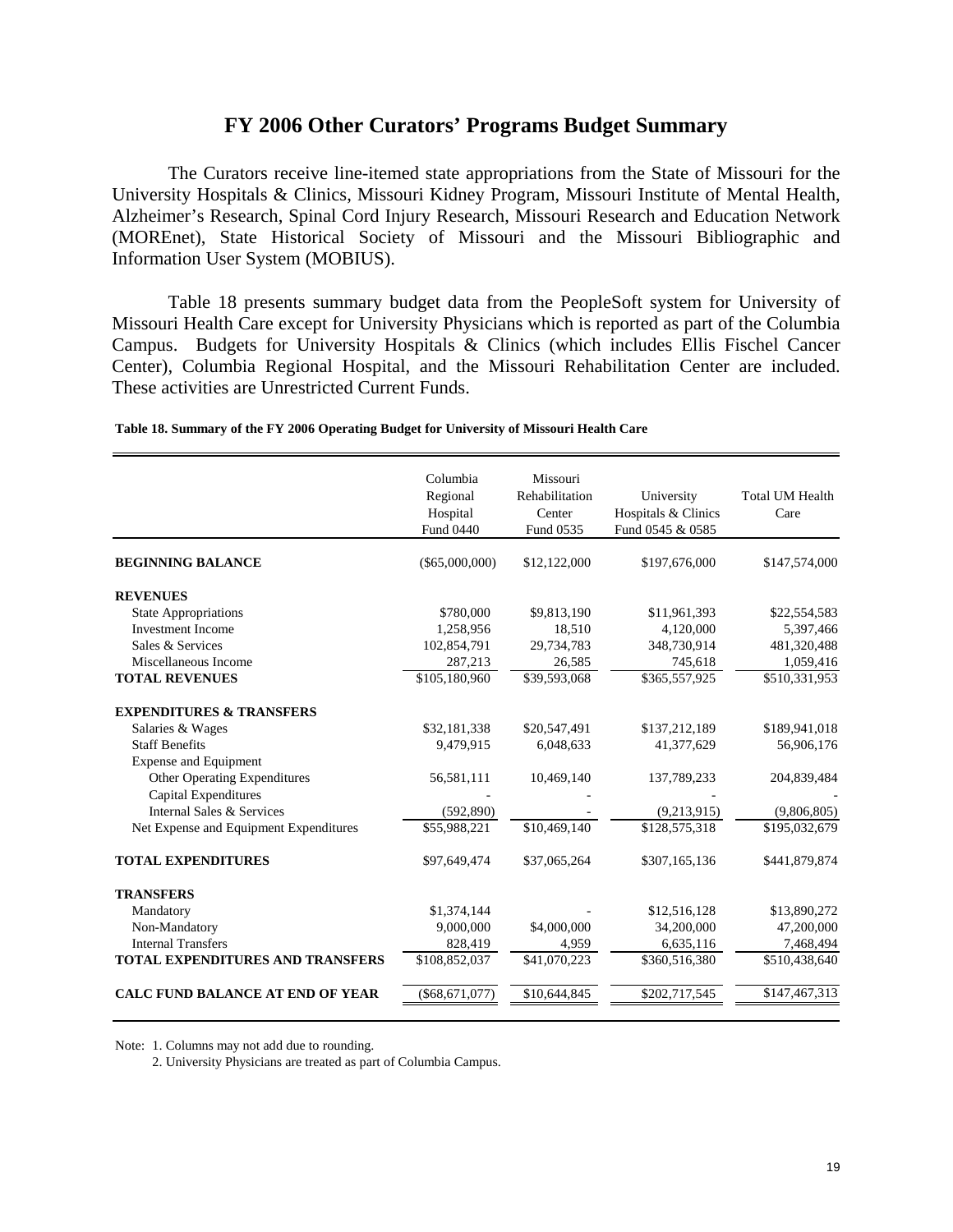# FY 2006 Other Curators' Programs Budget Summary

The Curators receive line-itemed state appropriations from the State of Missouri for the University Hospitals & Clinics, Missouri Kidney Program, Missouri Institute of Mental Health, Alzheimer's Research, Spinal Cord Injury Research, Missouri Research and Education Network (MOREnet), State Historical Society of Missouri and the Missouri Bibliographic and Information User System (MOBIUS).

Table 18 presents summary budget data from the PeopleSoft system for University of Missouri Health Care except for University Physicians which is reported as part of the Columbia Campus. Budgets for University Hospitals & Clinics (which includes Ellis Fischel Cancer Center), Columbia Regional Hospital, and the Missouri Rehabilitation Center are included. These activities are Unrestricted Current Funds.

**Table 18. Summary of the FY 2006 Operating Budget for University of Missouri Health Care**

| | Columbia Regional Hospital Fund 0440 | Missouri Rehabilitation Center Fund 0535 | University Hospitals & Clinics Fund 0545 & 0585 | Total UM Health Care |
|---|---|---|---|---|
| **BEGINNING BALANCE** | ($65,000,000) | $12,122,000 | $197,676,000 | $147,574,000 |
| **REVENUES** | | | | |
| State Appropriations | $780,000 | $9,813,190 | $11,961,393 | $22,554,583 |
| Investment Income | 1,258,956 | 18,510 | 4,120,000 | 5,397,466 |
| Sales & Services | 102,854,791 | 29,734,783 | 348,730,914 | 481,320,488 |
| Miscellaneous Income | 287,213 | 26,585 | 745,618 | 1,059,416 |
| **TOTAL REVENUES** | $105,180,960 | $39,593,068 | $365,557,925 | $510,331,953 |
| **EXPENDITURES & TRANSFERS** | | | | |
| Salaries & Wages | $32,181,338 | $20,547,491 | $137,212,189 | $189,941,018 |
| Staff Benefits | 9,479,915 | 6,048,633 | 41,377,629 | 56,906,176 |
| Expense and Equipment | | | | |
| Other Operating Expenditures | 56,581,111 | 10,469,140 | 137,789,233 | 204,839,484 |
| Capital Expenditures | - | - | - | - |
| Internal Sales & Services | (592,890) | - | (9,213,915) | (9,806,805) |
| Net Expense and Equipment Expenditures | $55,988,221 | $10,469,140 | $128,575,318 | $195,032,679 |
| **TOTAL EXPENDITURES** | $97,649,474 | $37,065,264 | $307,165,136 | $441,879,874 |
| **TRANSFERS** | | | | |
| Mandatory | $1,374,144 | - | $12,516,128 | $13,890,272 |
| Non-Mandatory | 9,000,000 | $4,000,000 | 34,200,000 | 47,200,000 |
| Internal Transfers | 828,419 | 4,959 | 6,635,116 | 7,468,494 |
| **TOTAL EXPENDITURES AND TRANSFERS** | $108,852,037 | $41,070,223 | $360,516,380 | $510,438,640 |
| **CALC FUND BALANCE AT END OF YEAR** | ($68,671,077) | $10,644,845 | $202,717,545 | $147,467,313 |

Note: 1. Columns may not add due to rounding.
2. University Physicians are treated as part of Columbia Campus.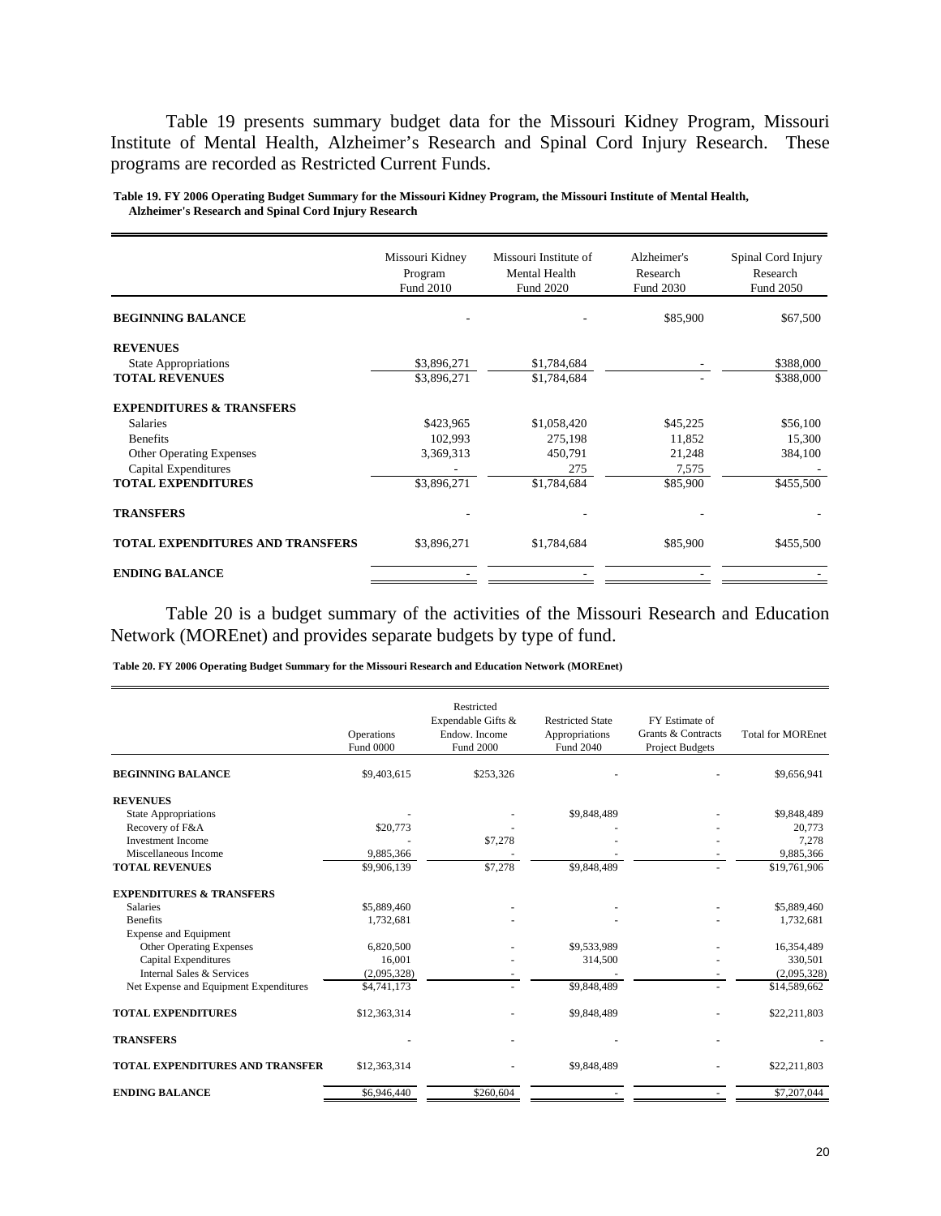Table 19 presents summary budget data for the Missouri Kidney Program, Missouri Institute of Mental Health, Alzheimer's Research and Spinal Cord Injury Research. These programs are recorded as Restricted Current Funds.

**Table 19. FY 2006 Operating Budget Summary for the Missouri Kidney Program, the Missouri Institute of Mental Health, Alzheimer's Research and Spinal Cord Injury Research**

| | Missouri Kidney Program Fund 2010 | Missouri Institute of Mental Health Fund 2020 | Alzheimer's Research Fund 2030 | Spinal Cord Injury Research Fund 2050 |
|---|---|---|---|---|
| **BEGINNING BALANCE** | - | - | $85,900 | $67,500 |
| **REVENUES** | | | | |
| State Appropriations | $3,896,271 | $1,784,684 | - | $388,000 |
| **TOTAL REVENUES** | $3,896,271 | $1,784,684 | - | $388,000 |
| **EXPENDITURES & TRANSFERS** | | | | |
| Salaries | $423,965 | $1,058,420 | $45,225 | $56,100 |
| Benefits | 102,993 | 275,198 | 11,852 | 15,300 |
| Other Operating Expenses | 3,369,313 | 450,791 | 21,248 | 384,100 |
| Capital Expenditures | - | 275 | 7,575 | - |
| **TOTAL EXPENDITURES** | $3,896,271 | $1,784,684 | $85,900 | $455,500 |
| **TRANSFERS** | - | - | - | - |
| **TOTAL EXPENDITURES AND TRANSFERS** | $3,896,271 | $1,784,684 | $85,900 | $455,500 |
| **ENDING BALANCE** | - | - | - | - |

Table 20 is a budget summary of the activities of the Missouri Research and Education Network (MOREnet) and provides separate budgets by type of fund.

**Table 20. FY 2006 Operating Budget Summary for the Missouri Research and Education Network (MOREnet)**

| | Operations Fund 0000 | Restricted Expendable Gifts & Endow. Income Fund 2000 | Restricted State Appropriations Fund 2040 | FY Estimate of Grants & Contracts Project Budgets | Total for MOREnet |
|---|---|---|---|---|---|
| **BEGINNING BALANCE** | $9,403,615 | $253,326 | - | - | $9,656,941 |
| **REVENUES** | | | | | |
| State Appropriations | - | - | $9,848,489 | - | $9,848,489 |
| Recovery of F&A | $20,773 | - | - | - | 20,773 |
| Investment Income | - | $7,278 | - | - | 7,278 |
| Miscellaneous Income | 9,885,366 | - | - | - | 9,885,366 |
| **TOTAL REVENUES** | $9,906,139 | $7,278 | $9,848,489 | - | $19,761,906 |
| **EXPENDITURES & TRANSFERS** | | | | | |
| Salaries | $5,889,460 | - | - | - | $5,889,460 |
| Benefits | 1,732,681 | - | - | - | 1,732,681 |
| Expense and Equipment | | | | | |
| Other Operating Expenses | 6,820,500 | - | $9,533,989 | - | 16,354,489 |
| Capital Expenditures | 16,001 | - | 314,500 | - | 330,501 |
| Internal Sales & Services | (2,095,328) | - | - | - | (2,095,328) |
| Net Expense and Equipment Expenditures | $4,741,173 | - | $9,848,489 | - | $14,589,662 |
| **TOTAL EXPENDITURES** | $12,363,314 | - | $9,848,489 | - | $22,211,803 |
| **TRANSFERS** | - | - | - | - | - |
| **TOTAL EXPENDITURES AND TRANSFER** | $12,363,314 | - | $9,848,489 | - | $22,211,803 |
| **ENDING BALANCE** | $6,946,440 | $260,604 | - | - | $7,207,044 |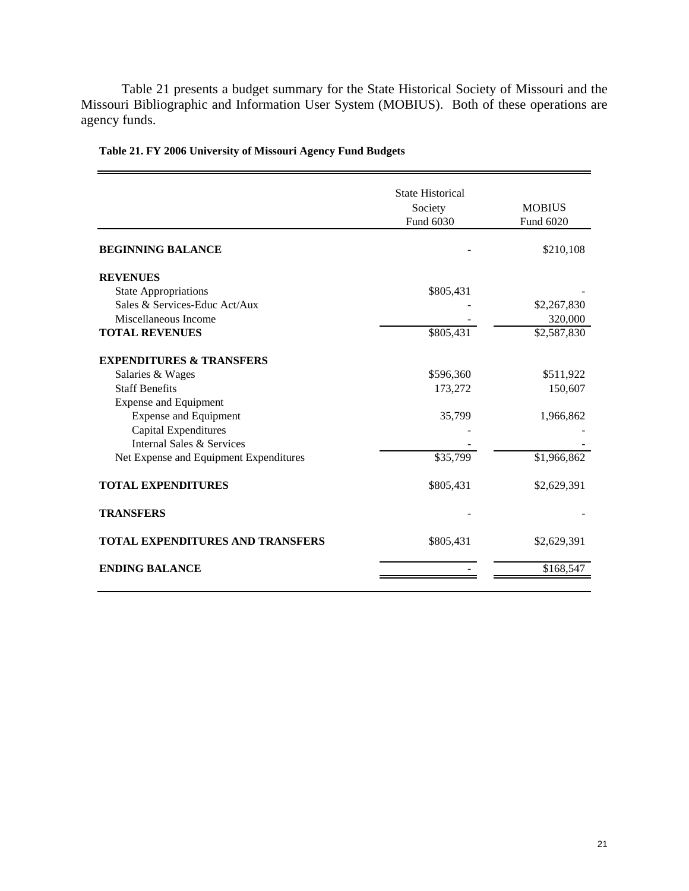Table 21 presents a budget summary for the State Historical Society of Missouri and the Missouri Bibliographic and Information User System (MOBIUS). Both of these operations are agency funds.

**Table 21. FY 2006 University of Missouri Agency Fund Budgets**

| | State Historical Society Fund 6030 | MOBIUS Fund 6020 |
|---|---|---|
| **BEGINNING BALANCE** | - | $210,108 |
| **REVENUES** | | |
| State Appropriations | $805,431 | - |
| Sales & Services-Educ Act/Aux | - | $2,267,830 |
| Miscellaneous Income | - | 320,000 |
| **TOTAL REVENUES** | $805,431 | $2,587,830 |
| **EXPENDITURES & TRANSFERS** | | |
| Salaries & Wages | $596,360 | $511,922 |
| Staff Benefits | 173,272 | 150,607 |
| Expense and Equipment | | |
| Expense and Equipment | 35,799 | 1,966,862 |
| Capital Expenditures | - | - |
| Internal Sales & Services | - | - |
| Net Expense and Equipment Expenditures | $35,799 | $1,966,862 |
| **TOTAL EXPENDITURES** | $805,431 | $2,629,391 |
| **TRANSFERS** | - | - |
| **TOTAL EXPENDITURES AND TRANSFERS** | $805,431 | $2,629,391 |
| **ENDING BALANCE** | - | $168,547 |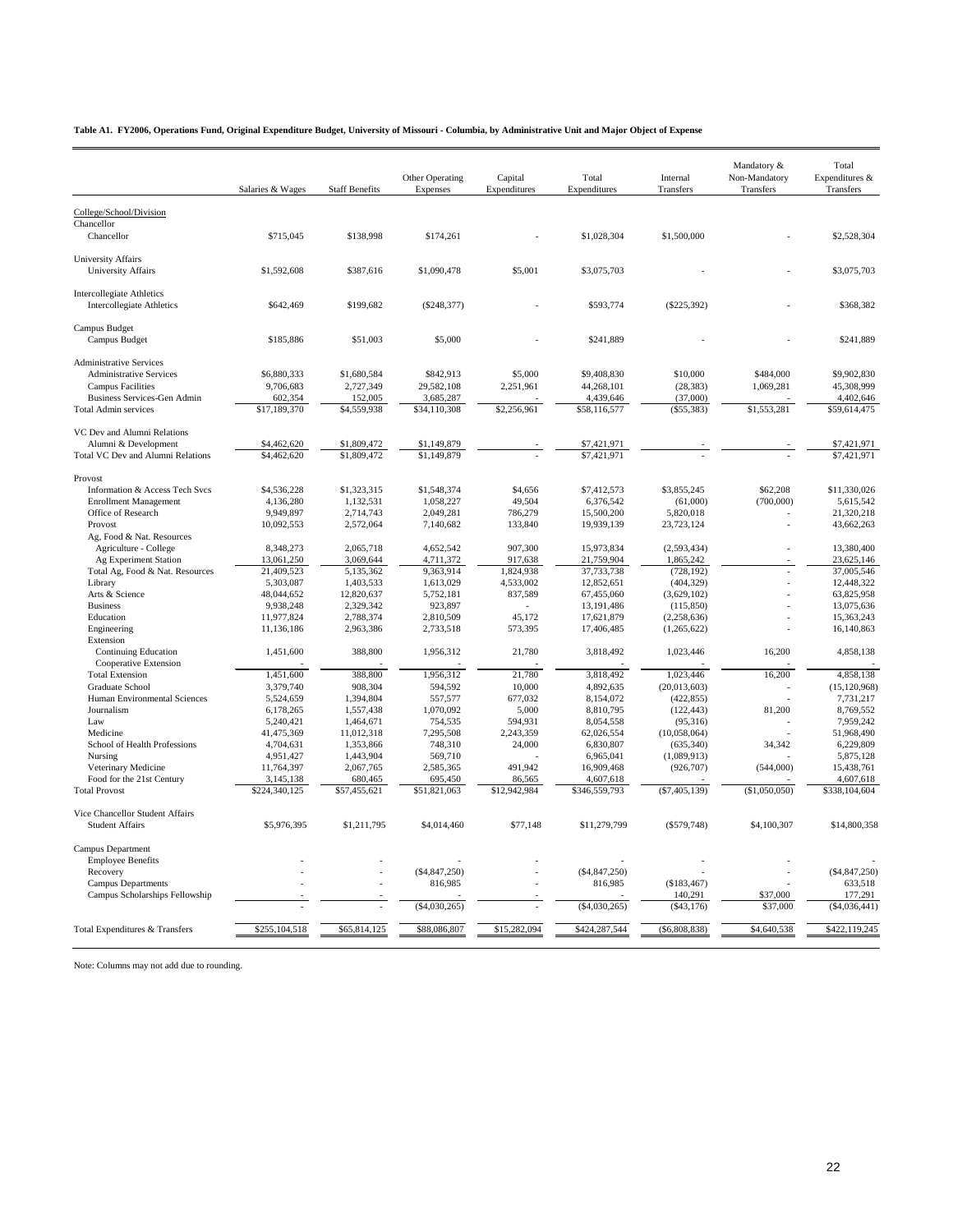**Table A1. FY2006, Operations Fund, Original Expenditure Budget, University of Missouri - Columbia, by Administrative Unit and Major Object of Expense**

| | Salaries & Wages | Staff Benefits | Other Operating Expenses | Capital Expenditures | Total Expenditures | Internal Transfers | Mandatory & Non-Mandatory Transfers | Total Expenditures & Transfers |
|---|---|---|---|---|---|---|---|---|
| College/School/Division | | | | | | | | |
| Chancellor | | | | | | | | |
| Chancellor | $715,045 | $138,998 | $174,261 | - | $1,028,304 | $1,500,000 | - | $2,528,304 |
| University Affairs | | | | | | | | |
| University Affairs | $1,592,608 | $387,616 | $1,090,478 | $5,001 | $3,075,703 | - | - | $3,075,703 |
| Intercollegiate Athletics | | | | | | | | |
| Intercollegiate Athletics | $642,469 | $199,682 | ($248,377) | - | $593,774 | ($225,392) | - | $368,382 |
| Campus Budget | | | | | | | | |
| Campus Budget | $185,886 | $51,003 | $5,000 | - | $241,889 | - | - | $241,889 |
| Administrative Services | | | | | | | | |
| Administrative Services | $6,880,333 | $1,680,584 | $842,913 | $5,000 | $9,408,830 | $10,000 | $484,000 | $9,902,830 |
| Campus Facilities | 9,706,683 | 2,727,349 | 29,582,108 | 2,251,961 | 44,268,101 | (28,383) | 1,069,281 | 45,308,999 |
| Business Services-Gen Admin | 602,354 | 152,005 | 3,685,287 | - | 4,439,646 | (37,000) | - | 4,402,646 |
| Total Admin services | $17,189,370 | $4,559,938 | $34,110,308 | $2,256,961 | $58,116,577 | ($55,383) | $1,553,281 | $59,614,475 |
| VC Dev and Alumni Relations | | | | | | | | |
| Alumni & Development | $4,462,620 | $1,809,472 | $1,149,879 | - | $7,421,971 | - | - | $7,421,971 |
| Total VC Dev and Alumni Relations | $4,462,620 | $1,809,472 | $1,149,879 | - | $7,421,971 | - | - | $7,421,971 |
| Provost | | | | | | | | |
| Information & Access Tech Svcs | $4,536,228 | $1,323,315 | $1,548,374 | $4,656 | $7,412,573 | $3,855,245 | $62,208 | $11,330,026 |
| Enrollment Management | 4,136,280 | 1,132,531 | 1,058,227 | 49,504 | 6,376,542 | (61,000) | (700,000) | 5,615,542 |
| Office of Research | 9,949,897 | 2,714,743 | 2,049,281 | 786,279 | 15,500,200 | 5,820,018 | - | 21,320,218 |
| Provost | 10,092,553 | 2,572,064 | 7,140,682 | 133,840 | 19,939,139 | 23,723,124 | - | 43,662,263 |
| Ag, Food & Nat. Resources | | | | | | | | |
| Agriculture - College | 8,348,273 | 2,065,718 | 4,652,542 | 907,300 | 15,973,834 | (2,593,434) | - | 13,380,400 |
| Ag Experiment Station | 13,061,250 | 3,069,644 | 4,711,372 | 917,638 | 21,759,904 | 1,865,242 | - | 23,625,146 |
| Total Ag, Food & Nat. Resources | 21,409,523 | 5,135,362 | 9,363,914 | 1,824,938 | 37,733,738 | (728,192) | - | 37,005,546 |
| Library | 5,303,087 | 1,403,533 | 1,613,029 | 4,533,002 | 12,852,651 | (404,329) | - | 12,448,322 |
| Arts & Science | 48,044,652 | 12,820,637 | 5,752,181 | 837,589 | 67,455,060 | (3,629,102) | - | 63,825,958 |
| Business | 9,938,248 | 2,329,342 | 923,897 | - | 13,191,486 | (115,850) | - | 13,075,636 |
| Education | 11,977,824 | 2,788,374 | 2,810,509 | 45,172 | 17,621,879 | (2,258,636) | - | 15,363,243 |
| Engineering | 11,136,186 | 2,963,386 | 2,733,518 | 573,395 | 17,406,485 | (1,265,622) | - | 16,140,863 |
| Extension | | | | | | | | |
| Continuing Education | 1,451,600 | 388,800 | 1,956,312 | 21,780 | 3,818,492 | 1,023,446 | 16,200 | 4,858,138 |
| Cooperative Extension | - | - | - | - | - | - | - | - |
| Total Extension | 1,451,600 | 388,800 | 1,956,312 | 21,780 | 3,818,492 | 1,023,446 | 16,200 | 4,858,138 |
| Graduate School | 3,379,740 | 908,304 | 594,592 | 10,000 | 4,892,635 | (20,013,603) | - | (15,120,968) |
| Human Environmental Sciences | 5,524,659 | 1,394,804 | 557,577 | 677,032 | 8,154,072 | (422,855) | - | 7,731,217 |
| Journalism | 6,178,265 | 1,557,438 | 1,070,092 | 5,000 | 8,810,795 | (122,443) | 81,200 | 8,769,552 |
| Law | 5,240,421 | 1,464,671 | 754,535 | 594,931 | 8,054,558 | (95,316) | - | 7,959,242 |
| Medicine | 41,475,369 | 11,012,318 | 7,295,508 | 2,243,359 | 62,026,554 | (10,058,064) | - | 51,968,490 |
| School of Health Professions | 4,704,631 | 1,353,866 | 748,310 | 24,000 | 6,830,807 | (635,340) | 34,342 | 6,229,809 |
| Nursing | 4,951,427 | 1,443,904 | 569,710 | - | 6,965,041 | (1,089,913) | - | 5,875,128 |
| Veterinary Medicine | 11,764,397 | 2,067,765 | 2,585,365 | 491,942 | 16,909,468 | (926,707) | (544,000) | 15,438,761 |
| Food for the 21st Century | 3,145,138 | 680,465 | 695,450 | 86,565 | 4,607,618 | - | - | 4,607,618 |
| Total Provost | $224,340,125 | $57,455,621 | $51,821,063 | $12,942,984 | $346,559,793 | ($7,405,139) | ($1,050,050) | $338,104,604 |
| Vice Chancellor Student Affairs | | | | | | | | |
| Student Affairs | $5,976,395 | $1,211,795 | $4,014,460 | $77,148 | $11,279,799 | ($579,748) | $4,100,307 | $14,800,358 |
| Campus Department | | | | | | | | |
| Employee Benefits | - | - | - | - | - | - | - | - |
| Recovery | - | - | ($4,847,250) | - | ($4,847,250) | - | - | ($4,847,250) |
| Campus Departments | - | - | 816,985 | - | 816,985 | ($183,467) | - | 633,518 |
| Campus Scholarships Fellowship | - | - | - | - | - | 140,291 | $37,000 | 177,291 |
| | - | - | ($4,030,265) | - | ($4,030,265) | ($43,176) | $37,000 | ($4,036,441) |
| Total Expenditures & Transfers | $255,104,518 | $65,814,125 | $88,086,807 | $15,282,094 | $424,287,544 | ($6,808,838) | $4,640,538 | $422,119,245 |

Note: Columns may not add due to rounding.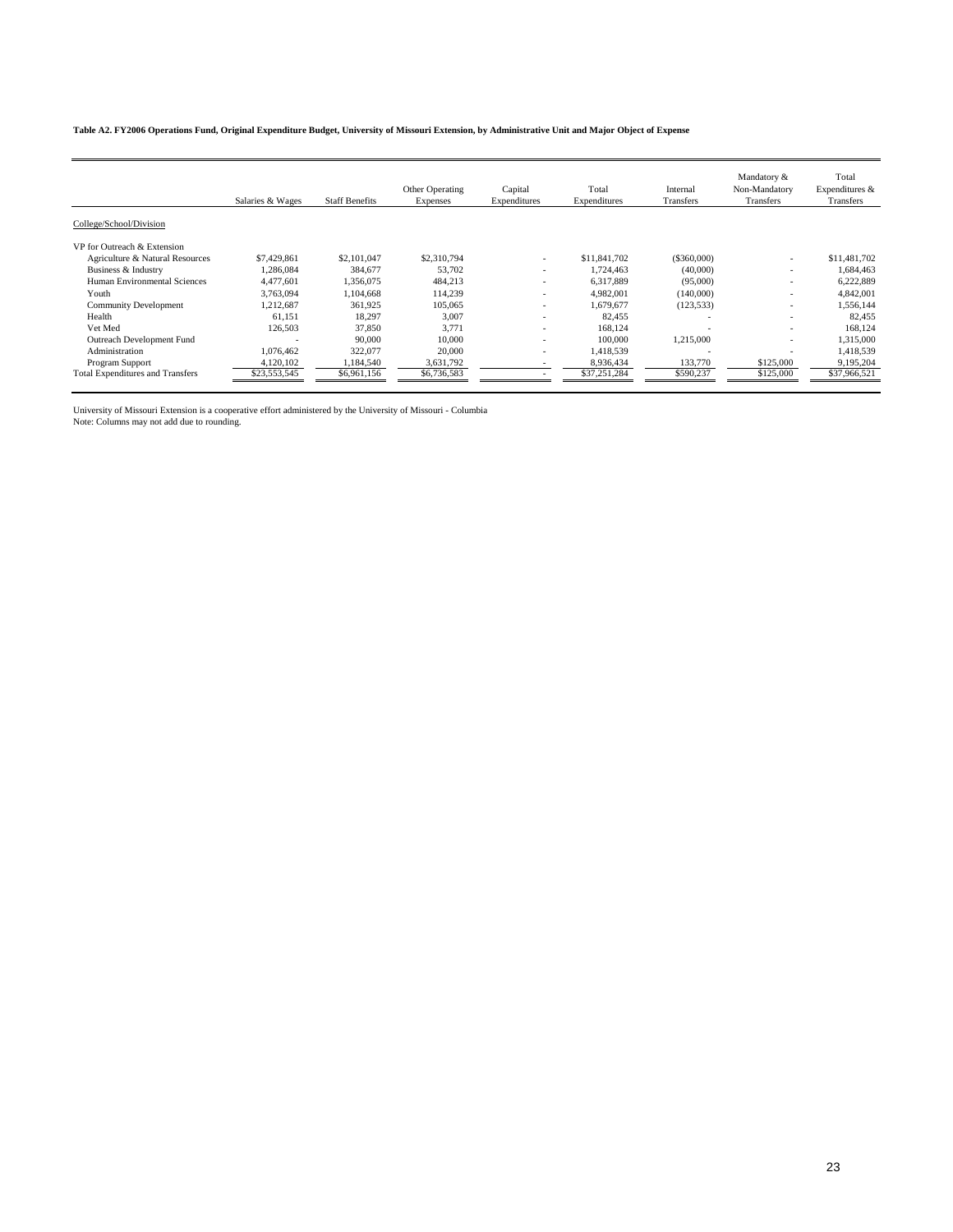**Table A2. FY2006 Operations Fund, Original Expenditure Budget, University of Missouri Extension, by Administrative Unit and Major Object of Expense**

| | Salaries & Wages | Staff Benefits | Other Operating Expenses | Capital Expenditures | Total Expenditures | Internal Transfers | Mandatory & Non-Mandatory Transfers | Total Expenditures & Transfers |
|---|---|---|---|---|---|---|---|---|
| College/School/Division | | | | | | | | |
| VP for Outreach & Extension | | | | | | | | |
| Agriculture & Natural Resources | $7,429,861 | $2,101,047 | $2,310,794 | - | $11,841,702 | ($360,000) | - | $11,481,702 |
| Business & Industry | 1,286,084 | 384,677 | 53,702 | - | 1,724,463 | (40,000) | - | 1,684,463 |
| Human Environmental Sciences | 4,477,601 | 1,356,075 | 484,213 | - | 6,317,889 | (95,000) | - | 6,222,889 |
| Youth | 3,763,094 | 1,104,668 | 114,239 | - | 4,982,001 | (140,000) | - | 4,842,001 |
| Community Development | 1,212,687 | 361,925 | 105,065 | - | 1,679,677 | (123,533) | - | 1,556,144 |
| Health | 61,151 | 18,297 | 3,007 | - | 82,455 | - | - | 82,455 |
| Vet Med | 126,503 | 37,850 | 3,771 | - | 168,124 | - | - | 168,124 |
| Outreach Development Fund | - | 90,000 | 10,000 | - | 100,000 | 1,215,000 | - | 1,315,000 |
| Administration | 1,076,462 | 322,077 | 20,000 | - | 1,418,539 | - | - | 1,418,539 |
| Program Support | 4,120,102 | 1,184,540 | 3,631,792 | - | 8,936,434 | 133,770 | $125,000 | 9,195,204 |
| Total Expenditures and Transfers | $23,553,545 | $6,961,156 | $6,736,583 | - | $37,251,284 | $590,237 | $125,000 | $37,966,521 |

University of Missouri Extension is a cooperative effort administered by the University of Missouri - Columbia
Note: Columns may not add due to rounding.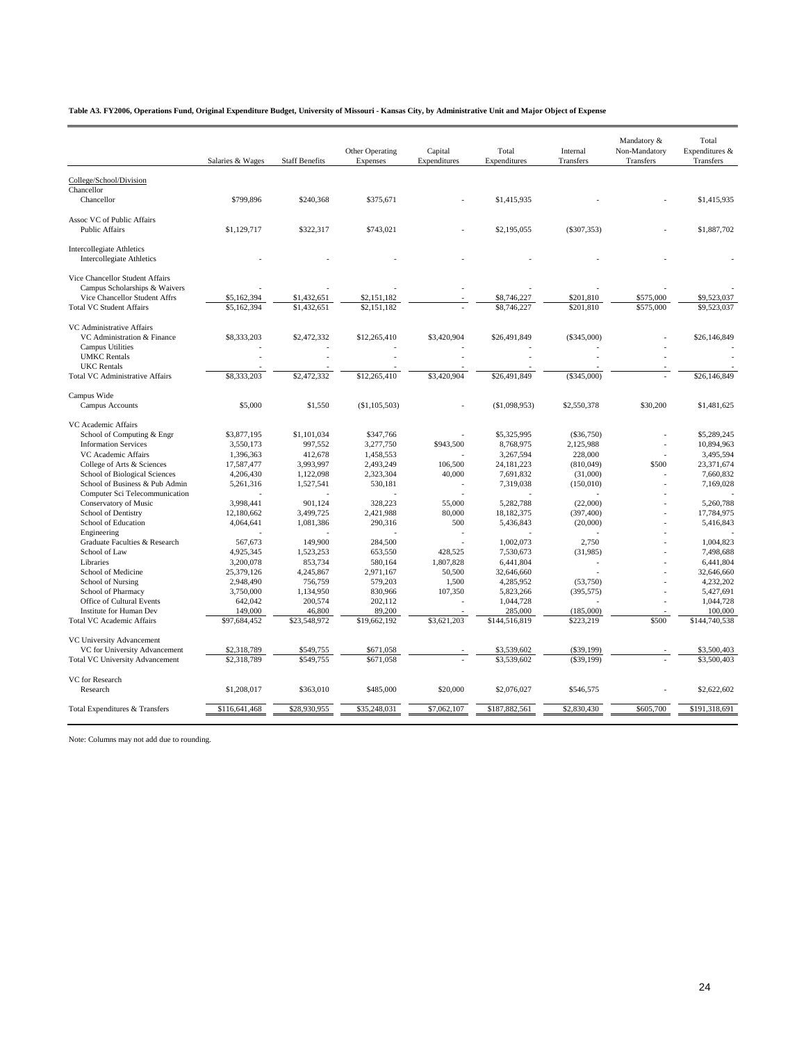**Table A3. FY2006, Operations Fund, Original Expenditure Budget, University of Missouri - Kansas City, by Administrative Unit and Major Object of Expense**

| | Salaries & Wages | Staff Benefits | Other Operating Expenses | Capital Expenditures | Total Expenditures | Internal Transfers | Mandatory & Non-Mandatory Transfers | Total Expenditures & Transfers |
|---|---|---|---|---|---|---|---|---|
| College/School/Division | | | | | | | | |
| Chancellor | | | | | | | | |
| Chancellor | $799,896 | $240,368 | $375,671 | - | $1,415,935 | - | - | $1,415,935 |
| Assoc VC of Public Affairs | | | | | | | | |
| Public Affairs | $1,129,717 | $322,317 | $743,021 | - | $2,195,055 | ($307,353) | - | $1,887,702 |
| Intercollegiate Athletics | | | | | | | | |
| Intercollegiate Athletics | - | - | - | - | - | - | - | - |
| Vice Chancellor Student Affairs | | | | | | | | |
| Campus Scholarships & Waivers | - | - | - | - | - | - | - | - |
| Vice Chancellor Student Affrs | $5,162,394 | $1,432,651 | $2,151,182 | - | $8,746,227 | $201,810 | $575,000 | $9,523,037 |
| Total VC Student Affairs | $5,162,394 | $1,432,651 | $2,151,182 | - | $8,746,227 | $201,810 | $575,000 | $9,523,037 |
| VC Administrative Affairs | | | | | | | | |
| VC Administration & Finance | $8,333,203 | $2,472,332 | $12,265,410 | $3,420,904 | $26,491,849 | ($345,000) | - | $26,146,849 |
| Campus Utilities | - | - | - | - | - | - | - | - |
| UMKC Rentals | - | - | - | - | - | - | - | - |
| UKC Rentals | - | - | - | - | - | - | - | - |
| Total VC Administrative Affairs | $8,333,203 | $2,472,332 | $12,265,410 | $3,420,904 | $26,491,849 | ($345,000) | - | $26,146,849 |
| Campus Wide | | | | | | | | |
| Campus Accounts | $5,000 | $1,550 | ($1,105,503) | - | ($1,098,953) | $2,550,378 | $30,200 | $1,481,625 |
| VC Academic Affairs | | | | | | | | |
| School of Computing & Engr | $3,877,195 | $1,101,034 | $347,766 | - | $5,325,995 | ($36,750) | - | $5,289,245 |
| Information Services | 3,550,173 | 997,552 | 3,277,750 | $943,500 | 8,768,975 | 2,125,988 | - | 10,894,963 |
| VC Academic Affairs | 1,396,363 | 412,678 | 1,458,553 | - | 3,267,594 | 228,000 | - | 3,495,594 |
| College of Arts & Sciences | 17,587,477 | 3,993,997 | 2,493,249 | 106,500 | 24,181,223 | (810,049) | $500 | 23,371,674 |
| School of Biological Sciences | 4,206,430 | 1,122,098 | 2,323,304 | 40,000 | 7,691,832 | (31,000) | - | 7,660,832 |
| School of Business & Pub Admin | 5,261,316 | 1,527,541 | 530,181 | - | 7,319,038 | (150,010) | - | 7,169,028 |
| Computer Sci Telecommunication | - | - | - | - | - | - | - | - |
| Conservatory of Music | 3,998,441 | 901,124 | 328,223 | 55,000 | 5,282,788 | (22,000) | - | 5,260,788 |
| School of Dentistry | 12,180,662 | 3,499,725 | 2,421,988 | 80,000 | 18,182,375 | (397,400) | - | 17,784,975 |
| School of Education | 4,064,641 | 1,081,386 | 290,316 | 500 | 5,436,843 | (20,000) | - | 5,416,843 |
| Engineering | - | - | - | - | - | - | - | - |
| Graduate Faculties & Research | 567,673 | 149,900 | 284,500 | - | 1,002,073 | 2,750 | - | 1,004,823 |
| School of Law | 4,925,345 | 1,523,253 | 653,550 | 428,525 | 7,530,673 | (31,985) | - | 7,498,688 |
| Libraries | 3,200,078 | 853,734 | 580,164 | 1,807,828 | 6,441,804 | - | - | 6,441,804 |
| School of Medicine | 25,379,126 | 4,245,867 | 2,971,167 | 50,500 | 32,646,660 | - | - | 32,646,660 |
| School of Nursing | 2,948,490 | 756,759 | 579,203 | 1,500 | 4,285,952 | (53,750) | - | 4,232,202 |
| School of Pharmacy | 3,750,000 | 1,134,950 | 830,966 | 107,350 | 5,823,266 | (395,575) | - | 5,427,691 |
| Office of Cultural Events | 642,042 | 200,574 | 202,112 | - | 1,044,728 | - | - | 1,044,728 |
| Institute for Human Dev | 149,000 | 46,800 | 89,200 | - | 285,000 | (185,000) | - | 100,000 |
| Total VC Academic Affairs | $97,684,452 | $23,548,972 | $19,662,192 | $3,621,203 | $144,516,819 | $223,219 | $500 | $144,740,538 |
| VC University Advancement | | | | | | | | |
| VC for University Advancement | $2,318,789 | $549,755 | $671,058 | - | $3,539,602 | ($39,199) | - | $3,500,403 |
| Total VC University Advancement | $2,318,789 | $549,755 | $671,058 | - | $3,539,602 | ($39,199) | - | $3,500,403 |
| VC for Research | | | | | | | | |
| Research | $1,208,017 | $363,010 | $485,000 | $20,000 | $2,076,027 | $546,575 | - | $2,622,602 |
| Total Expenditures & Transfers | $116,641,468 | $28,930,955 | $35,248,031 | $7,062,107 | $187,882,561 | $2,830,430 | $605,700 | $191,318,691 |

Note: Columns may not add due to rounding.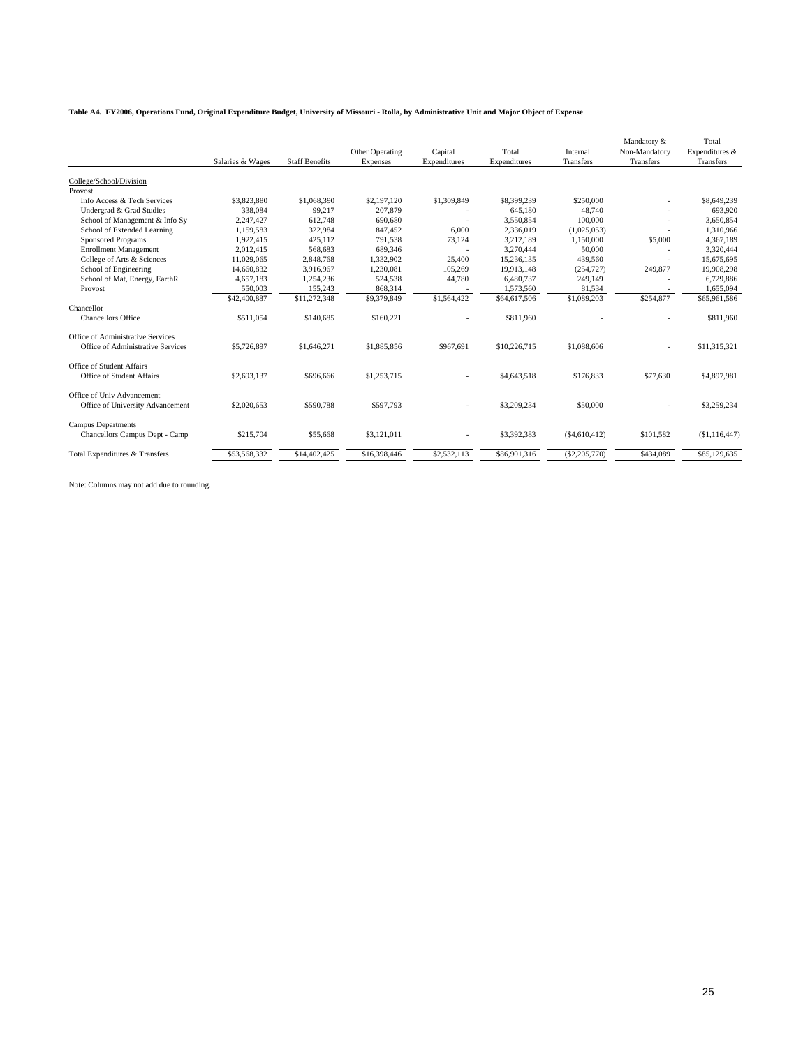**Table A4. FY2006, Operations Fund, Original Expenditure Budget, University of Missouri - Rolla, by Administrative Unit and Major Object of Expense**

| | Salaries & Wages | Staff Benefits | Other Operating Expenses | Capital Expenditures | Total Expenditures | Internal Transfers | Mandatory & Non-Mandatory Transfers | Total Expenditures & Transfers |
|---|---|---|---|---|---|---|---|---|
| College/School/Division | | | | | | | | |
| Provost | | | | | | | | |
| Info Access & Tech Services | $3,823,880 | $1,068,390 | $2,197,120 | $1,309,849 | $8,399,239 | $250,000 | - | $8,649,239 |
| Undergrad & Grad Studies | 338,084 | 99,217 | 207,879 | - | 645,180 | 48,740 | - | 693,920 |
| School of Management & Info Sy | 2,247,427 | 612,748 | 690,680 | - | 3,550,854 | 100,000 | - | 3,650,854 |
| School of Extended Learning | 1,159,583 | 322,984 | 847,452 | 6,000 | 2,336,019 | (1,025,053) | - | 1,310,966 |
| Sponsored Programs | 1,922,415 | 425,112 | 791,538 | 73,124 | 3,212,189 | 1,150,000 | $5,000 | 4,367,189 |
| Enrollment Management | 2,012,415 | 568,683 | 689,346 | - | 3,270,444 | 50,000 | - | 3,320,444 |
| College of Arts & Sciences | 11,029,065 | 2,848,768 | 1,332,902 | 25,400 | 15,236,135 | 439,560 | - | 15,675,695 |
| School of Engineering | 14,660,832 | 3,916,967 | 1,230,081 | 105,269 | 19,913,148 | (254,727) | 249,877 | 19,908,298 |
| School of Mat, Energy, EarthR | 4,657,183 | 1,254,236 | 524,538 | 44,780 | 6,480,737 | 249,149 | - | 6,729,886 |
| Provost | 550,003 | 155,243 | 868,314 | - | 1,573,560 | 81,534 | - | 1,655,094 |
| | $42,400,887 | $11,272,348 | $9,379,849 | $1,564,422 | $64,617,506 | $1,089,203 | $254,877 | $65,961,586 |
| Chancellor | | | | | | | | |
| Chancellors Office | $511,054 | $140,685 | $160,221 | - | $811,960 | - | - | $811,960 |
| Office of Administrative Services | | | | | | | | |
| Office of Administrative Services | $5,726,897 | $1,646,271 | $1,885,856 | $967,691 | $10,226,715 | $1,088,606 | - | $11,315,321 |
| Office of Student Affairs | | | | | | | | |
| Office of Student Affairs | $2,693,137 | $696,666 | $1,253,715 | - | $4,643,518 | $176,833 | $77,630 | $4,897,981 |
| Office of Univ Advancement | | | | | | | | |
| Office of University Advancement | $2,020,653 | $590,788 | $597,793 | - | $3,209,234 | $50,000 | - | $3,259,234 |
| Campus Departments | | | | | | | | |
| Chancellors Campus Dept - Camp | $215,704 | $55,668 | $3,121,011 | - | $3,392,383 | ($4,610,412) | $101,582 | ($1,116,447) |
| Total Expenditures & Transfers | $53,568,332 | $14,402,425 | $16,398,446 | $2,532,113 | $86,901,316 | ($2,205,770) | $434,089 | $85,129,635 |

Note: Columns may not add due to rounding.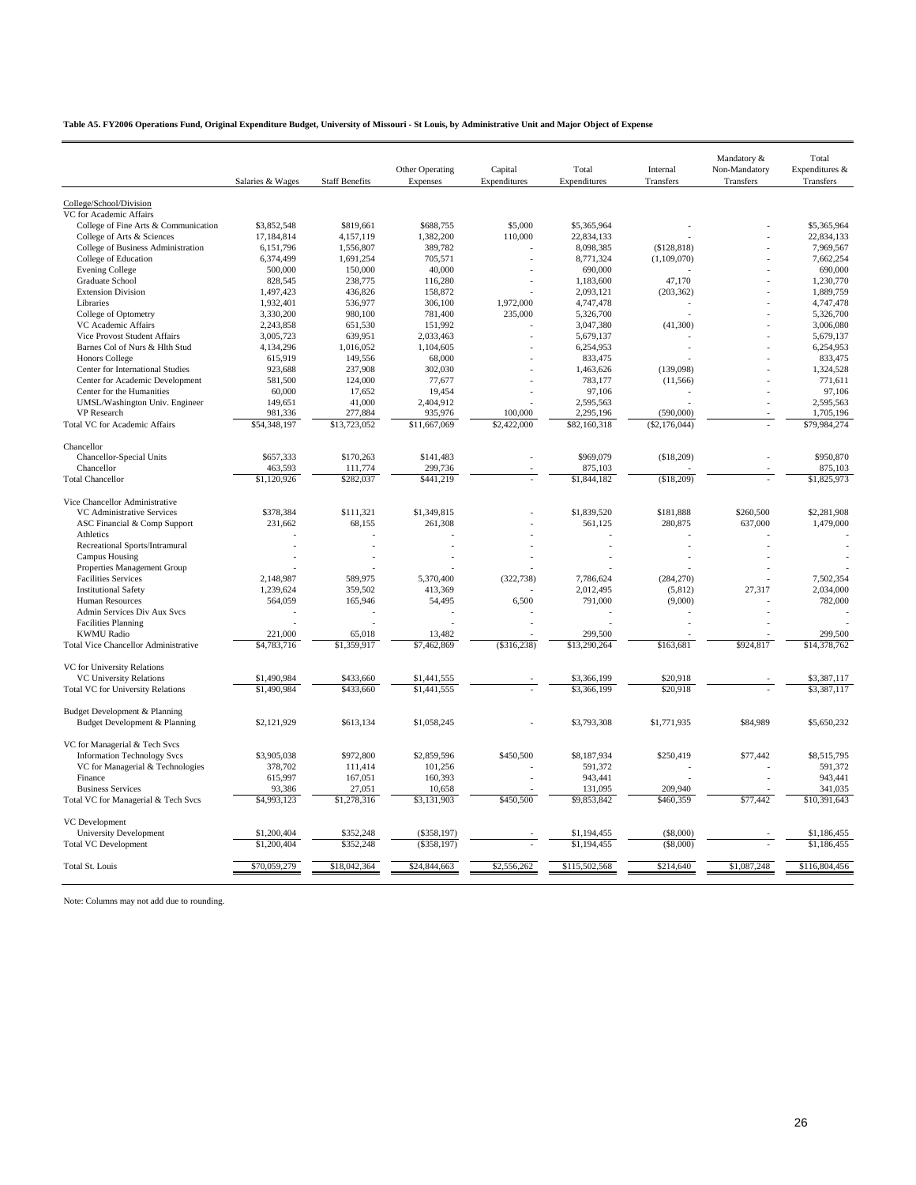**Table A5. FY2006 Operations Fund, Original Expenditure Budget, University of Missouri - St Louis, by Administrative Unit and Major Object of Expense**

| | Salaries & Wages | Staff Benefits | Other Operating Expenses | Capital Expenditures | Total Expenditures | Internal Transfers | Mandatory & Non-Mandatory Transfers | Total Expenditures & Transfers |
|---|---|---|---|---|---|---|---|---|
| College/School/Division | | | | | | | | |
| VC for Academic Affairs | | | | | | | | |
| College of Fine Arts & Communication | $3,852,548 | $819,661 | $688,755 | $5,000 | $5,365,964 | - | - | $5,365,964 |
| College of Arts & Sciences | 17,184,814 | 4,157,119 | 1,382,200 | 110,000 | 22,834,133 | - | - | 22,834,133 |
| College of Business Administration | 6,151,796 | 1,556,807 | 389,782 | - | 8,098,385 | ($128,818) | - | 7,969,567 |
| College of Education | 6,374,499 | 1,691,254 | 705,571 | - | 8,771,324 | (1,109,070) | - | 7,662,254 |
| Evening College | 500,000 | 150,000 | 40,000 | - | 690,000 | - | - | 690,000 |
| Graduate School | 828,545 | 238,775 | 116,280 | - | 1,183,600 | 47,170 | - | 1,230,770 |
| Extension Division | 1,497,423 | 436,826 | 158,872 | - | 2,093,121 | (203,362) | - | 1,889,759 |
| Libraries | 1,932,401 | 536,977 | 306,100 | 1,972,000 | 4,747,478 | - | - | 4,747,478 |
| College of Optometry | 3,330,200 | 980,100 | 781,400 | 235,000 | 5,326,700 | - | - | 5,326,700 |
| VC Academic Affairs | 2,243,858 | 651,530 | 151,992 | - | 3,047,380 | (41,300) | - | 3,006,080 |
| Vice Provost Student Affairs | 3,005,723 | 639,951 | 2,033,463 | - | 5,679,137 | - | - | 5,679,137 |
| Barnes Col of Nurs & Hlth Stud | 4,134,296 | 1,016,052 | 1,104,605 | - | 6,254,953 | - | - | 6,254,953 |
| Honors College | 615,919 | 149,556 | 68,000 | - | 833,475 | - | - | 833,475 |
| Center for International Studies | 923,688 | 237,908 | 302,030 | - | 1,463,626 | (139,098) | - | 1,324,528 |
| Center for Academic Development | 581,500 | 124,000 | 77,677 | - | 783,177 | (11,566) | - | 771,611 |
| Center for the Humanities | 60,000 | 17,652 | 19,454 | - | 97,106 | - | - | 97,106 |
| UMSL/Washington Univ. Engineer | 149,651 | 41,000 | 2,404,912 | - | 2,595,563 | - | - | 2,595,563 |
| VP Research | 981,336 | 277,884 | 935,976 | 100,000 | 2,295,196 | (590,000) | - | 1,705,196 |
| Total VC for Academic Affairs | $54,348,197 | $13,723,052 | $11,667,069 | $2,422,000 | $82,160,318 | ($2,176,044) | - | $79,984,274 |
| Chancellor | | | | | | | | |
| Chancellor-Special Units | $657,333 | $170,263 | $141,483 | - | $969,079 | ($18,209) | - | $950,870 |
| Chancellor | 463,593 | 111,774 | 299,736 | - | 875,103 | - | - | 875,103 |
| Total Chancellor | $1,120,926 | $282,037 | $441,219 | - | $1,844,182 | ($18,209) | - | $1,825,973 |
| Vice Chancellor Administrative | | | | | | | | |
| VC Administrative Services | $378,384 | $111,321 | $1,349,815 | - | $1,839,520 | $181,888 | $260,500 | $2,281,908 |
| ASC Financial & Comp Support | 231,662 | 68,155 | 261,308 | - | 561,125 | 280,875 | 637,000 | 1,479,000 |
| Athletics | - | - | - | - | - | - | - | - |
| Recreational Sports/Intramural | - | - | - | - | - | - | - | - |
| Campus Housing | - | - | - | - | - | - | - | - |
| Properties Management Group | - | - | - | - | - | - | - | - |
| Facilities Services | 2,148,987 | 589,975 | 5,370,400 | (322,738) | 7,786,624 | (284,270) | - | 7,502,354 |
| Institutional Safety | 1,239,624 | 359,502 | 413,369 | - | 2,012,495 | (5,812) | 27,317 | 2,034,000 |
| Human Resources | 564,059 | 165,946 | 54,495 | 6,500 | 791,000 | (9,000) | - | 782,000 |
| Admin Services Div Aux Svcs | - | - | - | - | - | - | - | - |
| Facilities Planning | - | - | - | - | - | - | - | - |
| KWMU Radio | 221,000 | 65,018 | 13,482 | - | 299,500 | - | - | 299,500 |
| Total Vice Chancellor Administrative | $4,783,716 | $1,359,917 | $7,462,869 | ($316,238) | $13,290,264 | $163,681 | $924,817 | $14,378,762 |
| VC for University Relations | | | | | | | | |
| VC University Relations | $1,490,984 | $433,660 | $1,441,555 | - | $3,366,199 | $20,918 | - | $3,387,117 |
| Total VC for University Relations | $1,490,984 | $433,660 | $1,441,555 | - | $3,366,199 | $20,918 | - | $3,387,117 |
| Budget Development & Planning | | | | | | | | |
| Budget Development & Planning | $2,121,929 | $613,134 | $1,058,245 | - | $3,793,308 | $1,771,935 | $84,989 | $5,650,232 |
| VC for Managerial & Tech Svcs | | | | | | | | |
| Information Technology Svcs | $3,905,038 | $972,800 | $2,859,596 | $450,500 | $8,187,934 | $250,419 | $77,442 | $8,515,795 |
| VC for Managerial & Technologies | 378,702 | 111,414 | 101,256 | - | 591,372 | - | - | 591,372 |
| Finance | 615,997 | 167,051 | 160,393 | - | 943,441 | - | - | 943,441 |
| Business Services | 93,386 | 27,051 | 10,658 | - | 131,095 | 209,940 | - | 341,035 |
| Total VC for Managerial & Tech Svcs | $4,993,123 | $1,278,316 | $3,131,903 | $450,500 | $9,853,842 | $460,359 | $77,442 | $10,391,643 |
| VC Development | | | | | | | | |
| University Development | $1,200,404 | $352,248 | ($358,197) | - | $1,194,455 | ($8,000) | - | $1,186,455 |
| Total VC Development | $1,200,404 | $352,248 | ($358,197) | - | $1,194,455 | ($8,000) | - | $1,186,455 |
| Total St. Louis | $70,059,279 | $18,042,364 | $24,844,663 | $2,556,262 | $115,502,568 | $214,640 | $1,087,248 | $116,804,456 |

Note: Columns may not add due to rounding.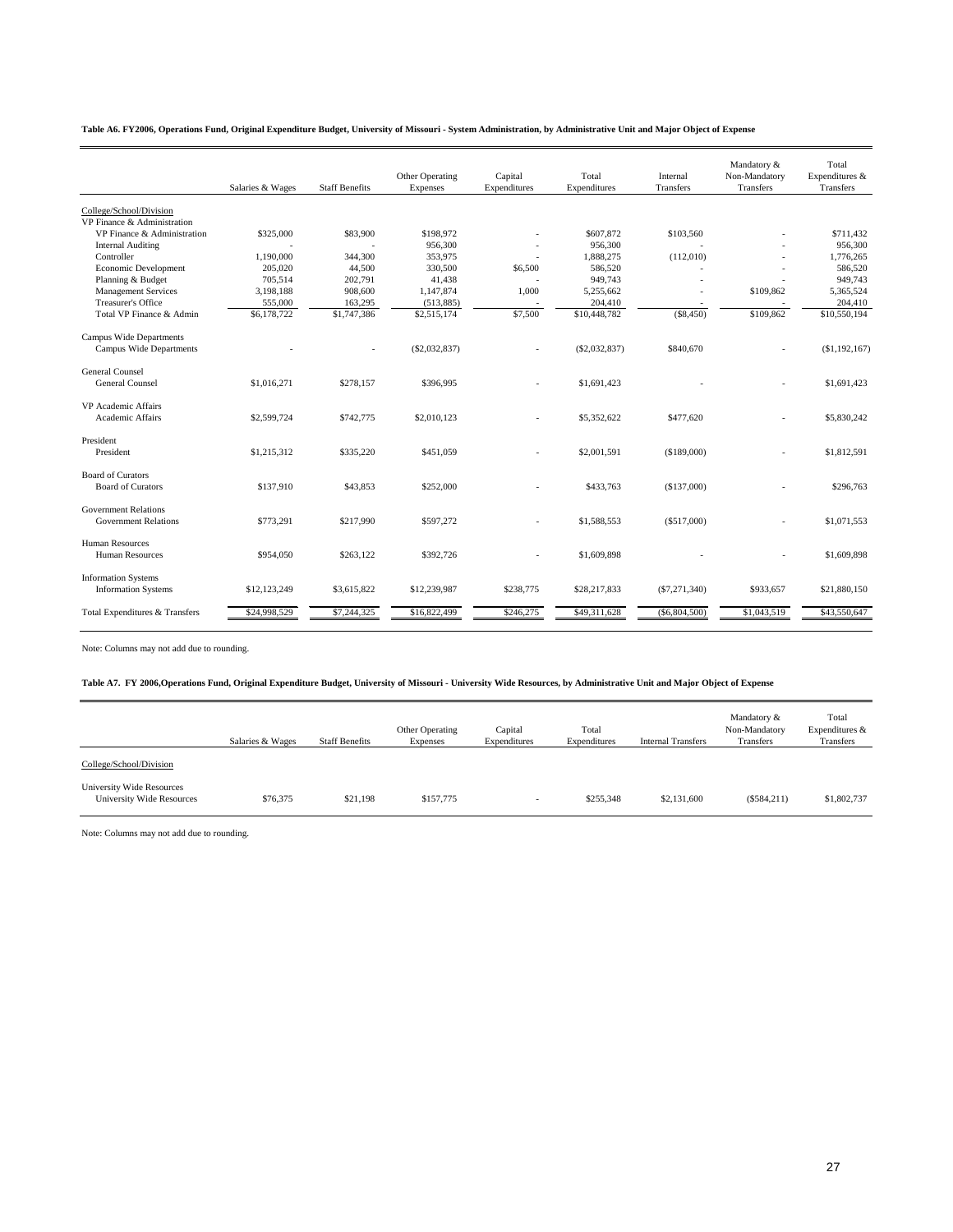**Table A6. FY2006, Operations Fund, Original Expenditure Budget, University of Missouri - System Administration, by Administrative Unit and Major Object of Expense**

| | Salaries & Wages | Staff Benefits | Other Operating Expenses | Capital Expenditures | Total Expenditures | Internal Transfers | Mandatory & Non-Mandatory Transfers | Total Expenditures & Transfers |
|---|---|---|---|---|---|---|---|---|
| College/School/Division | | | | | | | | |
| VP Finance & Administration | | | | | | | | |
| VP Finance & Administration | $325,000 | $83,900 | $198,972 | - | $607,872 | $103,560 | - | $711,432 |
| Internal Auditing | - | - | 956,300 | - | 956,300 | - | - | 956,300 |
| Controller | 1,190,000 | 344,300 | 353,975 | - | 1,888,275 | (112,010) | - | 1,776,265 |
| Economic Development | 205,020 | 44,500 | 330,500 | $6,500 | 586,520 | - | - | 586,520 |
| Planning & Budget | 705,514 | 202,791 | 41,438 | - | 949,743 | - | - | 949,743 |
| Management Services | 3,198,188 | 908,600 | 1,147,874 | 1,000 | 5,255,662 | - | $109,862 | 5,365,524 |
| Treasurer's Office | 555,000 | 163,295 | (513,885) | - | 204,410 | - | - | 204,410 |
| Total VP Finance & Admin | $6,178,722 | $1,747,386 | $2,515,174 | $7,500 | $10,448,782 | ($8,450) | $109,862 | $10,550,194 |
| Campus Wide Departments | | | | | | | | |
| Campus Wide Departments | - | - | ($2,032,837) | - | ($2,032,837) | $840,670 | - | ($1,192,167) |
| General Counsel | | | | | | | | |
| General Counsel | $1,016,271 | $278,157 | $396,995 | - | $1,691,423 | - | - | $1,691,423 |
| VP Academic Affairs | | | | | | | | |
| Academic Affairs | $2,599,724 | $742,775 | $2,010,123 | - | $5,352,622 | $477,620 | - | $5,830,242 |
| President | | | | | | | | |
| President | $1,215,312 | $335,220 | $451,059 | - | $2,001,591 | ($189,000) | - | $1,812,591 |
| Board of Curators | | | | | | | | |
| Board of Curators | $137,910 | $43,853 | $252,000 | - | $433,763 | ($137,000) | - | $296,763 |
| Government Relations | | | | | | | | |
| Government Relations | $773,291 | $217,990 | $597,272 | - | $1,588,553 | ($517,000) | - | $1,071,553 |
| Human Resources | | | | | | | | |
| Human Resources | $954,050 | $263,122 | $392,726 | - | $1,609,898 | - | - | $1,609,898 |
| Information Systems | | | | | | | | |
| Information Systems | $12,123,249 | $3,615,822 | $12,239,987 | $238,775 | $28,217,833 | ($7,271,340) | $933,657 | $21,880,150 |
| Total Expenditures & Transfers | $24,998,529 | $7,244,325 | $16,822,499 | $246,275 | $49,311,628 | ($6,804,500) | $1,043,519 | $43,550,647 |

Note: Columns may not add due to rounding.

**Table A7. FY 2006,Operations Fund, Original Expenditure Budget, University of Missouri - University Wide Resources, by Administrative Unit and Major Object of Expense**

| | Salaries & Wages | Staff Benefits | Other Operating Expenses | Capital Expenditures | Total Expenditures | Internal Transfers | Mandatory & Non-Mandatory Transfers | Total Expenditures & Transfers |
|---|---|---|---|---|---|---|---|---|
| College/School/Division | | | | | | | | |
| University Wide Resources | | | | | | | | |
| University Wide Resources | $76,375 | $21,198 | $157,775 | - | $255,348 | $2,131,600 | ($584,211) | $1,802,737 |

Note: Columns may not add due to rounding.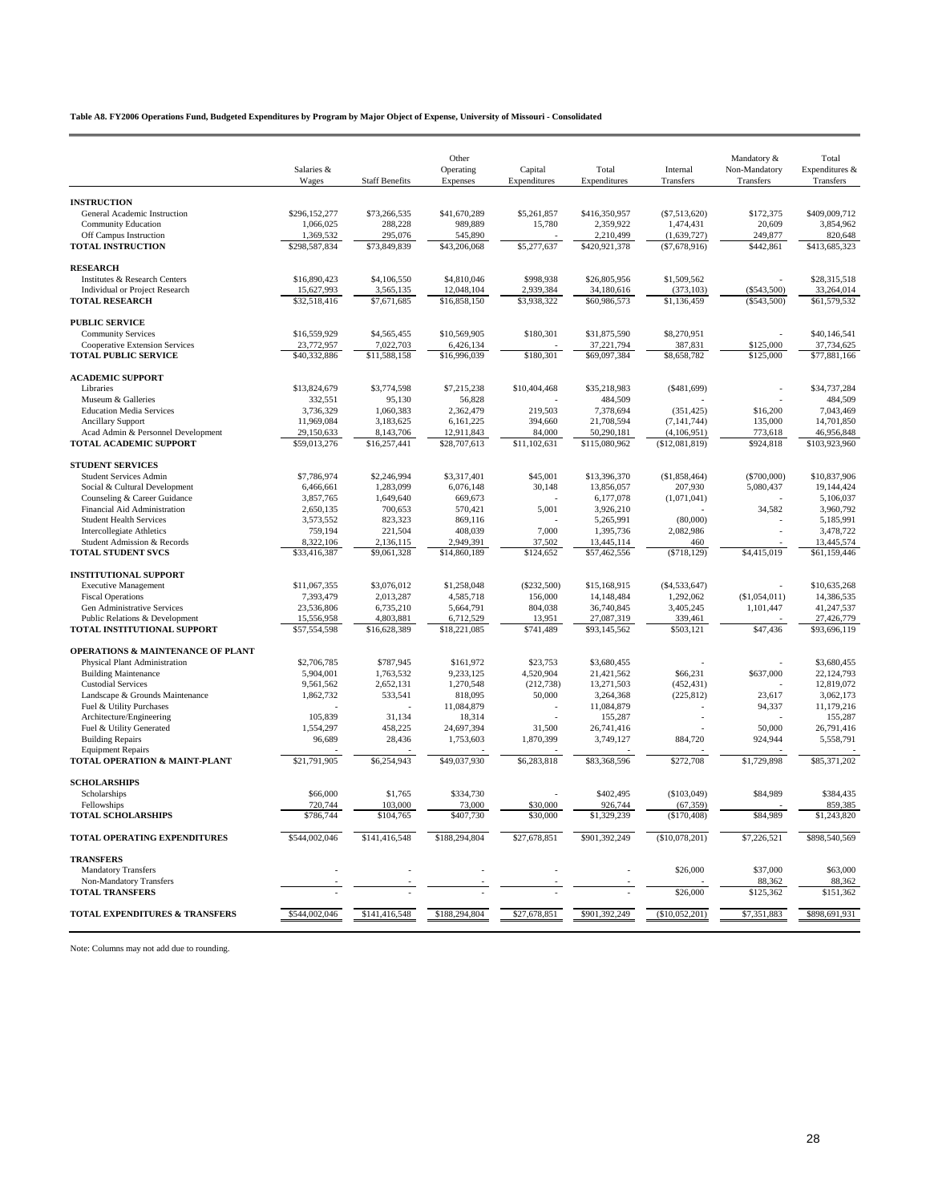**Table A8. FY2006 Operations Fund, Budgeted Expenditures by Program by Major Object of Expense, University of Missouri - Consolidated**

| | Salaries & Wages | Staff Benefits | Other Operating Expenses | Capital Expenditures | Total Expenditures | Internal Transfers | Mandatory & Non-Mandatory Transfers | Total Expenditures & Transfers |
|---|---|---|---|---|---|---|---|---|
| **INSTRUCTION** | | | | | | | | |
| General Academic Instruction | $296,152,277 | $73,266,535 | $41,670,289 | $5,261,857 | $416,350,957 | ($7,513,620) | $172,375 | $409,009,712 |
| Community Education | 1,066,025 | 288,228 | 989,889 | 15,780 | 2,359,922 | 1,474,431 | 20,609 | 3,854,962 |
| Off Campus Instruction | 1,369,532 | 295,076 | 545,890 | - | 2,210,499 | (1,639,727) | 249,877 | 820,648 |
| **TOTAL INSTRUCTION** | $298,587,834 | $73,849,839 | $43,206,068 | $5,277,637 | $420,921,378 | ($7,678,916) | $442,861 | $413,685,323 |
| **RESEARCH** | | | | | | | | |
| Institutes & Research Centers | $16,890,423 | $4,106,550 | $4,810,046 | $998,938 | $26,805,956 | $1,509,562 | - | $28,315,518 |
| Individual or Project Research | 15,627,993 | 3,565,135 | 12,048,104 | 2,939,384 | 34,180,616 | (373,103) | ($543,500) | 33,264,014 |
| **TOTAL RESEARCH** | $32,518,416 | $7,671,685 | $16,858,150 | $3,938,322 | $60,986,573 | $1,136,459 | ($543,500) | $61,579,532 |
| **PUBLIC SERVICE** | | | | | | | | |
| Community Services | $16,559,929 | $4,565,455 | $10,569,905 | $180,301 | $31,875,590 | $8,270,951 | - | $40,146,541 |
| Cooperative Extension Services | 23,772,957 | 7,022,703 | 6,426,134 | - | 37,221,794 | 387,831 | $125,000 | 37,734,625 |
| **TOTAL PUBLIC SERVICE** | $40,332,886 | $11,588,158 | $16,996,039 | $180,301 | $69,097,384 | $8,658,782 | $125,000 | $77,881,166 |
| **ACADEMIC SUPPORT** | | | | | | | | |
| Libraries | $13,824,679 | $3,774,598 | $7,215,238 | $10,404,468 | $35,218,983 | ($481,699) | - | $34,737,284 |
| Museum & Galleries | 332,551 | 95,130 | 56,828 | - | 484,509 | - | - | 484,509 |
| Education Media Services | 3,736,329 | 1,060,383 | 2,362,479 | 219,503 | 7,378,694 | (351,425) | $16,200 | 7,043,469 |
| Ancillary Support | 11,969,084 | 3,183,625 | 6,161,225 | 394,660 | 21,708,594 | (7,141,744) | 135,000 | 14,701,850 |
| Acad Admin & Personnel Development | 29,150,633 | 8,143,706 | 12,911,843 | 84,000 | 50,290,181 | (4,106,951) | 773,618 | 46,956,848 |
| **TOTAL ACADEMIC SUPPORT** | $59,013,276 | $16,257,441 | $28,707,613 | $11,102,631 | $115,080,962 | ($12,081,819) | $924,818 | $103,923,960 |
| **STUDENT SERVICES** | | | | | | | | |
| Student Services Admin | $7,786,974 | $2,246,994 | $3,317,401 | $45,001 | $13,396,370 | ($1,858,464) | ($700,000) | $10,837,906 |
| Social & Cultural Development | 6,466,661 | 1,283,099 | 6,076,148 | 30,148 | 13,856,057 | 207,930 | 5,080,437 | 19,144,424 |
| Counseling & Career Guidance | 3,857,765 | 1,649,640 | 669,673 | - | 6,177,078 | (1,071,041) | - | 5,106,037 |
| Financial Aid Administration | 2,650,135 | 700,653 | 570,421 | 5,001 | 3,926,210 | - | 34,582 | 3,960,792 |
| Student Health Services | 3,573,552 | 823,323 | 869,116 | - | 5,265,991 | (80,000) | - | 5,185,991 |
| Intercollegiate Athletics | 759,194 | 221,504 | 408,039 | 7,000 | 1,395,736 | 2,082,986 | - | 3,478,722 |
| Student Admission & Records | 8,322,106 | 2,136,115 | 2,949,391 | 37,502 | 13,445,114 | 460 | - | 13,445,574 |
| **TOTAL STUDENT SVCS** | $33,416,387 | $9,061,328 | $14,860,189 | $124,652 | $57,462,556 | ($718,129) | $4,415,019 | $61,159,446 |
| **INSTITUTIONAL SUPPORT** | | | | | | | | |
| Executive Management | $11,067,355 | $3,076,012 | $1,258,048 | ($232,500) | $15,168,915 | ($4,533,647) | - | $10,635,268 |
| Fiscal Operations | 7,393,479 | 2,013,287 | 4,585,718 | 156,000 | 14,148,484 | 1,292,062 | ($1,054,011) | 14,386,535 |
| Gen Administrative Services | 23,536,806 | 6,735,210 | 5,664,791 | 804,038 | 36,740,845 | 3,405,245 | 1,101,447 | 41,247,537 |
| Public Relations & Development | 15,556,958 | 4,803,881 | 6,712,529 | 13,951 | 27,087,319 | 339,461 | - | 27,426,779 |
| **TOTAL INSTITUTIONAL SUPPORT** | $57,554,598 | $16,628,389 | $18,221,085 | $741,489 | $93,145,562 | $503,121 | $47,436 | $93,696,119 |
| **OPERATIONS & MAINTENANCE OF PLANT** | | | | | | | | |
| Physical Plant Administration | $2,706,785 | $787,945 | $161,972 | $23,753 | $3,680,455 | - | - | $3,680,455 |
| Building Maintenance | 5,904,001 | 1,763,532 | 9,233,125 | 4,520,904 | 21,421,562 | $66,231 | $637,000 | 22,124,793 |
| Custodial Services | 9,561,562 | 2,652,131 | 1,270,548 | (212,738) | 13,271,503 | (452,431) | - | 12,819,072 |
| Landscape & Grounds Maintenance | 1,862,732 | 533,541 | 818,095 | 50,000 | 3,264,368 | (225,812) | 23,617 | 3,062,173 |
| Fuel & Utility Purchases | - | - | 11,084,879 | - | 11,084,879 | - | 94,337 | 11,179,216 |
| Architecture/Engineering | 105,839 | 31,134 | 18,314 | - | 155,287 | - | - | 155,287 |
| Fuel & Utility Generated | 1,554,297 | 458,225 | 24,697,394 | 31,500 | 26,741,416 | - | 50,000 | 26,791,416 |
| Building Repairs | 96,689 | 28,436 | 1,753,603 | 1,870,399 | 3,749,127 | 884,720 | 924,944 | 5,558,791 |
| Equipment Repairs | - | - | - | - | - | - | - | - |
| **TOTAL OPERATION & MAINT-PLANT** | $21,791,905 | $6,254,943 | $49,037,930 | $6,283,818 | $83,368,596 | $272,708 | $1,729,898 | $85,371,202 |
| **SCHOLARSHIPS** | | | | | | | | |
| Scholarships | $66,000 | $1,765 | $334,730 | - | $402,495 | ($103,049) | $84,989 | $384,435 |
| Fellowships | 720,744 | 103,000 | 73,000 | $30,000 | 926,744 | (67,359) | - | 859,385 |
| **TOTAL SCHOLARSHIPS** | $786,744 | $104,765 | $407,730 | $30,000 | $1,329,239 | ($170,408) | $84,989 | $1,243,820 |
| **TOTAL OPERATING EXPENDITURES** | $544,002,046 | $141,416,548 | $188,294,804 | $27,678,851 | $901,392,249 | ($10,078,201) | $7,226,521 | $898,540,569 |
| **TRANSFERS** | | | | | | | | |
| Mandatory Transfers | - | - | - | - | - | $26,000 | $37,000 | $63,000 |
| Non-Mandatory Transfers | - | - | - | - | - | - | 88,362 | 88,362 |
| **TOTAL TRANSFERS** | - | - | - | - | - | $26,000 | $125,362 | $151,362 |
| **TOTAL EXPENDITURES & TRANSFERS** | $544,002,046 | $141,416,548 | $188,294,804 | $27,678,851 | $901,392,249 | ($10,052,201) | $7,351,883 | $898,691,931 |

Note: Columns may not add due to rounding.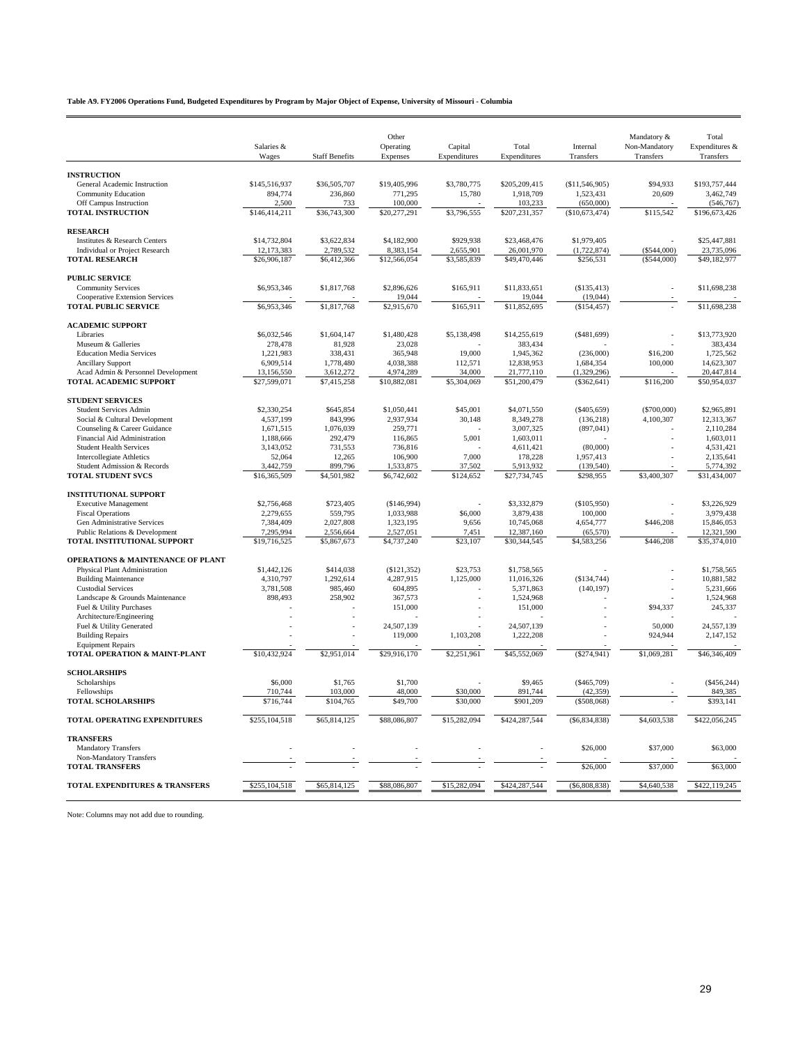**Table A9. FY2006 Operations Fund, Budgeted Expenditures by Program by Major Object of Expense, University of Missouri - Columbia**

| | Salaries & Wages | Staff Benefits | Other Operating Expenses | Capital Expenditures | Total Expenditures | Internal Transfers | Mandatory & Non-Mandatory Transfers | Total Expenditures & Transfers |
|---|---|---|---|---|---|---|---|---|
| **INSTRUCTION** | | | | | | | | |
| General Academic Instruction | $145,516,937 | $36,505,707 | $19,405,996 | $3,780,775 | $205,209,415 | ($11,546,905) | $94,933 | $193,757,444 |
| Community Education | 894,774 | 236,860 | 771,295 | 15,780 | 1,918,709 | 1,523,431 | 20,609 | 3,462,749 |
| Off Campus Instruction | 2,500 | 733 | 100,000 | - | 103,233 | (650,000) | - | (546,767) |
| **TOTAL INSTRUCTION** | $146,414,211 | $36,743,300 | $20,277,291 | $3,796,555 | $207,231,357 | ($10,673,474) | $115,542 | $196,673,426 |
| **RESEARCH** | | | | | | | | |
| Institutes & Research Centers | $14,732,804 | $3,622,834 | $4,182,900 | $929,938 | $23,468,476 | $1,979,405 | - | $25,447,881 |
| Individual or Project Research | 12,173,383 | 2,789,532 | 8,383,154 | 2,655,901 | 26,001,970 | (1,722,874) | ($544,000) | 23,735,096 |
| **TOTAL RESEARCH** | $26,906,187 | $6,412,366 | $12,566,054 | $3,585,839 | $49,470,446 | $256,531 | ($544,000) | $49,182,977 |
| **PUBLIC SERVICE** | | | | | | | | |
| Community Services | $6,953,346 | $1,817,768 | $2,896,626 | $165,911 | $11,833,651 | ($135,413) | - | $11,698,238 |
| Cooperative Extension Services | - | - | 19,044 | - | 19,044 | (19,044) | - | - |
| **TOTAL PUBLIC SERVICE** | $6,953,346 | $1,817,768 | $2,915,670 | $165,911 | $11,852,695 | ($154,457) | - | $11,698,238 |
| **ACADEMIC SUPPORT** | | | | | | | | |
| Libraries | $6,032,546 | $1,604,147 | $1,480,428 | $5,138,498 | $14,255,619 | ($481,699) | - | $13,773,920 |
| Museum & Galleries | 278,478 | 81,928 | 23,028 | - | 383,434 | - | - | 383,434 |
| Education Media Services | 1,221,983 | 338,431 | 365,948 | 19,000 | 1,945,362 | (236,000) | $16,200 | 1,725,562 |
| Ancillary Support | 6,909,514 | 1,778,480 | 4,038,388 | 112,571 | 12,838,953 | 1,684,354 | 100,000 | 14,623,307 |
| Acad Admin & Personnel Development | 13,156,550 | 3,612,272 | 4,974,289 | 34,000 | 21,777,110 | (1,329,296) | - | 20,447,814 |
| **TOTAL ACADEMIC SUPPORT** | $27,599,071 | $7,415,258 | $10,882,081 | $5,304,069 | $51,200,479 | ($362,641) | $116,200 | $50,954,037 |
| **STUDENT SERVICES** | | | | | | | | |
| Student Services Admin | $2,330,254 | $645,854 | $1,050,441 | $45,001 | $4,071,550 | ($405,659) | ($700,000) | $2,965,891 |
| Social & Cultural Development | 4,537,199 | 843,996 | 2,937,934 | 30,148 | 8,349,278 | (136,218) | 4,100,307 | 12,313,367 |
| Counseling & Career Guidance | 1,671,515 | 1,076,039 | 259,771 | - | 3,007,325 | (897,041) | - | 2,110,284 |
| Financial Aid Administration | 1,188,666 | 292,479 | 116,865 | 5,001 | 1,603,011 | - | - | 1,603,011 |
| Student Health Services | 3,143,052 | 731,553 | 736,816 | - | 4,611,421 | (80,000) | - | 4,531,421 |
| Intercollegiate Athletics | 52,064 | 12,265 | 106,900 | 7,000 | 178,228 | 1,957,413 | - | 2,135,641 |
| Student Admission & Records | 3,442,759 | 899,796 | 1,533,875 | 37,502 | 5,913,932 | (139,540) | - | 5,774,392 |
| **TOTAL STUDENT SVCS** | $16,365,509 | $4,501,982 | $6,742,602 | $124,652 | $27,734,745 | $298,955 | $3,400,307 | $31,434,007 |
| **INSTITUTIONAL SUPPORT** | | | | | | | | |
| Executive Management | $2,756,468 | $723,405 | ($146,994) | - | $3,332,879 | ($105,950) | - | $3,226,929 |
| Fiscal Operations | 2,279,655 | 559,795 | 1,033,988 | $6,000 | 3,879,438 | 100,000 | - | 3,979,438 |
| Gen Administrative Services | 7,384,409 | 2,027,808 | 1,323,195 | 9,656 | 10,745,068 | 4,654,777 | $446,208 | 15,846,053 |
| Public Relations & Development | 7,295,994 | 2,556,664 | 2,527,051 | 7,451 | 12,387,160 | (65,570) | - | 12,321,590 |
| **TOTAL INSTITUTIONAL SUPPORT** | $19,716,525 | $5,867,673 | $4,737,240 | $23,107 | $30,344,545 | $4,583,256 | $446,208 | $35,374,010 |
| **OPERATIONS & MAINTENANCE OF PLANT** | | | | | | | | |
| Physical Plant Administration | $1,442,126 | $414,038 | ($121,352) | $23,753 | $1,758,565 | - | - | $1,758,565 |
| Building Maintenance | 4,310,797 | 1,292,614 | 4,287,915 | 1,125,000 | 11,016,326 | ($134,744) | - | 10,881,582 |
| Custodial Services | 3,781,508 | 985,460 | 604,895 | - | 5,371,863 | (140,197) | - | 5,231,666 |
| Landscape & Grounds Maintenance | 898,493 | 258,902 | 367,573 | - | 1,524,968 | - | - | 1,524,968 |
| Fuel & Utility Purchases | - | - | 151,000 | - | 151,000 | - | $94,337 | 245,337 |
| Architecture/Engineering | - | - | - | - | - | - | - | - |
| Fuel & Utility Generated | - | - | 24,507,139 | - | 24,507,139 | - | 50,000 | 24,557,139 |
| Building Repairs | - | - | 119,000 | 1,103,208 | 1,222,208 | - | 924,944 | 2,147,152 |
| Equipment Repairs | - | - | - | - | - | - | - | - |
| **TOTAL OPERATION & MAINT-PLANT** | $10,432,924 | $2,951,014 | $29,916,170 | $2,251,961 | $45,552,069 | ($274,941) | $1,069,281 | $46,346,409 |
| **SCHOLARSHIPS** | | | | | | | | |
| Scholarships | $6,000 | $1,765 | $1,700 | - | $9,465 | ($465,709) | - | ($456,244) |
| Fellowships | 710,744 | 103,000 | 48,000 | $30,000 | 891,744 | (42,359) | - | 849,385 |
| **TOTAL SCHOLARSHIPS** | $716,744 | $104,765 | $49,700 | $30,000 | $901,209 | ($508,068) | - | $393,141 |
| **TOTAL OPERATING EXPENDITURES** | $255,104,518 | $65,814,125 | $88,086,807 | $15,282,094 | $424,287,544 | ($6,834,838) | $4,603,538 | $422,056,245 |
| **TRANSFERS** | | | | | | | | |
| Mandatory Transfers | - | - | - | - | - | $26,000 | $37,000 | $63,000 |
| Non-Mandatory Transfers | - | - | - | - | - | - | - | - |
| **TOTAL TRANSFERS** | - | - | - | - | - | $26,000 | $37,000 | $63,000 |
| **TOTAL EXPENDITURES & TRANSFERS** | $255,104,518 | $65,814,125 | $88,086,807 | $15,282,094 | $424,287,544 | ($6,808,838) | $4,640,538 | $422,119,245 |

Note: Columns may not add due to rounding.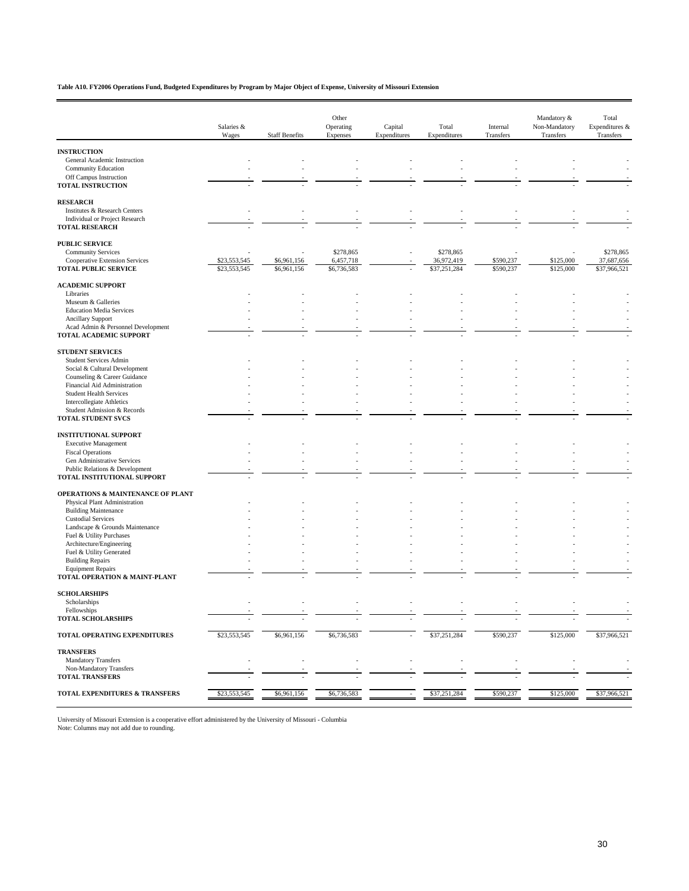**Table A10. FY2006 Operations Fund, Budgeted Expenditures by Program by Major Object of Expense, University of Missouri Extension**

| | Salaries & Wages | Staff Benefits | Other Operating Expenses | Capital Expenditures | Total Expenditures | Internal Transfers | Mandatory & Non-Mandatory Transfers | Total Expenditures & Transfers |
|---|---|---|---|---|---|---|---|---|
| **INSTRUCTION** | | | | | | | | |
| General Academic Instruction | - | - | - | - | - | - | - | - |
| Community Education | - | - | - | - | - | - | - | - |
| Off Campus Instruction | - | - | - | - | - | - | - | - |
| **TOTAL INSTRUCTION** | - | - | - | - | - | - | - | - |
| **RESEARCH** | | | | | | | | |
| Institutes & Research Centers | - | - | - | - | - | - | - | - |
| Individual or Project Research | - | - | - | - | - | - | - | - |
| **TOTAL RESEARCH** | - | - | - | - | - | - | - | - |
| **PUBLIC SERVICE** | | | | | | | | |
| Community Services | - | - | $278,865 | - | $278,865 | - | - | $278,865 |
| Cooperative Extension Services | $23,553,545 | $6,961,156 | 6,457,718 | - | 36,972,419 | $590,237 | $125,000 | 37,687,656 |
| **TOTAL PUBLIC SERVICE** | $23,553,545 | $6,961,156 | $6,736,583 | - | $37,251,284 | $590,237 | $125,000 | $37,966,521 |
| **ACADEMIC SUPPORT** | | | | | | | | |
| Libraries | - | - | - | - | - | - | - | - |
| Museum & Galleries | - | - | - | - | - | - | - | - |
| Education Media Services | - | - | - | - | - | - | - | - |
| Ancillary Support | - | - | - | - | - | - | - | - |
| Acad Admin & Personnel Development | - | - | - | - | - | - | - | - |
| **TOTAL ACADEMIC SUPPORT** | - | - | - | - | - | - | - | - |
| **STUDENT SERVICES** | | | | | | | | |
| Student Services Admin | - | - | - | - | - | - | - | - |
| Social & Cultural Development | - | - | - | - | - | - | - | - |
| Counseling & Career Guidance | - | - | - | - | - | - | - | - |
| Financial Aid Administration | - | - | - | - | - | - | - | - |
| Student Health Services | - | - | - | - | - | - | - | - |
| Intercollegiate Athletics | - | - | - | - | - | - | - | - |
| Student Admission & Records | - | - | - | - | - | - | - | - |
| **TOTAL STUDENT SVCS** | - | - | - | - | - | - | - | - |
| **INSTITUTIONAL SUPPORT** | | | | | | | | |
| Executive Management | - | - | - | - | - | - | - | - |
| Fiscal Operations | - | - | - | - | - | - | - | - |
| Gen Administrative Services | - | - | - | - | - | - | - | - |
| Public Relations & Development | - | - | - | - | - | - | - | - |
| **TOTAL INSTITUTIONAL SUPPORT** | - | - | - | - | - | - | - | - |
| **OPERATIONS & MAINTENANCE OF PLANT** | | | | | | | | |
| Physical Plant Administration | - | - | - | - | - | - | - | - |
| Building Maintenance | - | - | - | - | - | - | - | - |
| Custodial Services | - | - | - | - | - | - | - | - |
| Landscape & Grounds Maintenance | - | - | - | - | - | - | - | - |
| Fuel & Utility Purchases | - | - | - | - | - | - | - | - |
| Architecture/Engineering | - | - | - | - | - | - | - | - |
| Fuel & Utility Generated | - | - | - | - | - | - | - | - |
| Building Repairs | - | - | - | - | - | - | - | - |
| Equipment Repairs | - | - | - | - | - | - | - | - |
| **TOTAL OPERATION & MAINT-PLANT** | - | - | - | - | - | - | - | - |
| **SCHOLARSHIPS** | | | | | | | | |
| Scholarships | - | - | - | - | - | - | - | - |
| Fellowships | - | - | - | - | - | - | - | - |
| **TOTAL SCHOLARSHIPS** | - | - | - | - | - | - | - | - |
| **TOTAL OPERATING EXPENDITURES** | $23,553,545 | $6,961,156 | $6,736,583 | - | $37,251,284 | $590,237 | $125,000 | $37,966,521 |
| **TRANSFERS** | | | | | | | | |
| Mandatory Transfers | - | - | - | - | - | - | - | - |
| Non-Mandatory Transfers | - | - | - | - | - | - | - | - |
| **TOTAL TRANSFERS** | - | - | - | - | - | - | - | - |
| **TOTAL EXPENDITURES & TRANSFERS** | $23,553,545 | $6,961,156 | $6,736,583 | - | $37,251,284 | $590,237 | $125,000 | $37,966,521 |

University of Missouri Extension is a cooperative effort administered by the University of Missouri - Columbia
Note: Columns may not add due to rounding.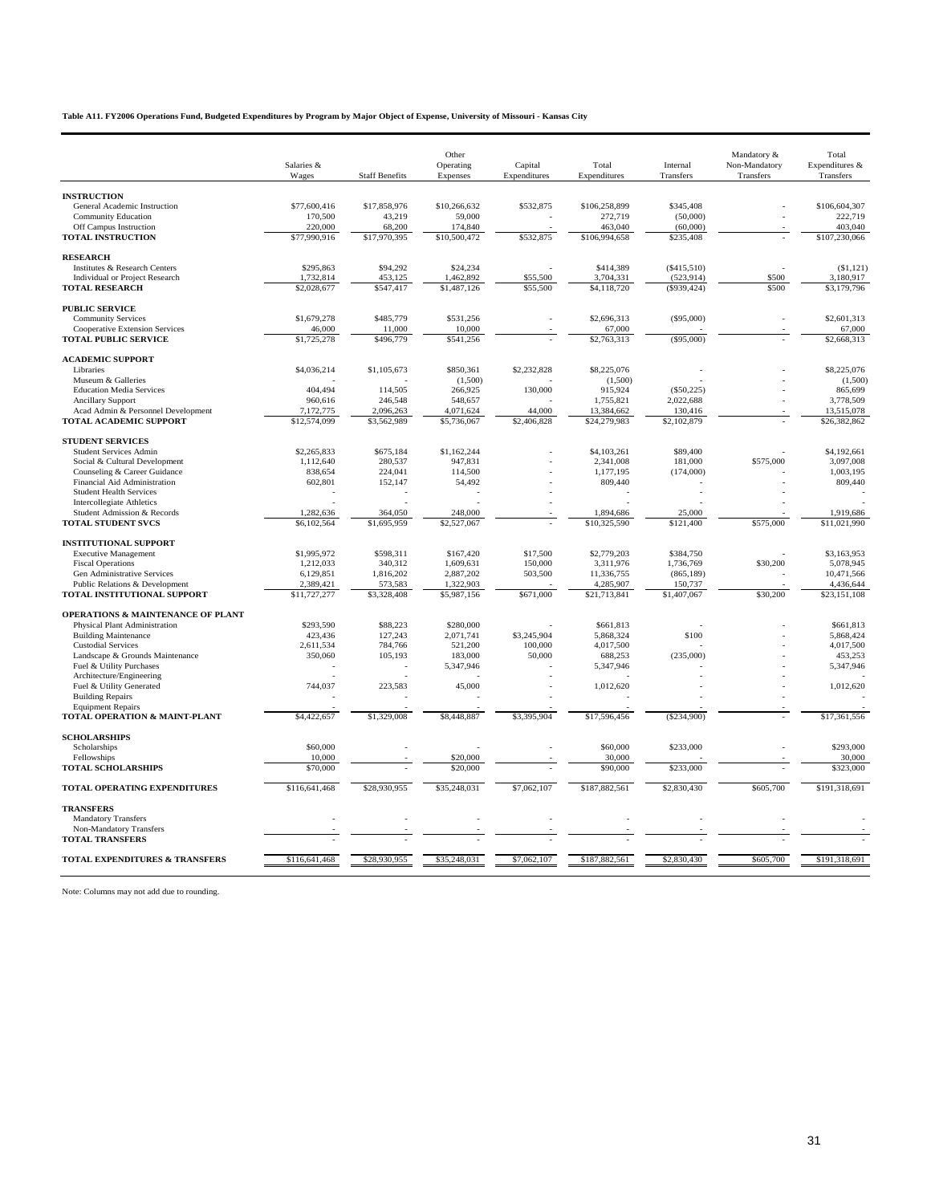**Table A11. FY2006 Operations Fund, Budgeted Expenditures by Program by Major Object of Expense, University of Missouri - Kansas City**

| | Salaries & Wages | Staff Benefits | Other Operating Expenses | Capital Expenditures | Total Expenditures | Internal Transfers | Mandatory & Non-Mandatory Transfers | Total Expenditures & Transfers |
|---|---|---|---|---|---|---|---|---|
| **INSTRUCTION** | | | | | | | | |
| General Academic Instruction | $77,600,416 | $17,858,976 | $10,266,632 | $532,875 | $106,258,899 | $345,408 | - | $106,604,307 |
| Community Education | 170,500 | 43,219 | 59,000 | - | 272,719 | (50,000) | - | 222,719 |
| Off Campus Instruction | 220,000 | 68,200 | 174,840 | - | 463,040 | (60,000) | - | 403,040 |
| **TOTAL INSTRUCTION** | $77,990,916 | $17,970,395 | $10,500,472 | $532,875 | $106,994,658 | $235,408 | - | $107,230,066 |
| **RESEARCH** | | | | | | | | |
| Institutes & Research Centers | $295,863 | $94,292 | $24,234 | - | $414,389 | ($415,510) | - | ($1,121) |
| Individual or Project Research | 1,732,814 | 453,125 | 1,462,892 | $55,500 | 3,704,331 | (523,914) | $500 | 3,180,917 |
| **TOTAL RESEARCH** | $2,028,677 | $547,417 | $1,487,126 | $55,500 | $4,118,720 | ($939,424) | $500 | $3,179,796 |
| **PUBLIC SERVICE** | | | | | | | | |
| Community Services | $1,679,278 | $485,779 | $531,256 | - | $2,696,313 | ($95,000) | - | $2,601,313 |
| Cooperative Extension Services | 46,000 | 11,000 | 10,000 | - | 67,000 | - | - | 67,000 |
| **TOTAL PUBLIC SERVICE** | $1,725,278 | $496,779 | $541,256 | - | $2,763,313 | ($95,000) | - | $2,668,313 |
| **ACADEMIC SUPPORT** | | | | | | | | |
| Libraries | $4,036,214 | $1,105,673 | $850,361 | $2,232,828 | $8,225,076 | - | - | $8,225,076 |
| Museum & Galleries | - | - | (1,500) | - | (1,500) | - | - | (1,500) |
| Education Media Services | 404,494 | 114,505 | 266,925 | 130,000 | 915,924 | ($50,225) | - | 865,699 |
| Ancillary Support | 960,616 | 246,548 | 548,657 | - | 1,755,821 | 2,022,688 | - | 3,778,509 |
| Acad Admin & Personnel Development | 7,172,775 | 2,096,263 | 4,071,624 | 44,000 | 13,384,662 | 130,416 | - | 13,515,078 |
| **TOTAL ACADEMIC SUPPORT** | $12,574,099 | $3,562,989 | $5,736,067 | $2,406,828 | $24,279,983 | $2,102,879 | - | $26,382,862 |
| **STUDENT SERVICES** | | | | | | | | |
| Student Services Admin | $2,265,833 | $675,184 | $1,162,244 | - | $4,103,261 | $89,400 | - | $4,192,661 |
| Social & Cultural Development | 1,112,640 | 280,537 | 947,831 | - | 2,341,008 | 181,000 | $575,000 | 3,097,008 |
| Counseling & Career Guidance | 838,654 | 224,041 | 114,500 | - | 1,177,195 | (174,000) | - | 1,003,195 |
| Financial Aid Administration | 602,801 | 152,147 | 54,492 | - | 809,440 | - | - | 809,440 |
| Student Health Services | - | - | - | - | - | - | - | - |
| Intercollegiate Athletics | - | - | - | - | - | - | - | - |
| Student Admission & Records | 1,282,636 | 364,050 | 248,000 | - | 1,894,686 | 25,000 | - | 1,919,686 |
| **TOTAL STUDENT SVCS** | $6,102,564 | $1,695,959 | $2,527,067 | - | $10,325,590 | $121,400 | $575,000 | $11,021,990 |
| **INSTITUTIONAL SUPPORT** | | | | | | | | |
| Executive Management | $1,995,972 | $598,311 | $167,420 | $17,500 | $2,779,203 | $384,750 | - | $3,163,953 |
| Fiscal Operations | 1,212,033 | 340,312 | 1,609,631 | 150,000 | 3,311,976 | 1,736,769 | $30,200 | 5,078,945 |
| Gen Administrative Services | 6,129,851 | 1,816,202 | 2,887,202 | 503,500 | 11,336,755 | (865,189) | - | 10,471,566 |
| Public Relations & Development | 2,389,421 | 573,583 | 1,322,903 | - | 4,285,907 | 150,737 | - | 4,436,644 |
| **TOTAL INSTITUTIONAL SUPPORT** | $11,727,277 | $3,328,408 | $5,987,156 | $671,000 | $21,713,841 | $1,407,067 | $30,200 | $23,151,108 |
| **OPERATIONS & MAINTENANCE OF PLANT** | | | | | | | | |
| Physical Plant Administration | $293,590 | $88,223 | $280,000 | - | $661,813 | - | - | $661,813 |
| Building Maintenance | 423,436 | 127,243 | 2,071,741 | $3,245,904 | 5,868,324 | $100 | - | 5,868,424 |
| Custodial Services | 2,611,534 | 784,766 | 521,200 | 100,000 | 4,017,500 | - | - | 4,017,500 |
| Landscape & Grounds Maintenance | 350,060 | 105,193 | 183,000 | 50,000 | 688,253 | (235,000) | - | 453,253 |
| Fuel & Utility Purchases | - | - | 5,347,946 | - | 5,347,946 | - | - | 5,347,946 |
| Architecture/Engineering | - | - | - | - | - | - | - | - |
| Fuel & Utility Generated | 744,037 | 223,583 | 45,000 | - | 1,012,620 | - | - | 1,012,620 |
| Building Repairs | - | - | - | - | - | - | - | - |
| Equipment Repairs | - | - | - | - | - | - | - | - |
| **TOTAL OPERATION & MAINT-PLANT** | $4,422,657 | $1,329,008 | $8,448,887 | $3,395,904 | $17,596,456 | ($234,900) | - | $17,361,556 |
| **SCHOLARSHIPS** | | | | | | | | |
| Scholarships | $60,000 | - | - | - | $60,000 | $233,000 | - | $293,000 |
| Fellowships | 10,000 | - | $20,000 | - | 30,000 | - | - | 30,000 |
| **TOTAL SCHOLARSHIPS** | $70,000 | - | $20,000 | - | $90,000 | $233,000 | - | $323,000 |
| **TOTAL OPERATING EXPENDITURES** | $116,641,468 | $28,930,955 | $35,248,031 | $7,062,107 | $187,882,561 | $2,830,430 | $605,700 | $191,318,691 |
| **TRANSFERS** | | | | | | | | |
| Mandatory Transfers | - | - | - | - | - | - | - | - |
| Non-Mandatory Transfers | - | - | - | - | - | - | - | - |
| **TOTAL TRANSFERS** | - | - | - | - | - | - | - | - |
| **TOTAL EXPENDITURES & TRANSFERS** | $116,641,468 | $28,930,955 | $35,248,031 | $7,062,107 | $187,882,561 | $2,830,430 | $605,700 | $191,318,691 |

Note: Columns may not add due to rounding.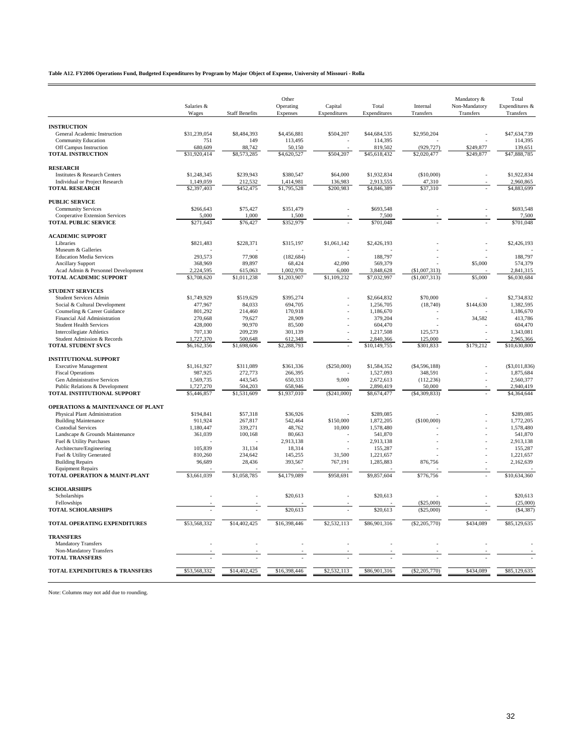**Table A12. FY2006 Operations Fund, Budgeted Expenditures by Program by Major Object of Expense, University of Missouri - Rolla**

| | Salaries & Wages | Staff Benefits | Other Operating Expenses | Capital Expenditures | Total Expenditures | Internal Transfers | Mandatory & Non-Mandatory Transfers | Total Expenditures & Transfers |
|---|---|---|---|---|---|---|---|---|
| **INSTRUCTION** | | | | | | | | |
| General Academic Instruction | $31,239,054 | $8,484,393 | $4,456,881 | $504,207 | $44,684,535 | $2,950,204 | - | $47,634,739 |
| Community Education | 751 | 149 | 113,495 | - | 114,395 | - | - | 114,395 |
| Off Campus Instruction | 680,609 | 88,742 | 50,150 | - | 819,502 | (929,727) | $249,877 | 139,651 |
| **TOTAL INSTRUCTION** | $31,920,414 | $8,573,285 | $4,620,527 | $504,207 | $45,618,432 | $2,020,477 | $249,877 | $47,888,785 |
| **RESEARCH** | | | | | | | | |
| Institutes & Research Centers | $1,248,345 | $239,943 | $380,547 | $64,000 | $1,932,834 | ($10,000) | - | $1,922,834 |
| Individual or Project Research | 1,149,059 | 212,532 | 1,414,981 | 136,983 | 2,913,555 | 47,310 | - | 2,960,865 |
| **TOTAL RESEARCH** | $2,397,403 | $452,475 | $1,795,528 | $200,983 | $4,846,389 | $37,310 | - | $4,883,699 |
| **PUBLIC SERVICE** | | | | | | | | |
| Community Services | $266,643 | $75,427 | $351,479 | - | $693,548 | - | - | $693,548 |
| Cooperative Extension Services | 5,000 | 1,000 | 1,500 | - | 7,500 | - | - | 7,500 |
| **TOTAL PUBLIC SERVICE** | $271,643 | $76,427 | $352,979 | - | $701,048 | - | - | $701,048 |
| **ACADEMIC SUPPORT** | | | | | | | | |
| Libraries | $821,483 | $228,371 | $315,197 | $1,061,142 | $2,426,193 | - | - | $2,426,193 |
| Museum & Galleries | - | - | - | - | - | - | - | - |
| Education Media Services | 293,573 | 77,908 | (182,684) | - | 188,797 | - | - | 188,797 |
| Ancillary Support | 368,969 | 89,897 | 68,424 | 42,090 | 569,379 | - | $5,000 | 574,379 |
| Acad Admin & Personnel Development | 2,224,595 | 615,063 | 1,002,970 | 6,000 | 3,848,628 | ($1,007,313) | - | 2,841,315 |
| **TOTAL ACADEMIC SUPPORT** | $3,708,620 | $1,011,238 | $1,203,907 | $1,109,232 | $7,032,997 | ($1,007,313) | $5,000 | $6,030,684 |
| **STUDENT SERVICES** | | | | | | | | |
| Student Services Admin | $1,749,929 | $519,629 | $395,274 | - | $2,664,832 | $70,000 | - | $2,734,832 |
| Social & Cultural Development | 477,967 | 84,033 | 694,705 | - | 1,256,705 | (18,740) | $144,630 | 1,382,595 |
| Counseling & Career Guidance | 801,292 | 214,460 | 170,918 | - | 1,186,670 | - | - | 1,186,670 |
| Financial Aid Administration | 270,668 | 79,627 | 28,909 | - | 379,204 | - | 34,582 | 413,786 |
| Student Health Services | 428,000 | 90,970 | 85,500 | - | 604,470 | - | - | 604,470 |
| Intercollegiate Athletics | 707,130 | 209,239 | 301,139 | - | 1,217,508 | 125,573 | - | 1,343,081 |
| Student Admission & Records | 1,727,370 | 500,648 | 612,348 | - | 2,840,366 | 125,000 | - | 2,965,366 |
| **TOTAL STUDENT SVCS** | $6,162,356 | $1,698,606 | $2,288,793 | - | $10,149,755 | $301,833 | $179,212 | $10,630,800 |
| **INSTITUTIONAL SUPPORT** | | | | | | | | |
| Executive Management | $1,161,927 | $311,089 | $361,336 | ($250,000) | $1,584,352 | ($4,596,188) | - | ($3,011,836) |
| Fiscal Operations | 987,925 | 272,773 | 266,395 | - | 1,527,093 | 348,591 | - | 1,875,684 |
| Gen Administrative Services | 1,569,735 | 443,545 | 650,333 | 9,000 | 2,672,613 | (112,236) | - | 2,560,377 |
| Public Relations & Development | 1,727,270 | 504,203 | 658,946 | - | 2,890,419 | 50,000 | - | 2,940,419 |
| **TOTAL INSTITUTIONAL SUPPORT** | $5,446,857 | $1,531,609 | $1,937,010 | ($241,000) | $8,674,477 | ($4,309,833) | - | $4,364,644 |
| **OPERATIONS & MAINTENANCE OF PLANT** | | | | | | | | |
| Physical Plant Administration | $194,841 | $57,318 | $36,926 | - | $289,085 | - | - | $289,085 |
| Building Maintenance | 911,924 | 267,817 | 542,464 | $150,000 | 1,872,205 | ($100,000) | - | 1,772,205 |
| Custodial Services | 1,180,447 | 339,271 | 48,762 | 10,000 | 1,578,480 | - | - | 1,578,480 |
| Landscape & Grounds Maintenance | 361,039 | 100,168 | 80,663 | - | 541,870 | - | - | 541,870 |
| Fuel & Utility Purchases | - | - | 2,913,138 | - | 2,913,138 | - | - | 2,913,138 |
| Architecture/Engineering | 105,839 | 31,134 | 18,314 | - | 155,287 | - | - | 155,287 |
| Fuel & Utility Generated | 810,260 | 234,642 | 145,255 | 31,500 | 1,221,657 | - | - | 1,221,657 |
| Building Repairs | 96,689 | 28,436 | 393,567 | 767,191 | 1,285,883 | 876,756 | - | 2,162,639 |
| Equipment Repairs | - | - | - | - | - | - | - | - |
| **TOTAL OPERATION & MAINT-PLANT** | $3,661,039 | $1,058,785 | $4,179,089 | $958,691 | $9,857,604 | $776,756 | - | $10,634,360 |
| **SCHOLARSHIPS** | | | | | | | | |
| Scholarships | - | - | $20,613 | - | $20,613 | - | - | $20,613 |
| Fellowships | - | - | - | - | - | ($25,000) | - | (25,000) |
| **TOTAL SCHOLARSHIPS** | - | - | $20,613 | - | $20,613 | ($25,000) | - | ($4,387) |
| **TOTAL OPERATING EXPENDITURES** | $53,568,332 | $14,402,425 | $16,398,446 | $2,532,113 | $86,901,316 | ($2,205,770) | $434,089 | $85,129,635 |
| **TRANSFERS** | | | | | | | | |
| Mandatory Transfers | - | - | - | - | - | - | - | - |
| Non-Mandatory Transfers | - | - | - | - | - | - | - | - |
| **TOTAL TRANSFERS** | - | - | - | - | - | - | - | - |
| **TOTAL EXPENDITURES & TRANSFERS** | $53,568,332 | $14,402,425 | $16,398,446 | $2,532,113 | $86,901,316 | ($2,205,770) | $434,089 | $85,129,635 |

Note: Columns may not add due to rounding.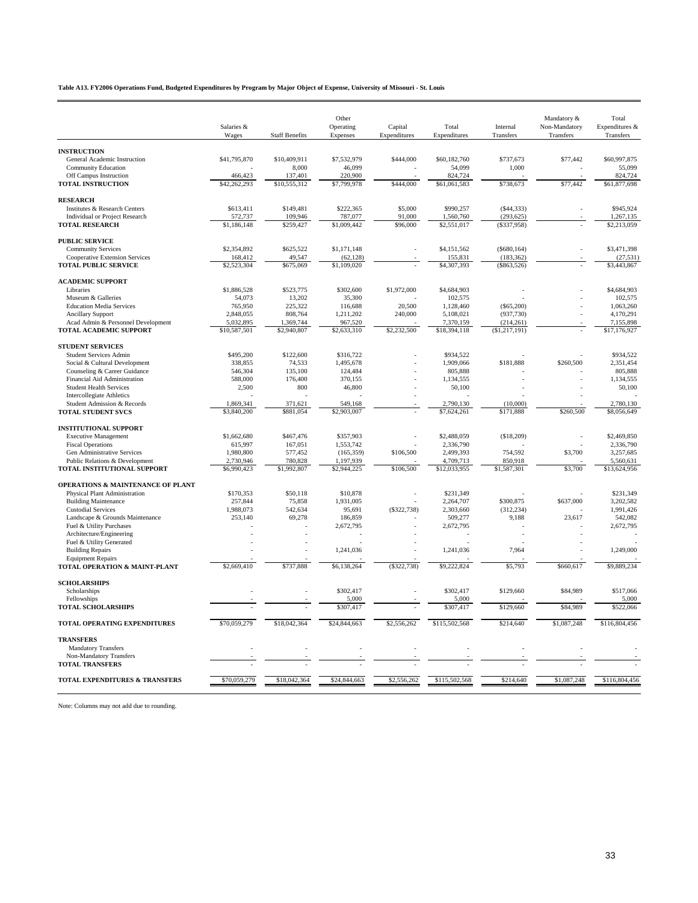**Table A13. FY2006 Operations Fund, Budgeted Expenditures by Program by Major Object of Expense, University of Missouri - St. Louis**

| | Salaries & Wages | Staff Benefits | Other Operating Expenses | Capital Expenditures | Total Expenditures | Internal Transfers | Mandatory & Non-Mandatory Transfers | Total Expenditures & Transfers |
|---|---|---|---|---|---|---|---|---|
| **INSTRUCTION** | | | | | | | | |
| General Academic Instruction | $41,795,870 | $10,409,911 | $7,532,979 | $444,000 | $60,182,760 | $737,673 | $77,442 | $60,997,875 |
| Community Education | - | 8,000 | 46,099 | - | 54,099 | 1,000 | - | 55,099 |
| Off Campus Instruction | 466,423 | 137,401 | 220,900 | - | 824,724 | - | - | 824,724 |
| **TOTAL INSTRUCTION** | $42,262,293 | $10,555,312 | $7,799,978 | $444,000 | $61,061,583 | $738,673 | $77,442 | $61,877,698 |
| **RESEARCH** | | | | | | | | |
| Institutes & Research Centers | $613,411 | $149,481 | $222,365 | $5,000 | $990,257 | ($44,333) | - | $945,924 |
| Individual or Project Research | 572,737 | 109,946 | 787,077 | 91,000 | 1,560,760 | (293,625) | - | 1,267,135 |
| **TOTAL RESEARCH** | $1,186,148 | $259,427 | $1,009,442 | $96,000 | $2,551,017 | ($337,958) | - | $2,213,059 |
| **PUBLIC SERVICE** | | | | | | | | |
| Community Services | $2,354,892 | $625,522 | $1,171,148 | - | $4,151,562 | ($680,164) | - | $3,471,398 |
| Cooperative Extension Services | 168,412 | 49,547 | (62,128) | - | 155,831 | (183,362) | - | (27,531) |
| **TOTAL PUBLIC SERVICE** | $2,523,304 | $675,069 | $1,109,020 | - | $4,307,393 | ($863,526) | - | $3,443,867 |
| **ACADEMIC SUPPORT** | | | | | | | | |
| Libraries | $1,886,528 | $523,775 | $302,600 | $1,972,000 | $4,684,903 | - | - | $4,684,903 |
| Museum & Galleries | 54,073 | 13,202 | 35,300 | - | 102,575 | - | - | 102,575 |
| Education Media Services | 765,950 | 225,322 | 116,688 | 20,500 | 1,128,460 | ($65,200) | - | 1,063,260 |
| Ancillary Support | 2,848,055 | 808,764 | 1,211,202 | 240,000 | 5,108,021 | (937,730) | - | 4,170,291 |
| Acad Admin & Personnel Development | 5,032,895 | 1,369,744 | 967,520 | - | 7,370,159 | (214,261) | - | 7,155,898 |
| **TOTAL ACADEMIC SUPPORT** | $10,587,501 | $2,940,807 | $2,633,310 | $2,232,500 | $18,394,118 | ($1,217,191) | - | $17,176,927 |
| **STUDENT SERVICES** | | | | | | | | |
| Student Services Admin | $495,200 | $122,600 | $316,722 | - | $934,522 | - | - | $934,522 |
| Social & Cultural Development | 338,855 | 74,533 | 1,495,678 | - | 1,909,066 | $181,888 | $260,500 | 2,351,454 |
| Counseling & Career Guidance | 546,304 | 135,100 | 124,484 | - | 805,888 | - | - | 805,888 |
| Financial Aid Administration | 588,000 | 176,400 | 370,155 | - | 1,134,555 | - | - | 1,134,555 |
| Student Health Services | 2,500 | 800 | 46,800 | - | 50,100 | - | - | 50,100 |
| Intercollegiate Athletics | - | - | - | - | - | - | - | - |
| Student Admission & Records | 1,869,341 | 371,621 | 549,168 | - | 2,790,130 | (10,000) | - | 2,780,130 |
| **TOTAL STUDENT SVCS** | $3,840,200 | $881,054 | $2,903,007 | - | $7,624,261 | $171,888 | $260,500 | $8,056,649 |
| **INSTITUTIONAL SUPPORT** | | | | | | | | |
| Executive Management | $1,662,680 | $467,476 | $357,903 | - | $2,488,059 | ($18,209) | - | $2,469,850 |
| Fiscal Operations | 615,997 | 167,051 | 1,553,742 | - | 2,336,790 | - | - | 2,336,790 |
| Gen Administrative Services | 1,980,800 | 577,452 | (165,359) | $106,500 | 2,499,393 | 754,592 | $3,700 | 3,257,685 |
| Public Relations & Development | 2,730,946 | 780,828 | 1,197,939 | - | 4,709,713 | 850,918 | - | 5,560,631 |
| **TOTAL INSTITUTIONAL SUPPORT** | $6,990,423 | $1,992,807 | $2,944,225 | $106,500 | $12,033,955 | $1,587,301 | $3,700 | $13,624,956 |
| **OPERATIONS & MAINTENANCE OF PLANT** | | | | | | | | |
| Physical Plant Administration | $170,353 | $50,118 | $10,878 | - | $231,349 | - | - | $231,349 |
| Building Maintenance | 257,844 | 75,858 | 1,931,005 | - | 2,264,707 | $300,875 | $637,000 | 3,202,582 |
| Custodial Services | 1,988,073 | 542,634 | 95,691 | ($322,738) | 2,303,660 | (312,234) | - | 1,991,426 |
| Landscape & Grounds Maintenance | 253,140 | 69,278 | 186,859 | - | 509,277 | 9,188 | 23,617 | 542,082 |
| Fuel & Utility Purchases | - | - | 2,672,795 | - | 2,672,795 | - | - | 2,672,795 |
| Architecture/Engineering | - | - | - | - | - | - | - | - |
| Fuel & Utility Generated | - | - | - | - | - | - | - | - |
| Building Repairs | - | - | 1,241,036 | - | 1,241,036 | 7,964 | - | 1,249,000 |
| Equipment Repairs | - | - | - | - | - | - | - | - |
| **TOTAL OPERATION & MAINT-PLANT** | $2,669,410 | $737,888 | $6,138,264 | ($322,738) | $9,222,824 | $5,793 | $660,617 | $9,889,234 |
| **SCHOLARSHIPS** | | | | | | | | |
| Scholarships | - | - | $302,417 | - | $302,417 | $129,660 | $84,989 | $517,066 |
| Fellowships | - | - | 5,000 | - | 5,000 | - | - | 5,000 |
| **TOTAL SCHOLARSHIPS** | - | - | $307,417 | - | $307,417 | $129,660 | $84,989 | $522,066 |
| **TOTAL OPERATING EXPENDITURES** | $70,059,279 | $18,042,364 | $24,844,663 | $2,556,262 | $115,502,568 | $214,640 | $1,087,248 | $116,804,456 |
| **TRANSFERS** | | | | | | | | |
| Mandatory Transfers | - | - | - | - | - | - | - | - |
| Non-Mandatory Transfers | - | - | - | - | - | - | - | - |
| **TOTAL TRANSFERS** | - | - | - | - | - | - | - | - |
| **TOTAL EXPENDITURES & TRANSFERS** | $70,059,279 | $18,042,364 | $24,844,663 | $2,556,262 | $115,502,568 | $214,640 | $1,087,248 | $116,804,456 |

Note: Columns may not add due to rounding.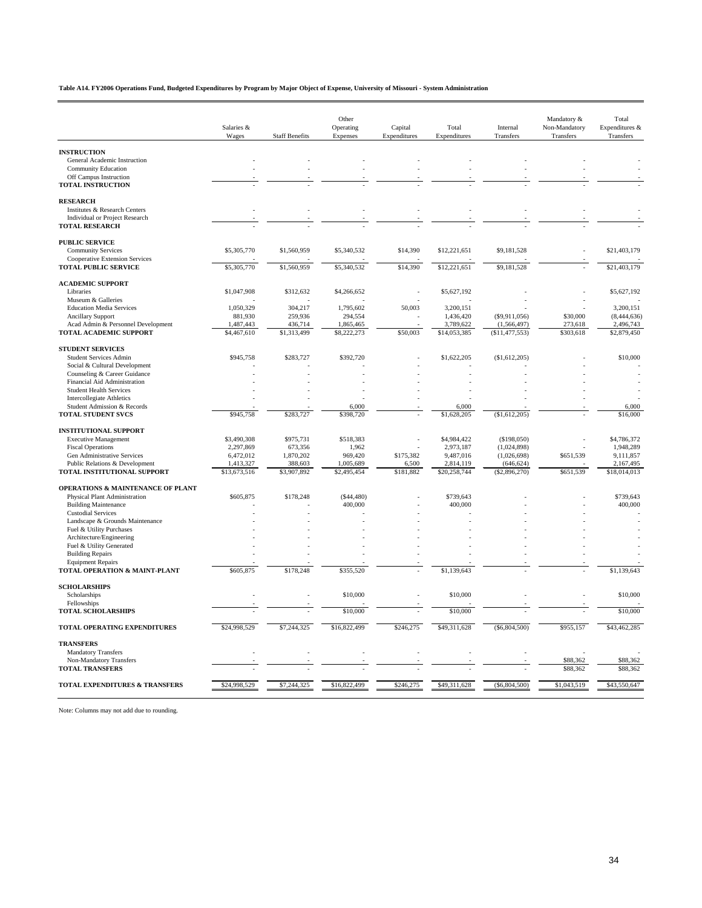**Table A14. FY2006 Operations Fund, Budgeted Expenditures by Program by Major Object of Expense, University of Missouri - System Administration**

| | Salaries & Wages | Staff Benefits | Other Operating Expenses | Capital Expenditures | Total Expenditures | Internal Transfers | Mandatory & Non-Mandatory Transfers | Total Expenditures & Transfers |
|---|---|---|---|---|---|---|---|---|
| **INSTRUCTION** | | | | | | | | |
| General Academic Instruction | - | - | - | - | - | - | - | - |
| Community Education | - | - | - | - | - | - | - | - |
| Off Campus Instruction | - | - | - | - | - | - | - | - |
| **TOTAL INSTRUCTION** | - | - | - | - | - | - | - | - |
| **RESEARCH** | | | | | | | | |
| Institutes & Research Centers | - | - | - | - | - | - | - | - |
| Individual or Project Research | - | - | - | - | - | - | - | - |
| **TOTAL RESEARCH** | - | - | - | - | - | - | - | - |
| **PUBLIC SERVICE** | | | | | | | | |
| Community Services | $5,305,770 | $1,560,959 | $5,340,532 | $14,390 | $12,221,651 | $9,181,528 | - | $21,403,179 |
| Cooperative Extension Services | - | - | - | - | - | - | - | - |
| **TOTAL PUBLIC SERVICE** | $5,305,770 | $1,560,959 | $5,340,532 | $14,390 | $12,221,651 | $9,181,528 | - | $21,403,179 |
| **ACADEMIC SUPPORT** | | | | | | | | |
| Libraries | $1,047,908 | $312,632 | $4,266,652 | - | $5,627,192 | - | - | $5,627,192 |
| Museum & Galleries | - | - | - | - | - | - | - | - |
| Education Media Services | 1,050,329 | 304,217 | 1,795,602 | 50,003 | 3,200,151 | - | - | 3,200,151 |
| Ancillary Support | 881,930 | 259,936 | 294,554 | - | 1,436,420 | ($9,911,056) | $30,000 | (8,444,636) |
| Acad Admin & Personnel Development | 1,487,443 | 436,714 | 1,865,465 | - | 3,789,622 | (1,566,497) | 273,618 | 2,496,743 |
| **TOTAL ACADEMIC SUPPORT** | $4,467,610 | $1,313,499 | $8,222,273 | $50,003 | $14,053,385 | ($11,477,553) | $303,618 | $2,879,450 |
| **STUDENT SERVICES** | | | | | | | | |
| Student Services Admin | $945,758 | $283,727 | $392,720 | - | $1,622,205 | ($1,612,205) | - | $10,000 |
| Social & Cultural Development | - | - | - | - | - | - | - | - |
| Counseling & Career Guidance | - | - | - | - | - | - | - | - |
| Financial Aid Administration | - | - | - | - | - | - | - | - |
| Student Health Services | - | - | - | - | - | - | - | - |
| Intercollegiate Athletics | - | - | - | - | - | - | - | - |
| Student Admission & Records | - | - | 6,000 | - | 6,000 | - | - | 6,000 |
| **TOTAL STUDENT SVCS** | $945,758 | $283,727 | $398,720 | - | $1,628,205 | ($1,612,205) | - | $16,000 |
| **INSTITUTIONAL SUPPORT** | | | | | | | | |
| Executive Management | $3,490,308 | $975,731 | $518,383 | - | $4,984,422 | ($198,050) | - | $4,786,372 |
| Fiscal Operations | 2,297,869 | 673,356 | 1,962 | - | 2,973,187 | (1,024,898) | - | 1,948,289 |
| Gen Administrative Services | 6,472,012 | 1,870,202 | 969,420 | $175,382 | 9,487,016 | (1,026,698) | $651,539 | 9,111,857 |
| Public Relations & Development | 1,413,327 | 388,603 | 1,005,689 | 6,500 | 2,814,119 | (646,624) | - | 2,167,495 |
| **TOTAL INSTITUTIONAL SUPPORT** | $13,673,516 | $3,907,892 | $2,495,454 | $181,882 | $20,258,744 | ($2,896,270) | $651,539 | $18,014,013 |
| **OPERATIONS & MAINTENANCE OF PLANT** | | | | | | | | |
| Physical Plant Administration | $605,875 | $178,248 | ($44,480) | - | $739,643 | - | - | $739,643 |
| Building Maintenance | - | - | 400,000 | - | 400,000 | - | - | 400,000 |
| Custodial Services | - | - | - | - | - | - | - | - |
| Landscape & Grounds Maintenance | - | - | - | - | - | - | - | - |
| Fuel & Utility Purchases | - | - | - | - | - | - | - | - |
| Architecture/Engineering | - | - | - | - | - | - | - | - |
| Fuel & Utility Generated | - | - | - | - | - | - | - | - |
| Building Repairs | - | - | - | - | - | - | - | - |
| Equipment Repairs | - | - | - | - | - | - | - | - |
| **TOTAL OPERATION & MAINT-PLANT** | $605,875 | $178,248 | $355,520 | - | $1,139,643 | - | - | $1,139,643 |
| **SCHOLARSHIPS** | | | | | | | | |
| Scholarships | - | - | $10,000 | - | $10,000 | - | - | $10,000 |
| Fellowships | - | - | - | - | - | - | - | - |
| **TOTAL SCHOLARSHIPS** | - | - | $10,000 | - | $10,000 | - | - | $10,000 |
| **TOTAL OPERATING EXPENDITURES** | $24,998,529 | $7,244,325 | $16,822,499 | $246,275 | $49,311,628 | ($6,804,500) | $955,157 | $43,462,285 |
| **TRANSFERS** | | | | | | | | |
| Mandatory Transfers | - | - | - | - | - | - | - | - |
| Non-Mandatory Transfers | - | - | - | - | - | - | $88,362 | $88,362 |
| **TOTAL TRANSFERS** | - | - | - | - | - | - | $88,362 | $88,362 |
| **TOTAL EXPENDITURES & TRANSFERS** | $24,998,529 | $7,244,325 | $16,822,499 | $246,275 | $49,311,628 | ($6,804,500) | $1,043,519 | $43,550,647 |

Note: Columns may not add due to rounding.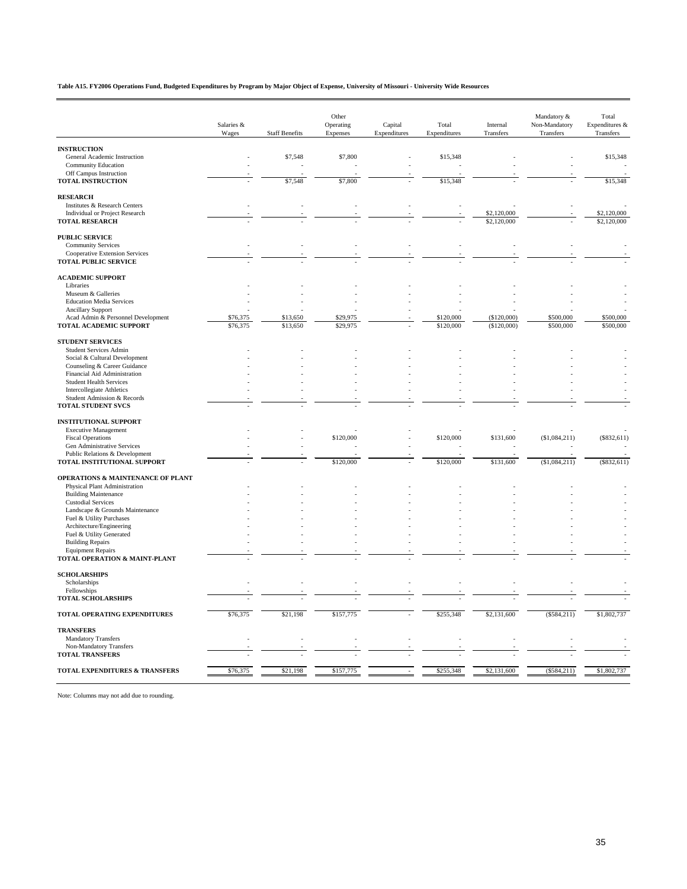**Table A15. FY2006 Operations Fund, Budgeted Expenditures by Program by Major Object of Expense, University of Missouri - University Wide Resources**

| | Salaries & Wages | Staff Benefits | Other Operating Expenses | Capital Expenditures | Total Expenditures | Internal Transfers | Mandatory & Non-Mandatory Transfers | Total Expenditures & Transfers |
|---|---|---|---|---|---|---|---|---|
| **INSTRUCTION** | | | | | | | | |
| General Academic Instruction | - | $7,548 | $7,800 | - | $15,348 | - | - | $15,348 |
| Community Education | - | - | - | - | - | - | - | - |
| Off Campus Instruction | - | - | - | - | - | - | - | - |
| **TOTAL INSTRUCTION** | - | $7,548 | $7,800 | - | $15,348 | - | - | $15,348 |
| **RESEARCH** | | | | | | | | |
| Institutes & Research Centers | - | - | - | - | - | - | - | - |
| Individual or Project Research | - | - | - | - | - | $2,120,000 | - | $2,120,000 |
| **TOTAL RESEARCH** | - | - | - | - | - | $2,120,000 | - | $2,120,000 |
| **PUBLIC SERVICE** | | | | | | | | |
| Community Services | - | - | - | - | - | - | - | - |
| Cooperative Extension Services | - | - | - | - | - | - | - | - |
| **TOTAL PUBLIC SERVICE** | - | - | - | - | - | - | - | - |
| **ACADEMIC SUPPORT** | | | | | | | | |
| Libraries | - | - | - | - | - | - | - | - |
| Museum & Galleries | - | - | - | - | - | - | - | - |
| Education Media Services | - | - | - | - | - | - | - | - |
| Ancillary Support | - | - | - | - | - | - | - | - |
| Acad Admin & Personnel Development | $76,375 | $13,650 | $29,975 | - | $120,000 | ($120,000) | $500,000 | $500,000 |
| **TOTAL ACADEMIC SUPPORT** | $76,375 | $13,650 | $29,975 | - | $120,000 | ($120,000) | $500,000 | $500,000 |
| **STUDENT SERVICES** | | | | | | | | |
| Student Services Admin | - | - | - | - | - | - | - | - |
| Social & Cultural Development | - | - | - | - | - | - | - | - |
| Counseling & Career Guidance | - | - | - | - | - | - | - | - |
| Financial Aid Administration | - | - | - | - | - | - | - | - |
| Student Health Services | - | - | - | - | - | - | - | - |
| Intercollegiate Athletics | - | - | - | - | - | - | - | - |
| Student Admission & Records | - | - | - | - | - | - | - | - |
| **TOTAL STUDENT SVCS** | - | - | - | - | - | - | - | - |
| **INSTITUTIONAL SUPPORT** | | | | | | | | |
| Executive Management | - | - | - | - | - | - | - | - |
| Fiscal Operations | - | - | $120,000 | - | $120,000 | $131,600 | ($1,084,211) | ($832,611) |
| Gen Administrative Services | - | - | - | - | - | - | - | - |
| Public Relations & Development | - | - | - | - | - | - | - | - |
| **TOTAL INSTITUTIONAL SUPPORT** | - | - | $120,000 | - | $120,000 | $131,600 | ($1,084,211) | ($832,611) |
| **OPERATIONS & MAINTENANCE OF PLANT** | | | | | | | | |
| Physical Plant Administration | - | - | - | - | - | - | - | - |
| Building Maintenance | - | - | - | - | - | - | - | - |
| Custodial Services | - | - | - | - | - | - | - | - |
| Landscape & Grounds Maintenance | - | - | - | - | - | - | - | - |
| Fuel & Utility Purchases | - | - | - | - | - | - | - | - |
| Architecture/Engineering | - | - | - | - | - | - | - | - |
| Fuel & Utility Generated | - | - | - | - | - | - | - | - |
| Building Repairs | - | - | - | - | - | - | - | - |
| Equipment Repairs | - | - | - | - | - | - | - | - |
| **TOTAL OPERATION & MAINT-PLANT** | - | - | - | - | - | - | - | - |
| **SCHOLARSHIPS** | | | | | | | | |
| Scholarships | - | - | - | - | - | - | - | - |
| Fellowships | - | - | - | - | - | - | - | - |
| **TOTAL SCHOLARSHIPS** | - | - | - | - | - | - | - | - |
| **TOTAL OPERATING EXPENDITURES** | $76,375 | $21,198 | $157,775 | - | $255,348 | $2,131,600 | ($584,211) | $1,802,737 |
| **TRANSFERS** | | | | | | | | |
| Mandatory Transfers | - | - | - | - | - | - | - | - |
| Non-Mandatory Transfers | - | - | - | - | - | - | - | - |
| **TOTAL TRANSFERS** | - | - | - | - | - | - | - | - |
| **TOTAL EXPENDITURES & TRANSFERS** | $76,375 | $21,198 | $157,775 | - | $255,348 | $2,131,600 | ($584,211) | $1,802,737 |

Note: Columns may not add due to rounding.